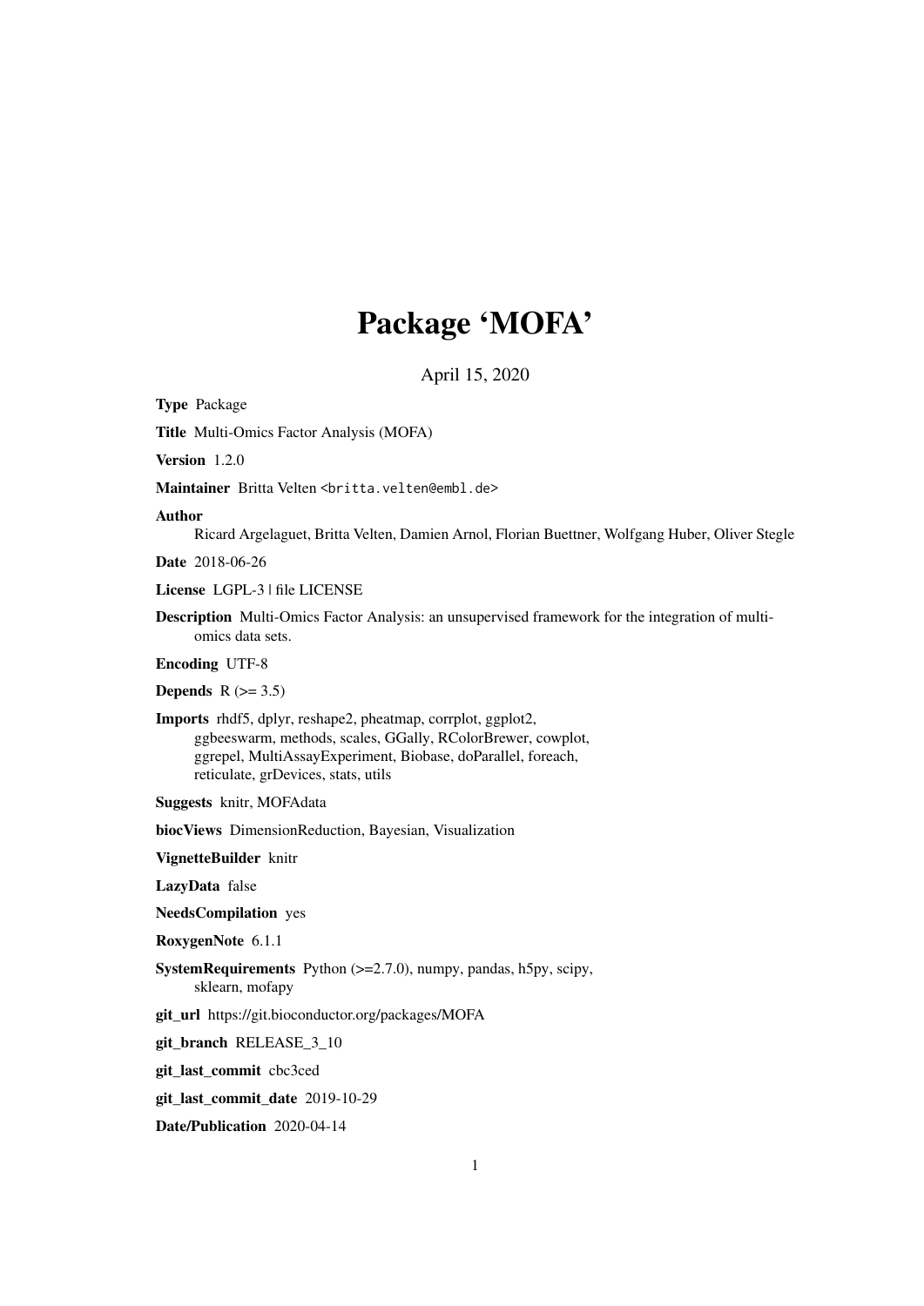# Package 'MOFA'

April 15, 2020

**Type** Package

**Title** Multi-Omics Factor Analysis (MOFA)

**Version** 1.2.0

**Maintainer** Britta Velten <britta.velten@embl.de>

**Author**
Ricard Argelaguet, Britta Velten, Damien Arnol, Florian Buettner, Wolfgang Huber, Oliver Stegle

**Date** 2018-06-26

**License** LGPL-3 | file LICENSE

**Description** Multi-Omics Factor Analysis: an unsupervised framework for the integration of multi-omics data sets.

**Encoding** UTF-8

**Depends** R (>= 3.5)

**Imports** rhdf5, dplyr, reshape2, pheatmap, corrplot, ggplot2, ggbeeswarm, methods, scales, GGally, RColorBrewer, cowplot, ggrepel, MultiAssayExperiment, Biobase, doParallel, foreach, reticulate, grDevices, stats, utils

**Suggests** knitr, MOFAdata

**biocViews** DimensionReduction, Bayesian, Visualization

**VignetteBuilder** knitr

**LazyData** false

**NeedsCompilation** yes

**RoxygenNote** 6.1.1

**SystemRequirements** Python (>=2.7.0), numpy, pandas, h5py, scipy, sklearn, mofapy

**git_url** https://git.bioconductor.org/packages/MOFA

**git_branch** RELEASE_3_10

**git_last_commit** cbc3ced

**git_last_commit_date** 2019-10-29

**Date/Publication** 2020-04-14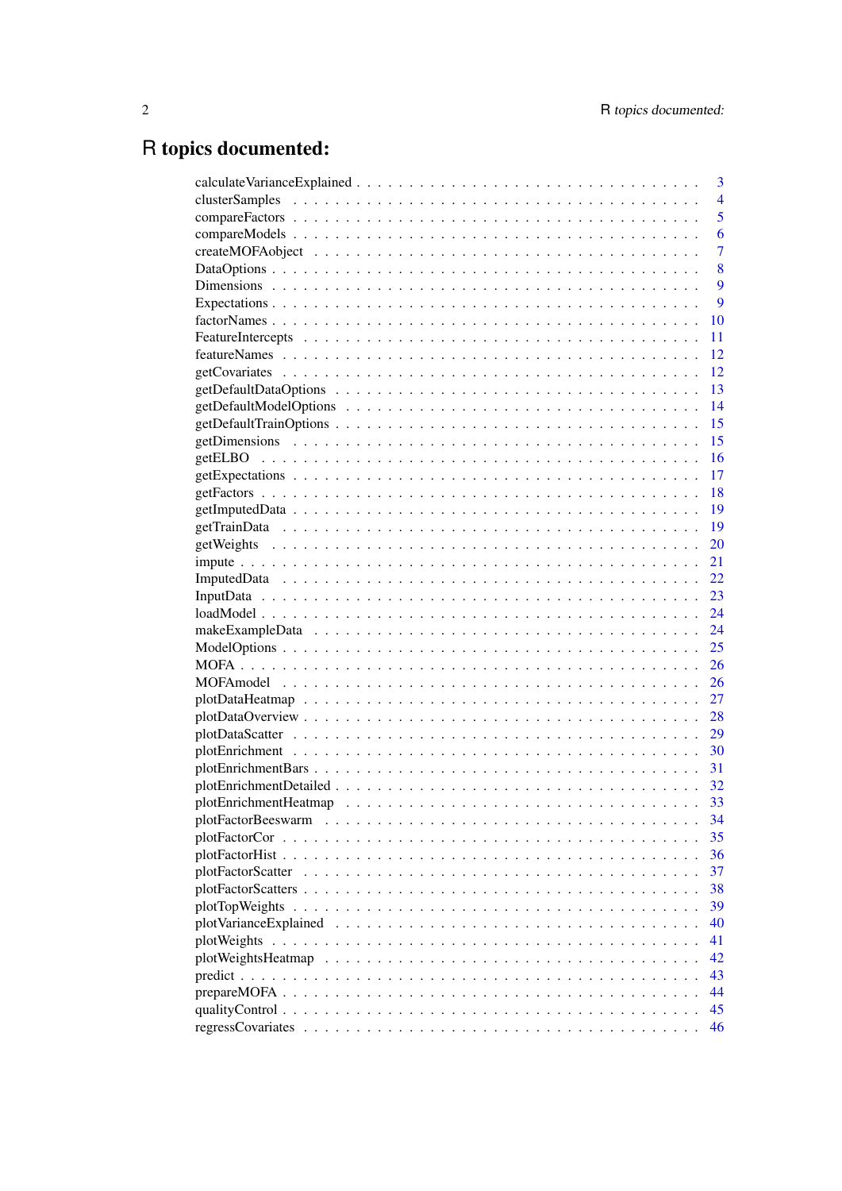# R topics documented:

calculateVarianceExplained . . . . . . . . . . . . . . . . . . . . . . . . . . . . . . . . . 3
clusterSamples . . . . . . . . . . . . . . . . . . . . . . . . . . . . . . . . . . . . . . . 4
compareFactors . . . . . . . . . . . . . . . . . . . . . . . . . . . . . . . . . . . . . . . 5
compareModels . . . . . . . . . . . . . . . . . . . . . . . . . . . . . . . . . . . . . . . 6
createMOFAobject . . . . . . . . . . . . . . . . . . . . . . . . . . . . . . . . . . . . . . 7
DataOptions . . . . . . . . . . . . . . . . . . . . . . . . . . . . . . . . . . . . . . . . 8
Dimensions . . . . . . . . . . . . . . . . . . . . . . . . . . . . . . . . . . . . . . . . . 9
Expectations . . . . . . . . . . . . . . . . . . . . . . . . . . . . . . . . . . . . . . . . 9
factorNames . . . . . . . . . . . . . . . . . . . . . . . . . . . . . . . . . . . . . . . . 10
FeatureIntercepts . . . . . . . . . . . . . . . . . . . . . . . . . . . . . . . . . . . . . . 11
featureNames . . . . . . . . . . . . . . . . . . . . . . . . . . . . . . . . . . . . . . . . 12
getCovariates . . . . . . . . . . . . . . . . . . . . . . . . . . . . . . . . . . . . . . . . 12
getDefaultDataOptions . . . . . . . . . . . . . . . . . . . . . . . . . . . . . . . . . . . 13
getDefaultModelOptions . . . . . . . . . . . . . . . . . . . . . . . . . . . . . . . . . . 14
getDefaultTrainOptions . . . . . . . . . . . . . . . . . . . . . . . . . . . . . . . . . . . 15
getDimensions . . . . . . . . . . . . . . . . . . . . . . . . . . . . . . . . . . . . . . . 15
getELBO . . . . . . . . . . . . . . . . . . . . . . . . . . . . . . . . . . . . . . . . . . 16
getExpectations . . . . . . . . . . . . . . . . . . . . . . . . . . . . . . . . . . . . . . 17
getFactors . . . . . . . . . . . . . . . . . . . . . . . . . . . . . . . . . . . . . . . . . 18
getImputedData . . . . . . . . . . . . . . . . . . . . . . . . . . . . . . . . . . . . . . 19
getTrainData . . . . . . . . . . . . . . . . . . . . . . . . . . . . . . . . . . . . . . . . 19
getWeights . . . . . . . . . . . . . . . . . . . . . . . . . . . . . . . . . . . . . . . . . 20
impute . . . . . . . . . . . . . . . . . . . . . . . . . . . . . . . . . . . . . . . . . . . 21
ImputedData . . . . . . . . . . . . . . . . . . . . . . . . . . . . . . . . . . . . . . . . 22
InputData . . . . . . . . . . . . . . . . . . . . . . . . . . . . . . . . . . . . . . . . . 23
loadModel . . . . . . . . . . . . . . . . . . . . . . . . . . . . . . . . . . . . . . . . . 24
makeExampleData . . . . . . . . . . . . . . . . . . . . . . . . . . . . . . . . . . . . . . 24
ModelOptions . . . . . . . . . . . . . . . . . . . . . . . . . . . . . . . . . . . . . . . . 25
MOFA . . . . . . . . . . . . . . . . . . . . . . . . . . . . . . . . . . . . . . . . . . . . 26
MOFAmodel . . . . . . . . . . . . . . . . . . . . . . . . . . . . . . . . . . . . . . . . . 26
plotDataHeatmap . . . . . . . . . . . . . . . . . . . . . . . . . . . . . . . . . . . . . . 27
plotDataOverview . . . . . . . . . . . . . . . . . . . . . . . . . . . . . . . . . . . . . . 28
plotDataScatter . . . . . . . . . . . . . . . . . . . . . . . . . . . . . . . . . . . . . . . 29
plotEnrichment . . . . . . . . . . . . . . . . . . . . . . . . . . . . . . . . . . . . . . . 30
plotEnrichmentBars . . . . . . . . . . . . . . . . . . . . . . . . . . . . . . . . . . . . . 31
plotEnrichmentDetailed . . . . . . . . . . . . . . . . . . . . . . . . . . . . . . . . . . . 32
plotEnrichmentHeatmap . . . . . . . . . . . . . . . . . . . . . . . . . . . . . . . . . . . 33
plotFactorBeeswarm . . . . . . . . . . . . . . . . . . . . . . . . . . . . . . . . . . . . . 34
plotFactorCor . . . . . . . . . . . . . . . . . . . . . . . . . . . . . . . . . . . . . . . . 35
plotFactorHist . . . . . . . . . . . . . . . . . . . . . . . . . . . . . . . . . . . . . . . 36
plotFactorScatter . . . . . . . . . . . . . . . . . . . . . . . . . . . . . . . . . . . . . . 37
plotFactorScatters . . . . . . . . . . . . . . . . . . . . . . . . . . . . . . . . . . . . . . 38
plotTopWeights . . . . . . . . . . . . . . . . . . . . . . . . . . . . . . . . . . . . . . . 39
plotVarianceExplained . . . . . . . . . . . . . . . . . . . . . . . . . . . . . . . . . . . . 40
plotWeights . . . . . . . . . . . . . . . . . . . . . . . . . . . . . . . . . . . . . . . . . 41
plotWeightsHeatmap . . . . . . . . . . . . . . . . . . . . . . . . . . . . . . . . . . . . . 42
predict . . . . . . . . . . . . . . . . . . . . . . . . . . . . . . . . . . . . . . . . . . . 43
prepareMOFA . . . . . . . . . . . . . . . . . . . . . . . . . . . . . . . . . . . . . . . . 44
qualityControl . . . . . . . . . . . . . . . . . . . . . . . . . . . . . . . . . . . . . . . 45
regressCovariates . . . . . . . . . . . . . . . . . . . . . . . . . . . . . . . . . . . . . . 46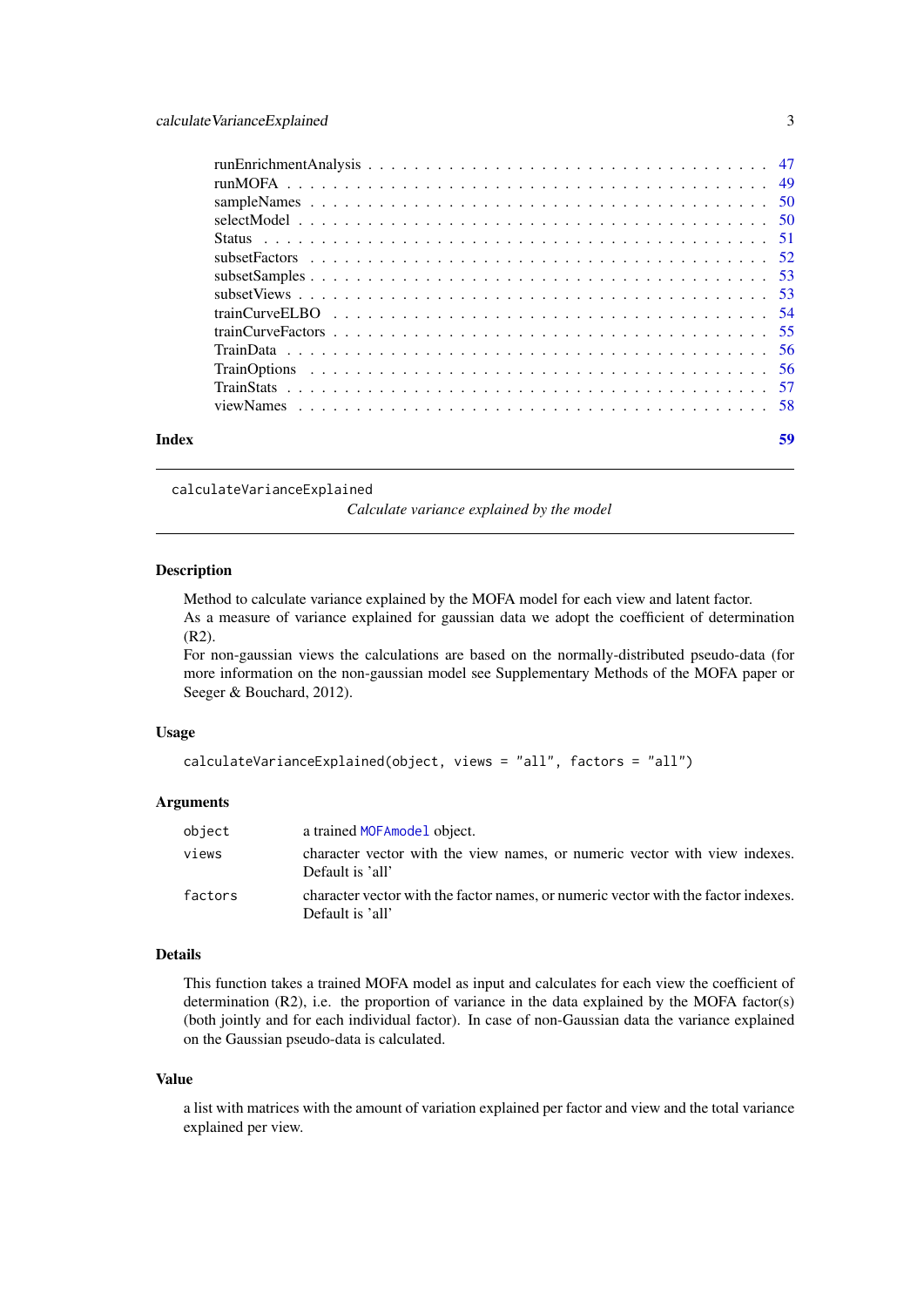| | |
|---|---|
| runEnrichmentAnalysis | 47 |
| runMOFA | 49 |
| sampleNames | 50 |
| selectModel | 50 |
| Status | 51 |
| subsetFactors | 52 |
| subsetSamples | 53 |
| subsetViews | 53 |
| trainCurveELBO | 54 |
| trainCurveFactors | 55 |
| TrainData | 56 |
| TrainOptions | 56 |
| TrainStats | 57 |
| viewNames | 58 |

**Index** 59

---

`calculateVarianceExplained` *Calculate variance explained by the model*

---

### Description

Method to calculate variance explained by the MOFA model for each view and latent factor.
As a measure of variance explained for gaussian data we adopt the coefficient of determination ($R2$).
For non-gaussian views the calculations are based on the normally-distributed pseudo-data (for more information on the non-gaussian model see Supplementary Methods of the MOFA paper or Seeger & Bouchard, 2012).

### Usage

```
calculateVarianceExplained(object, views = "all", factors = "all")
```

### Arguments

| | |
|---|---|
| `object` | a trained `MOFAmodel` object. |
| `views` | character vector with the view names, or numeric vector with view indexes. Default is 'all' |
| `factors` | character vector with the factor names, or numeric vector with the factor indexes. Default is 'all' |

### Details

This function takes a trained MOFA model as input and calculates for each view the coefficient of determination (R2), i.e. the proportion of variance in the data explained by the MOFA factor(s) (both jointly and for each individual factor). In case of non-Gaussian data the variance explained on the Gaussian pseudo-data is calculated.

### Value

a list with matrices with the amount of variation explained per factor and view and the total variance explained per view.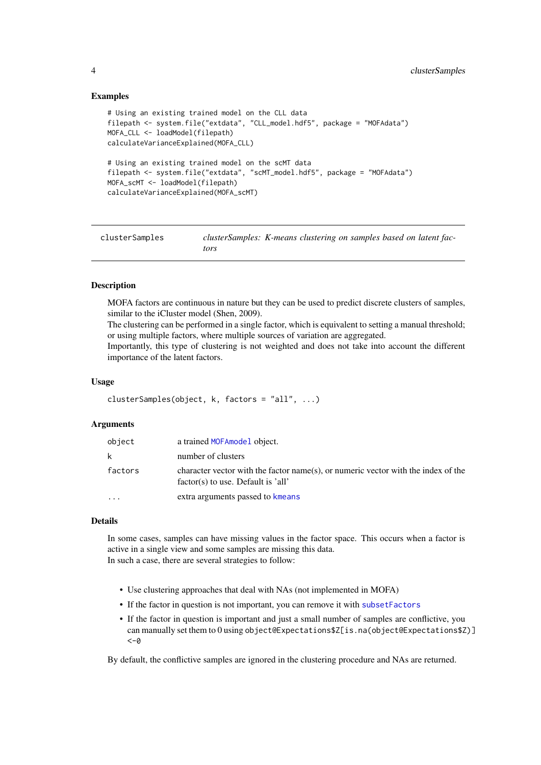### Examples

```
# Using an existing trained model on the CLL data
filepath <- system.file("extdata", "CLL_model.hdf5", package = "MOFAdata")
MOFA_CLL <- loadModel(filepath)
calculateVarianceExplained(MOFA_CLL)

# Using an existing trained model on the scMT data
filepath <- system.file("extdata", "scMT_model.hdf5", package = "MOFAdata")
MOFA_scMT <- loadModel(filepath)
calculateVarianceExplained(MOFA_scMT)
```

---

## clusterSamples — *clusterSamples: K-means clustering on samples based on latent factors*

### Description

MOFA factors are continuous in nature but they can be used to predict discrete clusters of samples, similar to the iCluster model (Shen, 2009).
The clustering can be performed in a single factor, which is equivalent to setting a manual threshold; or using multiple factors, where multiple sources of variation are aggregated.
Importantly, this type of clustering is not weighted and does not take into account the different importance of the latent factors.

### Usage

```
clusterSamples(object, k, factors = "all", ...)
```

### Arguments

| | |
|---|---|
| `object` | a trained `MOFAmodel` object. |
| `k` | number of clusters |
| `factors` | character vector with the factor name(s), or numeric vector with the index of the factor(s) to use. Default is 'all' |
| `...` | extra arguments passed to `kmeans` |

### Details

In some cases, samples can have missing values in the factor space. This occurs when a factor is active in a single view and some samples are missing this data.
In such a case, there are several strategies to follow:

- Use clustering approaches that deal with NAs (not implemented in MOFA)
- If the factor in question is not important, you can remove it with `subsetFactors`
- If the factor in question is important and just a small number of samples are conflictive, you can manually set them to 0 using `object@Expectations$Z[is.na(object@Expectations$Z)] <-0`

By default, the conflictive samples are ignored in the clustering procedure and NAs are returned.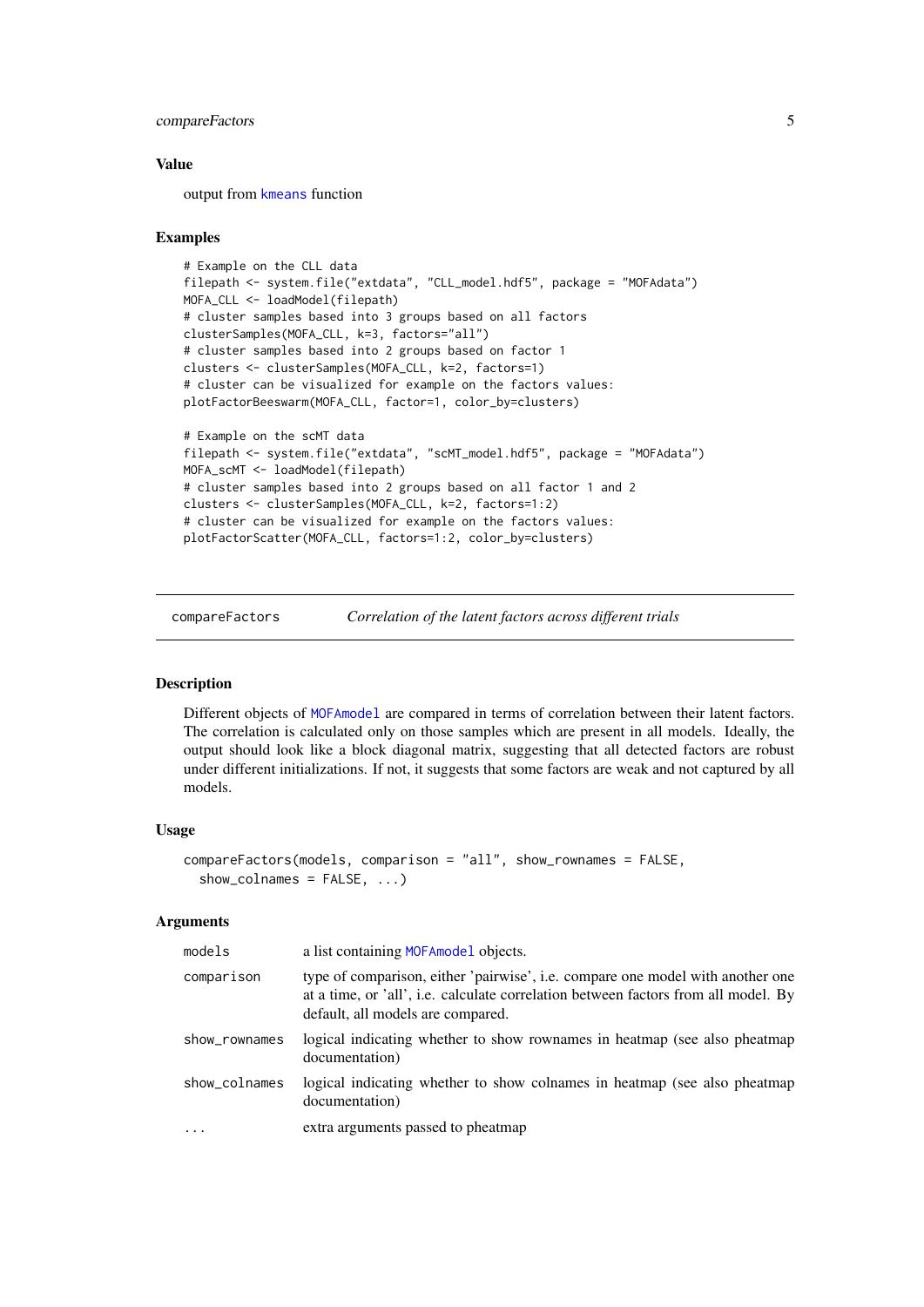### Value

output from kmeans function

### Examples

```
# Example on the CLL data
filepath <- system.file("extdata", "CLL_model.hdf5", package = "MOFAdata")
MOFA_CLL <- loadModel(filepath)
# cluster samples based into 3 groups based on all factors
clusterSamples(MOFA_CLL, k=3, factors="all")
# cluster samples based into 2 groups based on factor 1
clusters <- clusterSamples(MOFA_CLL, k=2, factors=1)
# cluster can be visualized for example on the factors values:
plotFactorBeeswarm(MOFA_CLL, factor=1, color_by=clusters)

# Example on the scMT data
filepath <- system.file("extdata", "scMT_model.hdf5", package = "MOFAdata")
MOFA_scMT <- loadModel(filepath)
# cluster samples based into 2 groups based on all factor 1 and 2
clusters <- clusterSamples(MOFA_CLL, k=2, factors=1:2)
# cluster can be visualized for example on the factors values:
plotFactorScatter(MOFA_CLL, factors=1:2, color_by=clusters)
```

---

## compareFactors — *Correlation of the latent factors across different trials*

### Description

Different objects of MOFAmodel are compared in terms of correlation between their latent factors. The correlation is calculated only on those samples which are present in all models. Ideally, the output should look like a block diagonal matrix, suggesting that all detected factors are robust under different initializations. If not, it suggests that some factors are weak and not captured by all models.

### Usage

```
compareFactors(models, comparison = "all", show_rownames = FALSE,
  show_colnames = FALSE, ...)
```

### Arguments

| | |
|---|---|
| models | a list containing MOFAmodel objects. |
| comparison | type of comparison, either 'pairwise', i.e. compare one model with another one at a time, or 'all', i.e. calculate correlation between factors from all model. By default, all models are compared. |
| show_rownames | logical indicating whether to show rownames in heatmap (see also pheatmap documentation) |
| show_colnames | logical indicating whether to show colnames in heatmap (see also pheatmap documentation) |
| ... | extra arguments passed to pheatmap |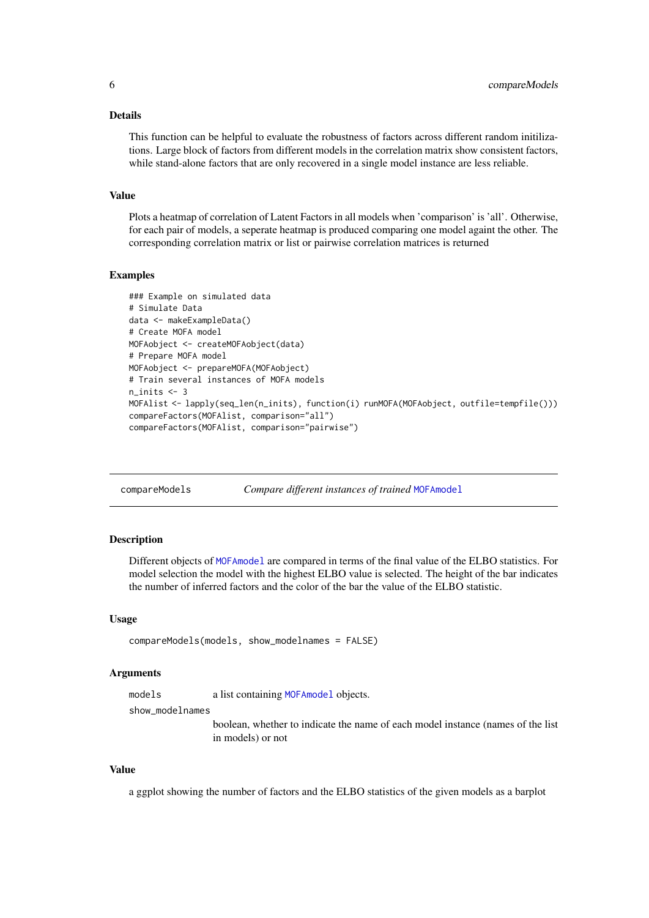### Details

This function can be helpful to evaluate the robustness of factors across different random initilizations. Large block of factors from different models in the correlation matrix show consistent factors, while stand-alone factors that are only recovered in a single model instance are less reliable.

### Value

Plots a heatmap of correlation of Latent Factors in all models when 'comparison' is 'all'. Otherwise, for each pair of models, a seperate heatmap is produced comparing one model againt the other. The corresponding correlation matrix or list or pairwise correlation matrices is returned

### Examples

```
### Example on simulated data
# Simulate Data
data <- makeExampleData()
# Create MOFA model
MOFAobject <- createMOFAobject(data)
# Prepare MOFA model
MOFAobject <- prepareMOFA(MOFAobject)
# Train several instances of MOFA models
n_inits <- 3
MOFAlist <- lapply(seq_len(n_inits), function(i) runMOFA(MOFAobject, outfile=tempfile()))
compareFactors(MOFAlist, comparison="all")
compareFactors(MOFAlist, comparison="pairwise")
```

---

## compareModels — *Compare different instances of trained* MOFAmodel

### Description

Different objects of MOFAmodel are compared in terms of the final value of the ELBO statistics. For model selection the model with the highest ELBO value is selected. The height of the bar indicates the number of inferred factors and the color of the bar the value of the ELBO statistic.

### Usage

```
compareModels(models, show_modelnames = FALSE)
```

### Arguments

- `models` — a list containing MOFAmodel objects.
- `show_modelnames` — boolean, whether to indicate the name of each model instance (names of the list in models) or not

### Value

a ggplot showing the number of factors and the ELBO statistics of the given models as a barplot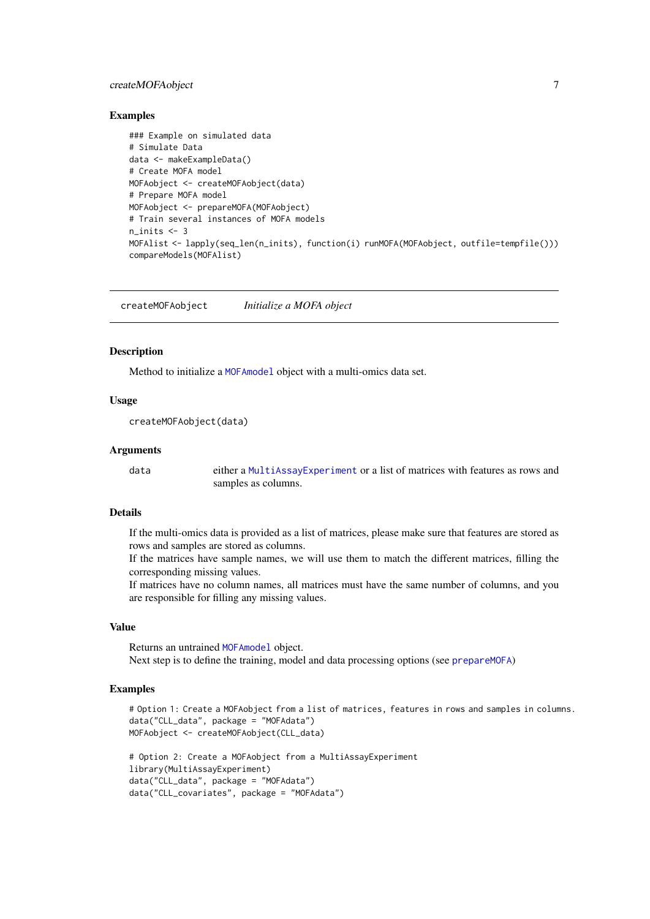## Examples

```
### Example on simulated data
# Simulate Data
data <- makeExampleData()
# Create MOFA model
MOFAobject <- createMOFAobject(data)
# Prepare MOFA model
MOFAobject <- prepareMOFA(MOFAobject)
# Train several instances of MOFA models
n_inits <- 3
MOFAlist <- lapply(seq_len(n_inits), function(i) runMOFA(MOFAobject, outfile=tempfile()))
compareModels(MOFAlist)
```

---

`createMOFAobject` *Initialize a MOFA object*

---

## Description

Method to initialize a `MOFAmodel` object with a multi-omics data set.

## Usage

```
createMOFAobject(data)
```

## Arguments

| | |
|---|---|
| `data` | either a `MultiAssayExperiment` or a list of matrices with features as rows and samples as columns. |

## Details

If the multi-omics data is provided as a list of matrices, please make sure that features are stored as rows and samples are stored as columns.
If the matrices have sample names, we will use them to match the different matrices, filling the corresponding missing values.
If matrices have no column names, all matrices must have the same number of columns, and you are responsible for filling any missing values.

## Value

Returns an untrained `MOFAmodel` object.
Next step is to define the training, model and data processing options (see `prepareMOFA`)

## Examples

```
# Option 1: Create a MOFAobject from a list of matrices, features in rows and samples in columns.
data("CLL_data", package = "MOFAdata")
MOFAobject <- createMOFAobject(CLL_data)

# Option 2: Create a MOFAobject from a MultiAssayExperiment
library(MultiAssayExperiment)
data("CLL_data", package = "MOFAdata")
data("CLL_covariates", package = "MOFAdata")
```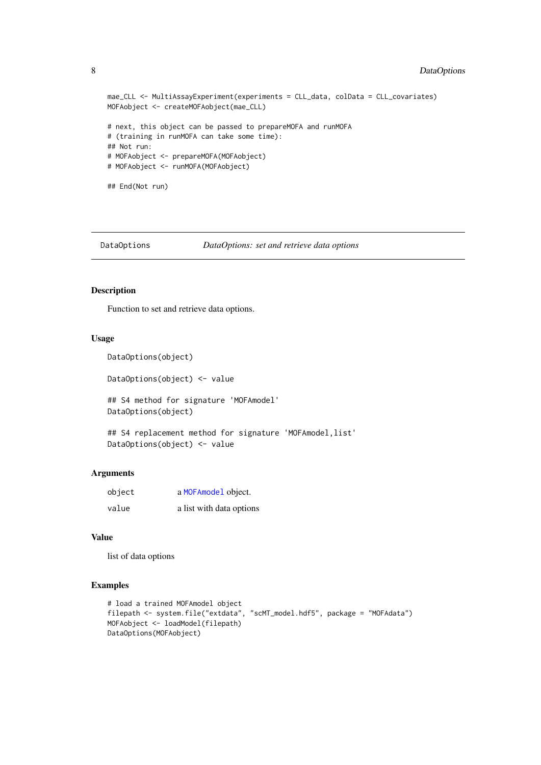```
mae_CLL <- MultiAssayExperiment(experiments = CLL_data, colData = CLL_covariates)
MOFAobject <- createMOFAobject(mae_CLL)

# next, this object can be passed to prepareMOFA and runMOFA
# (training in runMOFA can take some time):
## Not run:
# MOFAobject <- prepareMOFA(MOFAobject)
# MOFAobject <- runMOFA(MOFAobject)

## End(Not run)
```

---

## DataOptions — *DataOptions: set and retrieve data options*

### Description

Function to set and retrieve data options.

### Usage

```
DataOptions(object)

DataOptions(object) <- value

## S4 method for signature 'MOFAmodel'
DataOptions(object)

## S4 replacement method for signature 'MOFAmodel,list'
DataOptions(object) <- value
```

### Arguments

| | |
|---|---|
| object | a MOFAmodel object. |
| value | a list with data options |

### Value

list of data options

### Examples

```
# load a trained MOFAmodel object
filepath <- system.file("extdata", "scMT_model.hdf5", package = "MOFAdata")
MOFAobject <- loadModel(filepath)
DataOptions(MOFAobject)
```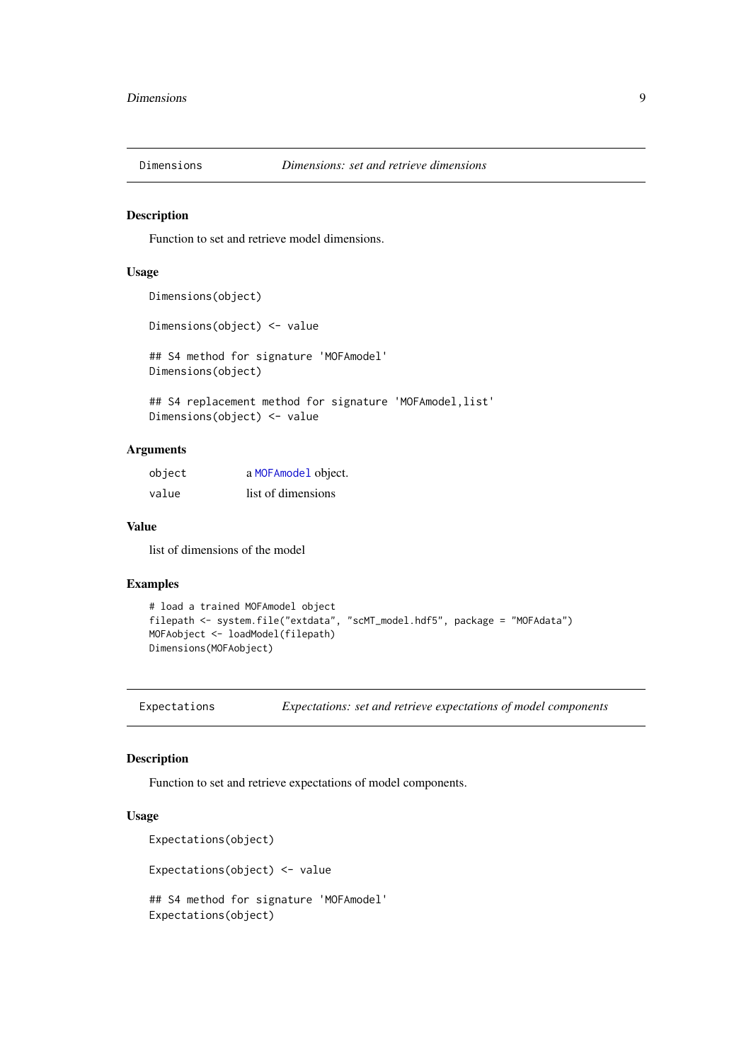## Dimensions — *Dimensions: set and retrieve dimensions*

### Description

Function to set and retrieve model dimensions.

### Usage

```
Dimensions(object)

Dimensions(object) <- value

## S4 method for signature 'MOFAmodel'
Dimensions(object)

## S4 replacement method for signature 'MOFAmodel,list'
Dimensions(object) <- value
```

### Arguments

| | |
|---|---|
| object | a MOFAmodel object. |
| value | list of dimensions |

### Value

list of dimensions of the model

### Examples

```
# load a trained MOFAmodel object
filepath <- system.file("extdata", "scMT_model.hdf5", package = "MOFAdata")
MOFAobject <- loadModel(filepath)
Dimensions(MOFAobject)
```

## Expectations — *Expectations: set and retrieve expectations of model components*

### Description

Function to set and retrieve expectations of model components.

### Usage

```
Expectations(object)

Expectations(object) <- value

## S4 method for signature 'MOFAmodel'
Expectations(object)
```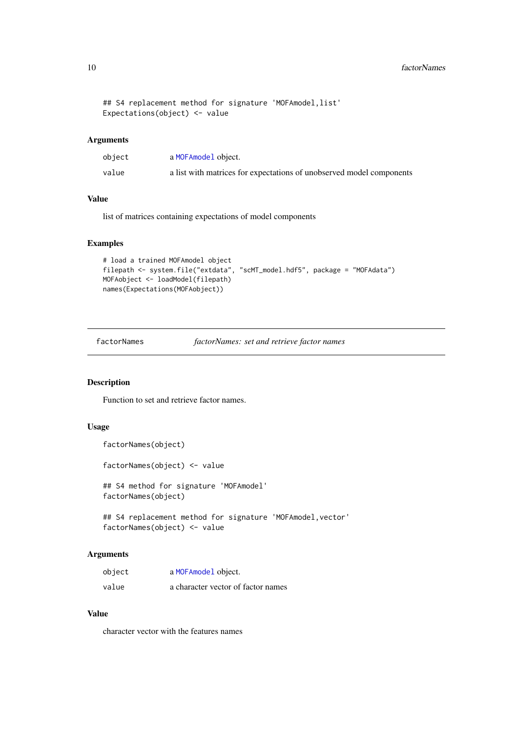```
## S4 replacement method for signature 'MOFAmodel,list'
Expectations(object) <- value
```

### Arguments

| | |
|---|---|
| object | a MOFAmodel object. |
| value | a list with matrices for expectations of unobserved model components |

### Value

list of matrices containing expectations of model components

### Examples

```
# load a trained MOFAmodel object
filepath <- system.file("extdata", "scMT_model.hdf5", package = "MOFAdata")
MOFAobject <- loadModel(filepath)
names(Expectations(MOFAobject))
```

---

## factorNames &nbsp;&nbsp;&nbsp; *factorNames: set and retrieve factor names*

---

### Description

Function to set and retrieve factor names.

### Usage

```
factorNames(object)

factorNames(object) <- value

## S4 method for signature 'MOFAmodel'
factorNames(object)

## S4 replacement method for signature 'MOFAmodel,vector'
factorNames(object) <- value
```

### Arguments

| | |
|---|---|
| object | a MOFAmodel object. |
| value | a character vector of factor names |

### Value

character vector with the features names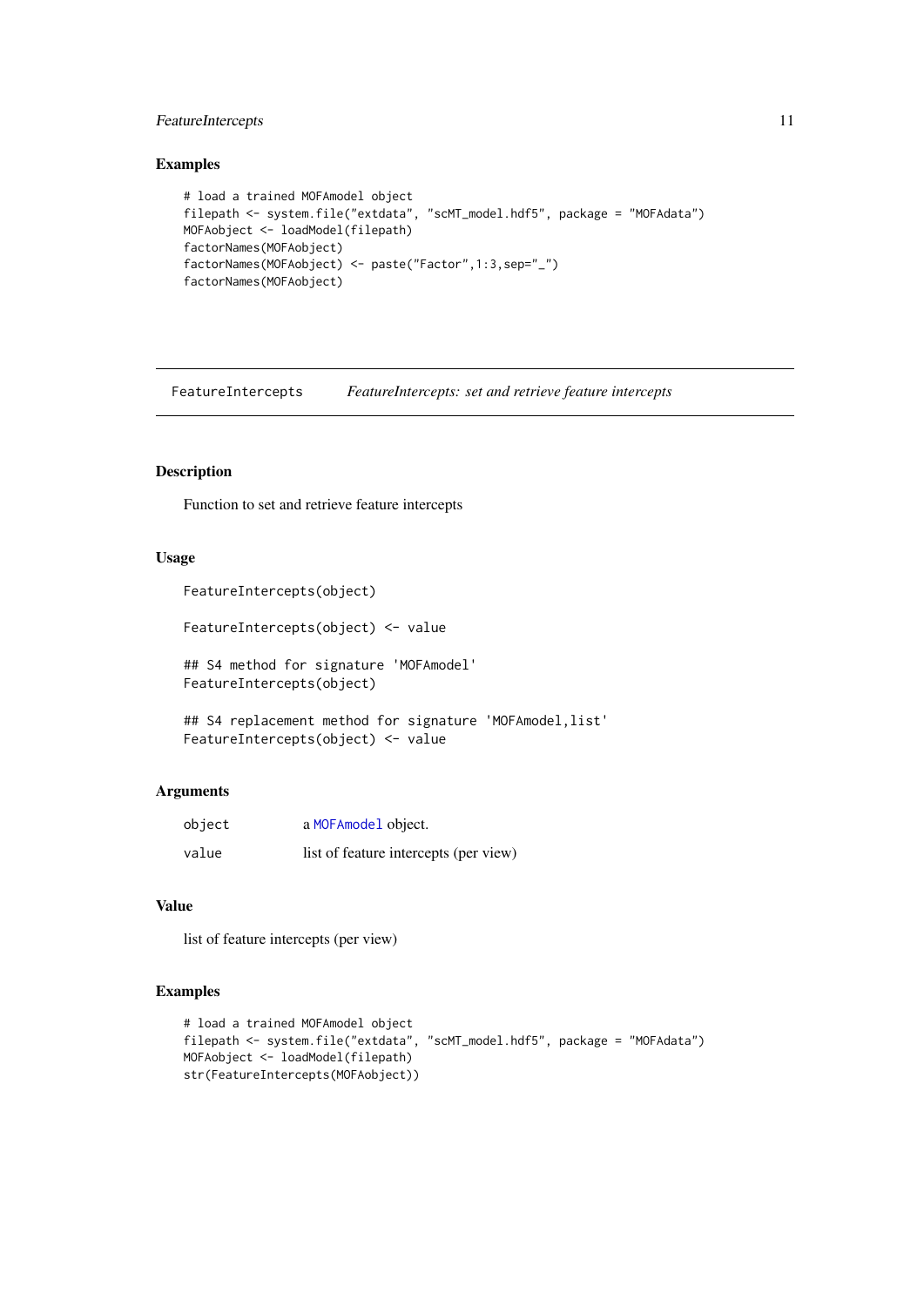### Examples

```
# load a trained MOFAmodel object
filepath <- system.file("extdata", "scMT_model.hdf5", package = "MOFAdata")
MOFAobject <- loadModel(filepath)
factorNames(MOFAobject)
factorNames(MOFAobject) <- paste("Factor",1:3,sep="_")
factorNames(MOFAobject)
```

---

## FeatureIntercepts    *FeatureIntercepts: set and retrieve feature intercepts*

---

### Description

Function to set and retrieve feature intercepts

### Usage

```
FeatureIntercepts(object)

FeatureIntercepts(object) <- value

## S4 method for signature 'MOFAmodel'
FeatureIntercepts(object)

## S4 replacement method for signature 'MOFAmodel,list'
FeatureIntercepts(object) <- value
```

### Arguments

| | |
|---|---|
| object | a MOFAmodel object. |
| value | list of feature intercepts (per view) |

### Value

list of feature intercepts (per view)

### Examples

```
# load a trained MOFAmodel object
filepath <- system.file("extdata", "scMT_model.hdf5", package = "MOFAdata")
MOFAobject <- loadModel(filepath)
str(FeatureIntercepts(MOFAobject))
```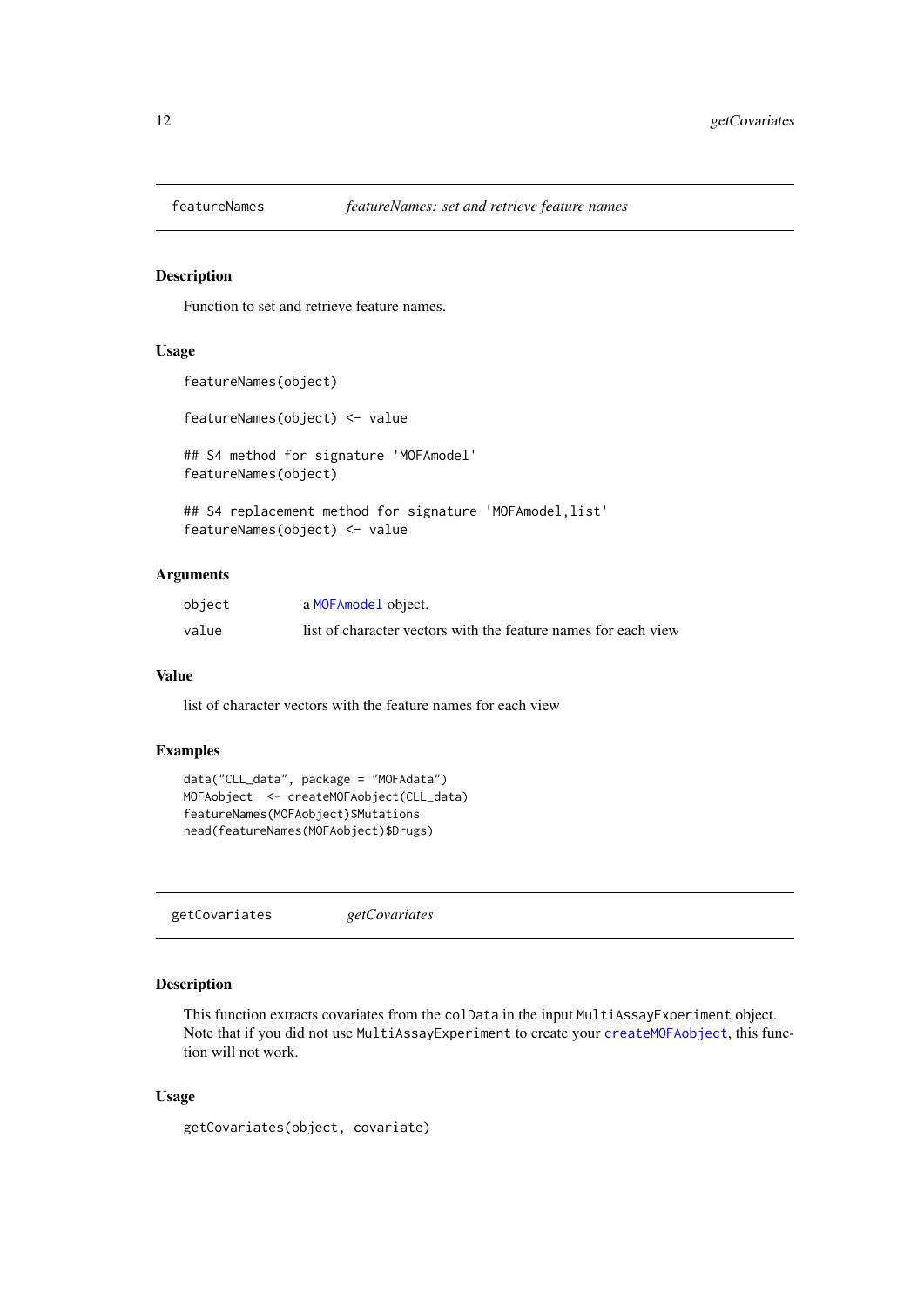## featureNames — *featureNames: set and retrieve feature names*

### Description

Function to set and retrieve feature names.

### Usage

```
featureNames(object)

featureNames(object) <- value

## S4 method for signature 'MOFAmodel'
featureNames(object)

## S4 replacement method for signature 'MOFAmodel,list'
featureNames(object) <- value
```

### Arguments

| | |
|---|---|
| object | a MOFAmodel object. |
| value | list of character vectors with the feature names for each view |

### Value

list of character vectors with the feature names for each view

### Examples

```
data("CLL_data", package = "MOFAdata")
MOFAobject  <- createMOFAobject(CLL_data)
featureNames(MOFAobject)$Mutations
head(featureNames(MOFAobject)$Drugs)
```

## getCovariates — *getCovariates*

### Description

This function extracts covariates from the colData in the input MultiAssayExperiment object. Note that if you did not use MultiAssayExperiment to create your createMOFAobject, this function will not work.

### Usage

```
getCovariates(object, covariate)
```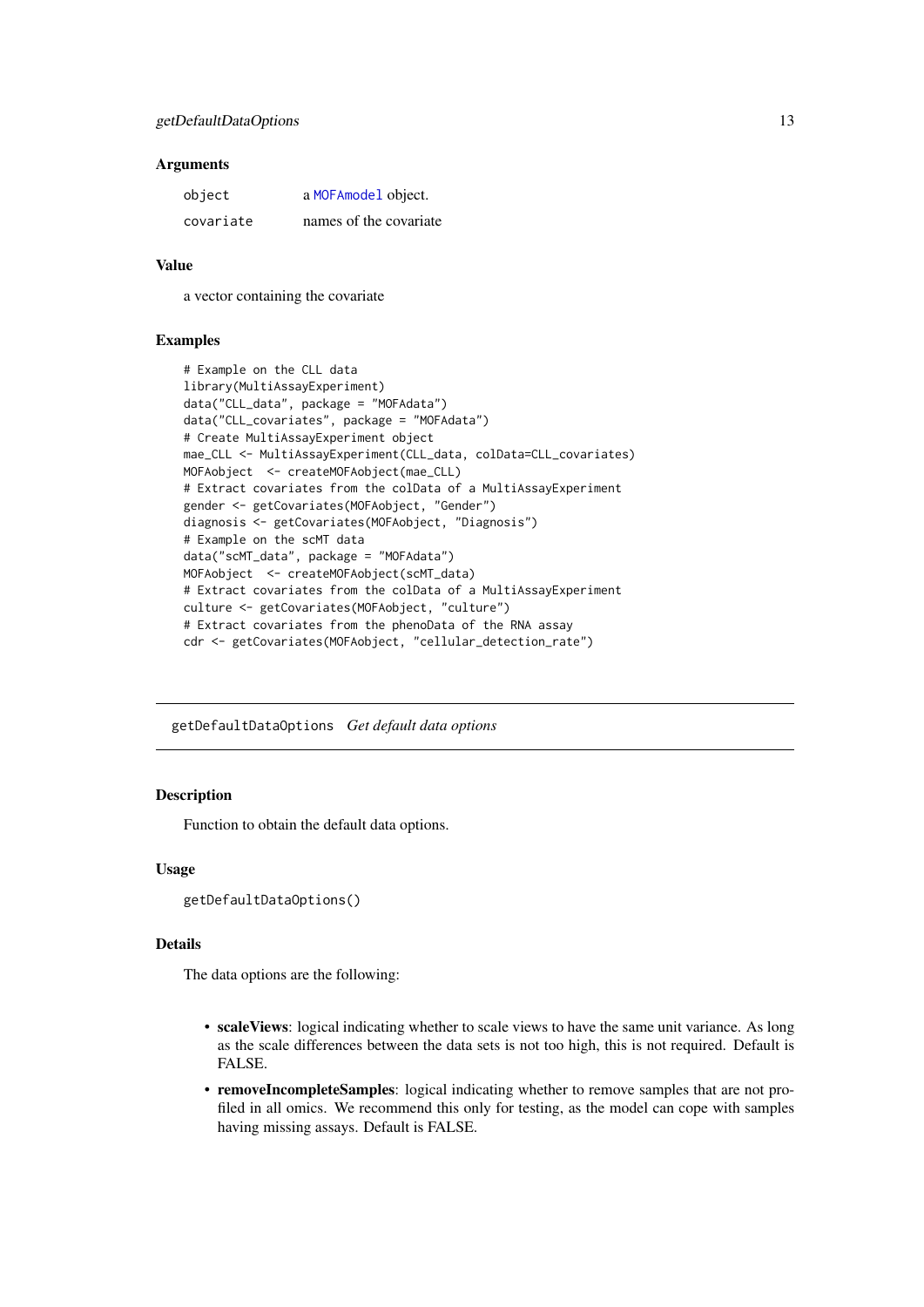### Arguments

| | |
|---|---|
| object | a MOFAmodel object. |
| covariate | names of the covariate |

### Value

a vector containing the covariate

### Examples

```
# Example on the CLL data
library(MultiAssayExperiment)
data("CLL_data", package = "MOFAdata")
data("CLL_covariates", package = "MOFAdata")
# Create MultiAssayExperiment object
mae_CLL <- MultiAssayExperiment(CLL_data, colData=CLL_covariates)
MOFAobject  <- createMOFAobject(mae_CLL)
# Extract covariates from the colData of a MultiAssayExperiment
gender <- getCovariates(MOFAobject, "Gender")
diagnosis <- getCovariates(MOFAobject, "Diagnosis")
# Example on the scMT data
data("scMT_data", package = "MOFAdata")
MOFAobject  <- createMOFAobject(scMT_data)
# Extract covariates from the colData of a MultiAssayExperiment
culture <- getCovariates(MOFAobject, "culture")
# Extract covariates from the phenoData of the RNA assay
cdr <- getCovariates(MOFAobject, "cellular_detection_rate")
```

---

## getDefaultDataOptions *Get default data options*

### Description

Function to obtain the default data options.

### Usage

```
getDefaultDataOptions()
```

### Details

The data options are the following:

- **scaleViews**: logical indicating whether to scale views to have the same unit variance. As long as the scale differences between the data sets is not too high, this is not required. Default is FALSE.
- **removeIncompleteSamples**: logical indicating whether to remove samples that are not profiled in all omics. We recommend this only for testing, as the model can cope with samples having missing assays. Default is FALSE.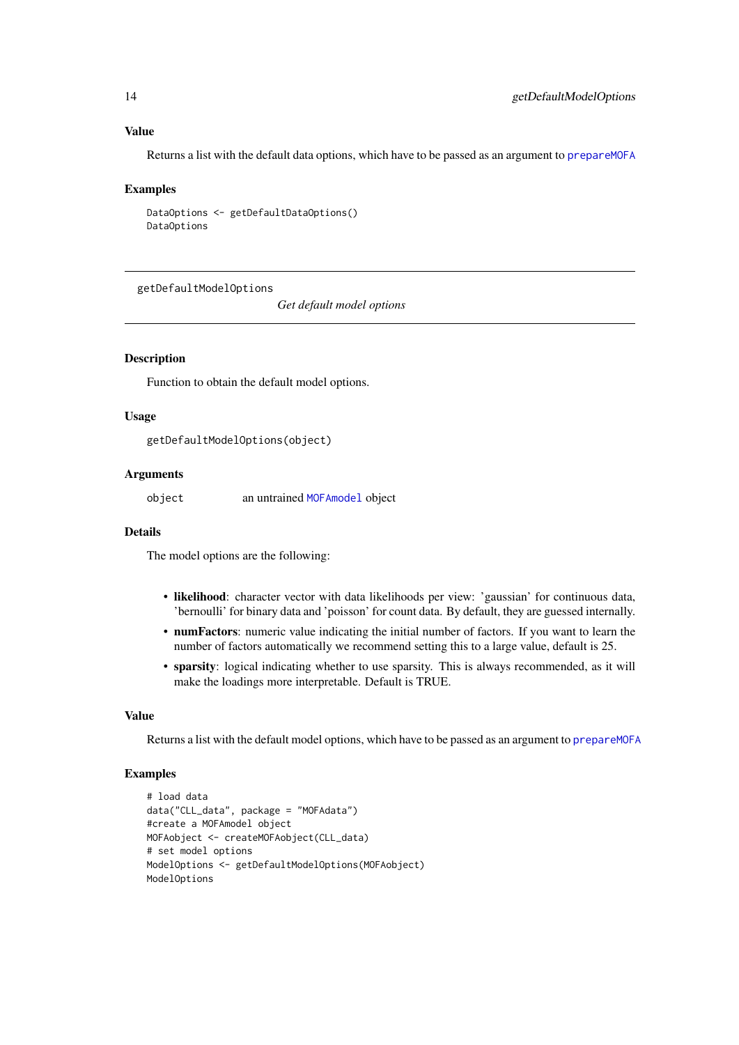## Value

Returns a list with the default data options, which have to be passed as an argument to prepareMOFA

## Examples

```
DataOptions <- getDefaultDataOptions()
DataOptions
```

---

# getDefaultModelOptions

*Get default model options*

---

## Description

Function to obtain the default model options.

## Usage

```
getDefaultModelOptions(object)
```

## Arguments

| | |
|---|---|
| object | an untrained MOFAmodel object |

## Details

The model options are the following:

- **likelihood**: character vector with data likelihoods per view: 'gaussian' for continuous data, 'bernoulli' for binary data and 'poisson' for count data. By default, they are guessed internally.
- **numFactors**: numeric value indicating the initial number of factors. If you want to learn the number of factors automatically we recommend setting this to a large value, default is 25.
- **sparsity**: logical indicating whether to use sparsity. This is always recommended, as it will make the loadings more interpretable. Default is TRUE.

## Value

Returns a list with the default model options, which have to be passed as an argument to prepareMOFA

## Examples

```
# load data
data("CLL_data", package = "MOFAdata")
#create a MOFAmodel object
MOFAobject <- createMOFAobject(CLL_data)
# set model options
ModelOptions <- getDefaultModelOptions(MOFAobject)
ModelOptions
```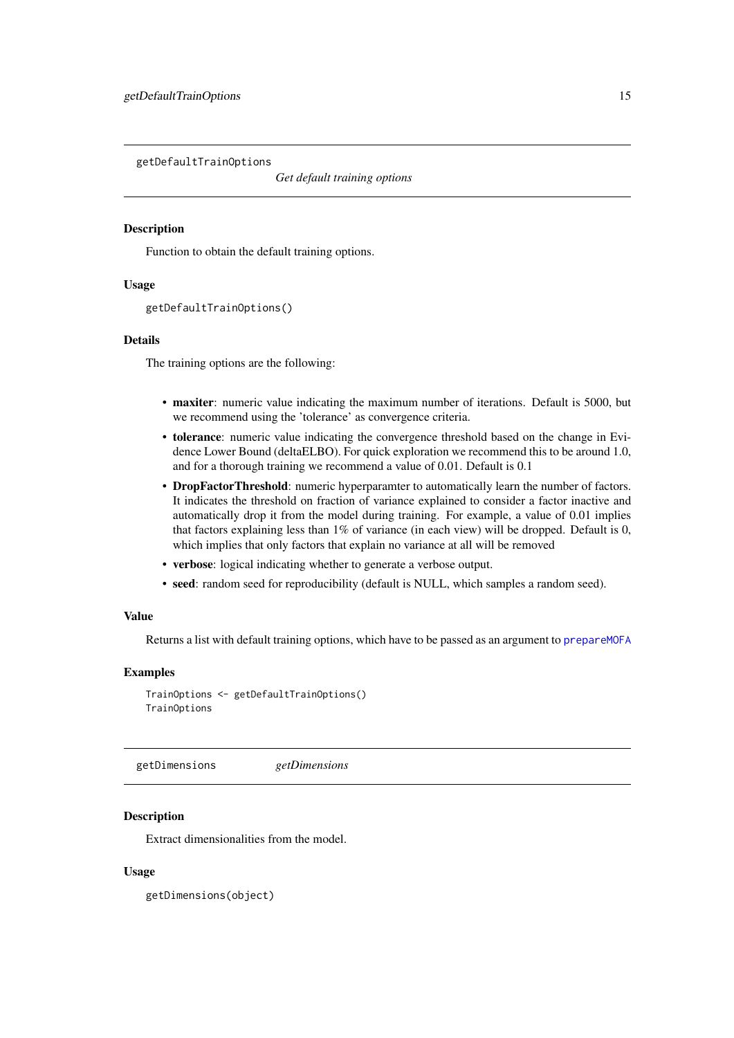## getDefaultTrainOptions

*Get default training options*

### Description

Function to obtain the default training options.

### Usage

```
getDefaultTrainOptions()
```

### Details

The training options are the following:

- **maxiter**: numeric value indicating the maximum number of iterations. Default is 5000, but we recommend using the 'tolerance' as convergence criteria.
- **tolerance**: numeric value indicating the convergence threshold based on the change in Evidence Lower Bound (deltaELBO). For quick exploration we recommend this to be around 1.0, and for a thorough training we recommend a value of 0.01. Default is 0.1
- **DropFactorThreshold**: numeric hyperparamter to automatically learn the number of factors. It indicates the threshold on fraction of variance explained to consider a factor inactive and automatically drop it from the model during training. For example, a value of 0.01 implies that factors explaining less than 1% of variance (in each view) will be dropped. Default is 0, which implies that only factors that explain no variance at all will be removed
- **verbose**: logical indicating whether to generate a verbose output.
- **seed**: random seed for reproducibility (default is NULL, which samples a random seed).

### Value

Returns a list with default training options, which have to be passed as an argument to prepareMOFA

### Examples

```
TrainOptions <- getDefaultTrainOptions()
TrainOptions
```

## getDimensions

*getDimensions*

### Description

Extract dimensionalities from the model.

### Usage

```
getDimensions(object)
```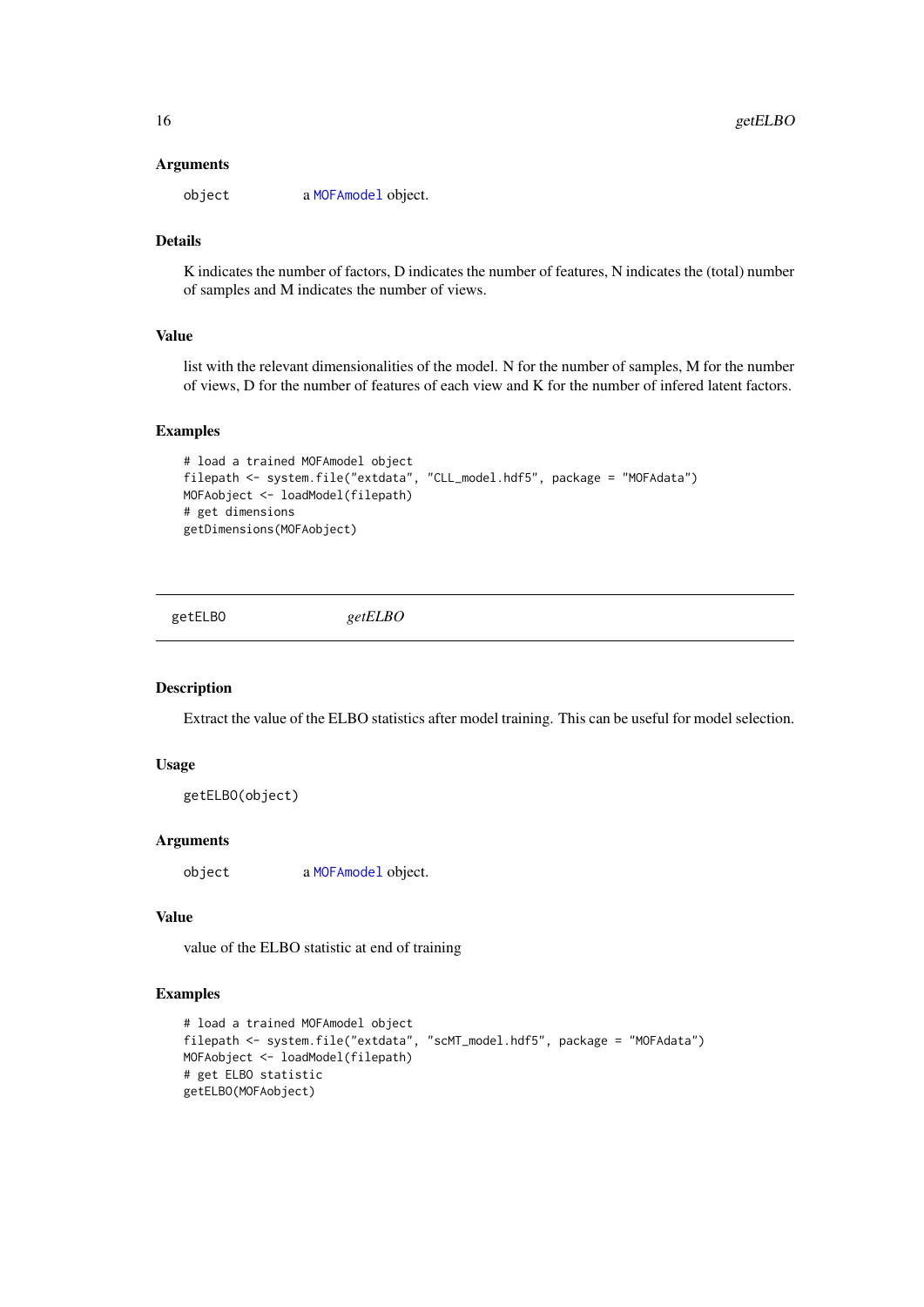### Arguments

object    a MOFAmodel object.

### Details

K indicates the number of factors, D indicates the number of features, N indicates the (total) number of samples and M indicates the number of views.

### Value

list with the relevant dimensionalities of the model. N for the number of samples, M for the number of views, D for the number of features of each view and K for the number of infered latent factors.

### Examples

```
# load a trained MOFAmodel object
filepath <- system.file("extdata", "CLL_model.hdf5", package = "MOFAdata")
MOFAobject <- loadModel(filepath)
# get dimensions
getDimensions(MOFAobject)
```

---

## getELBO    *getELBO*

### Description

Extract the value of the ELBO statistics after model training. This can be useful for model selection.

### Usage

```
getELBO(object)
```

### Arguments

object    a MOFAmodel object.

### Value

value of the ELBO statistic at end of training

### Examples

```
# load a trained MOFAmodel object
filepath <- system.file("extdata", "scMT_model.hdf5", package = "MOFAdata")
MOFAobject <- loadModel(filepath)
# get ELBO statistic
getELBO(MOFAobject)
```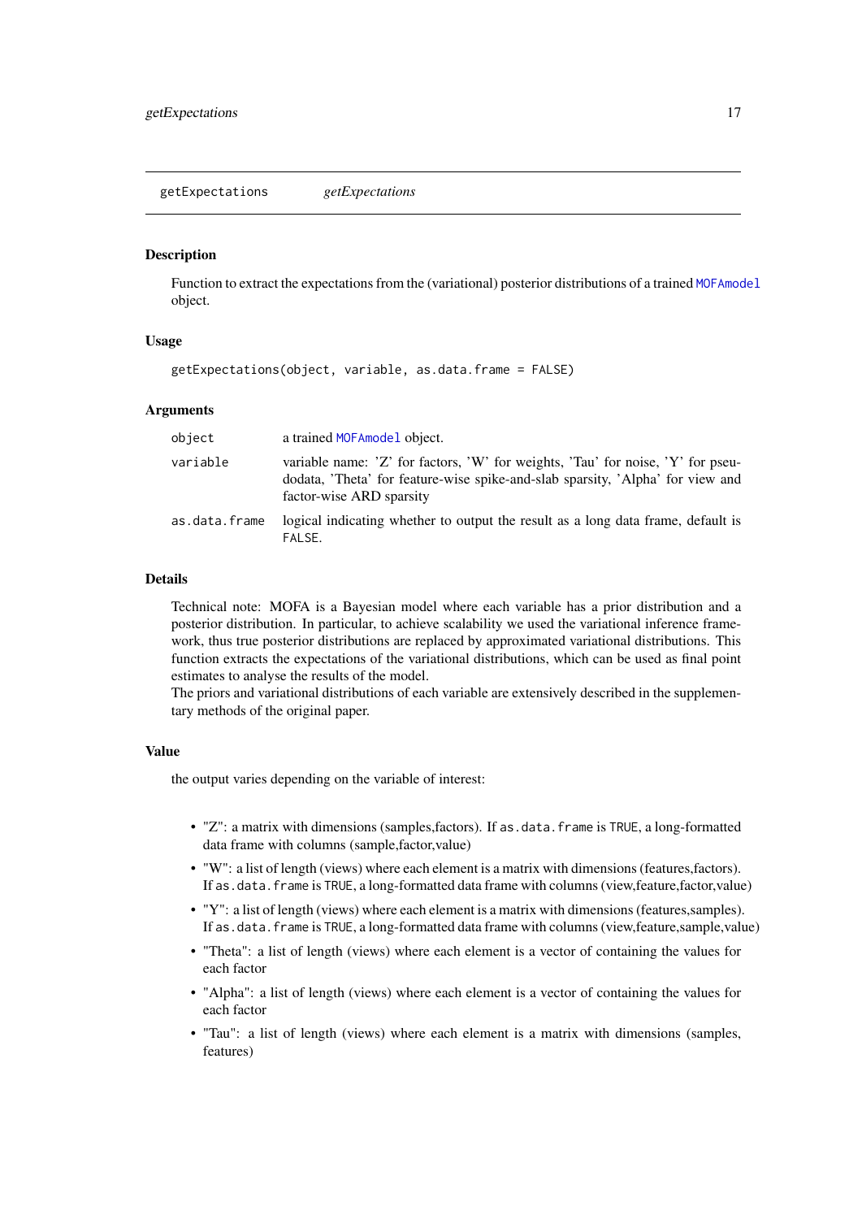## getExpectations *getExpectations*

### Description

Function to extract the expectations from the (variational) posterior distributions of a trained MOFAmodel object.

### Usage

```
getExpectations(object, variable, as.data.frame = FALSE)
```

### Arguments

| | |
|---|---|
| object | a trained MOFAmodel object. |
| variable | variable name: 'Z' for factors, 'W' for weights, 'Tau' for noise, 'Y' for pseudodata, 'Theta' for feature-wise spike-and-slab sparsity, 'Alpha' for view and factor-wise ARD sparsity |
| as.data.frame | logical indicating whether to output the result as a long data frame, default is FALSE. |

### Details

Technical note: MOFA is a Bayesian model where each variable has a prior distribution and a posterior distribution. In particular, to achieve scalability we used the variational inference framework, thus true posterior distributions are replaced by approximated variational distributions. This function extracts the expectations of the variational distributions, which can be used as final point estimates to analyse the results of the model.
The priors and variational distributions of each variable are extensively described in the supplementary methods of the original paper.

### Value

the output varies depending on the variable of interest:

- "Z": a matrix with dimensions (samples,factors). If as.data.frame is TRUE, a long-formatted data frame with columns (sample,factor,value)
- "W": a list of length (views) where each element is a matrix with dimensions (features,factors). If as.data.frame is TRUE, a long-formatted data frame with columns (view,feature,factor,value)
- "Y": a list of length (views) where each element is a matrix with dimensions (features,samples). If as.data.frame is TRUE, a long-formatted data frame with columns (view,feature,sample,value)
- "Theta": a list of length (views) where each element is a vector of containing the values for each factor
- "Alpha": a list of length (views) where each element is a vector of containing the values for each factor
- "Tau": a list of length (views) where each element is a matrix with dimensions (samples, features)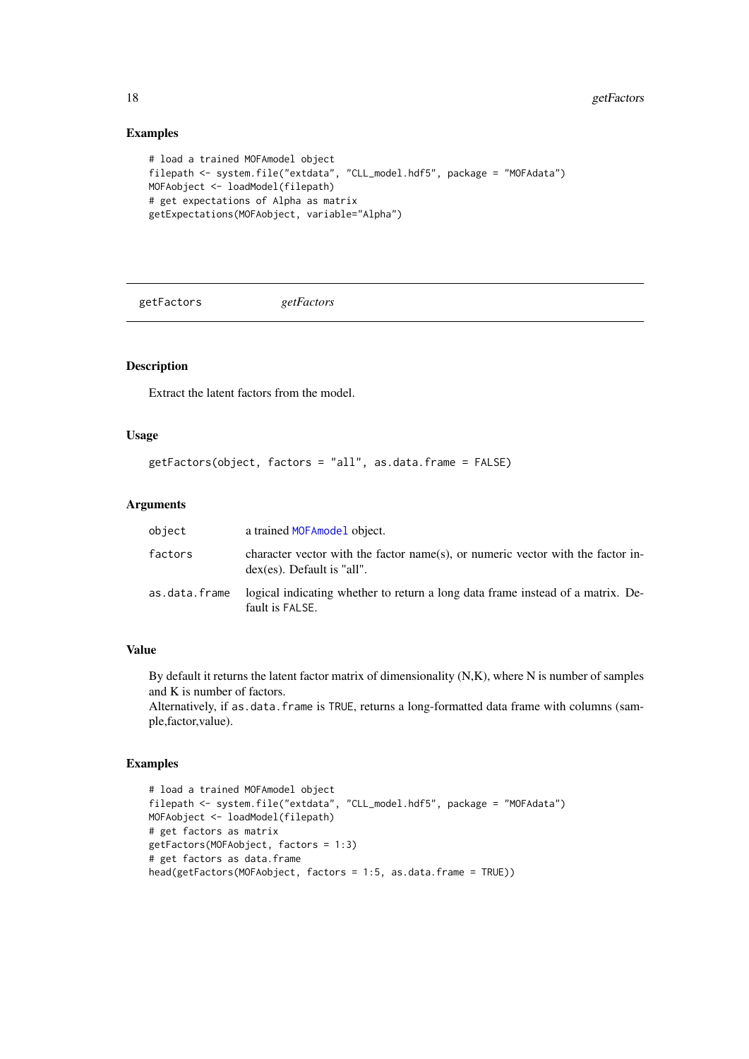## Examples

```
# load a trained MOFAmodel object
filepath <- system.file("extdata", "CLL_model.hdf5", package = "MOFAdata")
MOFAobject <- loadModel(filepath)
# get expectations of Alpha as matrix
getExpectations(MOFAobject, variable="Alpha")
```

---

# getFactors *getFactors*

---

## Description

Extract the latent factors from the model.

## Usage

```
getFactors(object, factors = "all", as.data.frame = FALSE)
```

## Arguments

| | |
|---|---|
| object | a trained MOFAmodel object. |
| factors | character vector with the factor name(s), or numeric vector with the factor index(es). Default is "all". |
| as.data.frame | logical indicating whether to return a long data frame instead of a matrix. Default is FALSE. |

## Value

By default it returns the latent factor matrix of dimensionality (N,K), where N is number of samples and K is number of factors.
Alternatively, if as.data.frame is TRUE, returns a long-formatted data frame with columns (sample,factor,value).

## Examples

```
# load a trained MOFAmodel object
filepath <- system.file("extdata", "CLL_model.hdf5", package = "MOFAdata")
MOFAobject <- loadModel(filepath)
# get factors as matrix
getFactors(MOFAobject, factors = 1:3)
# get factors as data.frame
head(getFactors(MOFAobject, factors = 1:5, as.data.frame = TRUE))
```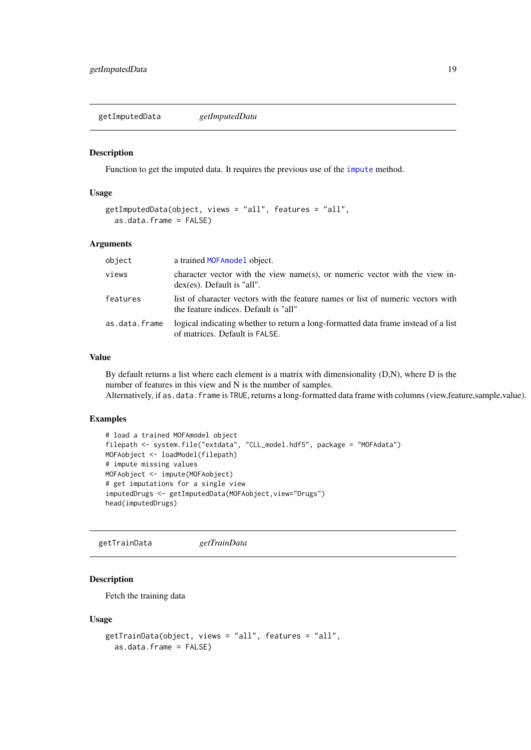## getImputedData *getImputedData*

### Description

Function to get the imputed data. It requires the previous use of the impute method.

### Usage

```
getImputedData(object, views = "all", features = "all",
  as.data.frame = FALSE)
```

### Arguments

| | |
|---|---|
| object | a trained MOFAmodel object. |
| views | character vector with the view name(s), or numeric vector with the view index(es). Default is "all". |
| features | list of character vectors with the feature names or list of numeric vectors with the feature indices. Default is "all" |
| as.data.frame | logical indicating whether to return a long-formatted data frame instead of a list of matrices. Default is FALSE. |

### Value

By default returns a list where each element is a matrix with dimensionality (D,N), where D is the number of features in this view and N is the number of samples.
Alternatively, if as.data.frame is TRUE, returns a long-formatted data frame with columns (view,feature,sample,value).

### Examples

```
# load a trained MOFAmodel object
filepath <- system.file("extdata", "CLL_model.hdf5", package = "MOFAdata")
MOFAobject <- loadModel(filepath)
# impute missing values
MOFAobject <- impute(MOFAobject)
# get imputations for a single view
imputedDrugs <- getImputedData(MOFAobject,view="Drugs")
head(imputedDrugs)
```

## getTrainData *getTrainData*

### Description

Fetch the training data

### Usage

```
getTrainData(object, views = "all", features = "all",
  as.data.frame = FALSE)
```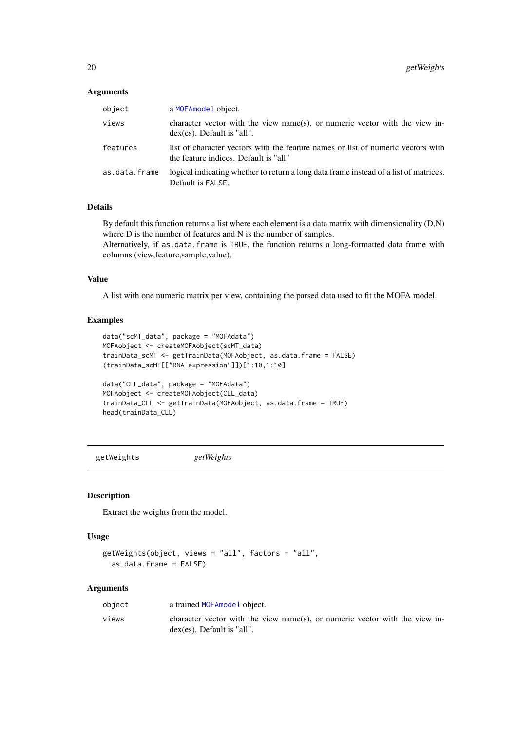### Arguments

| | |
|---|---|
| object | a MOFAmodel object. |
| views | character vector with the view name(s), or numeric vector with the view index(es). Default is "all". |
| features | list of character vectors with the feature names or list of numeric vectors with the feature indices. Default is "all" |
| as.data.frame | logical indicating whether to return a long data frame instead of a list of matrices. Default is FALSE. |

### Details

By default this function returns a list where each element is a data matrix with dimensionality (D,N) where D is the number of features and N is the number of samples.
Alternatively, if as.data.frame is TRUE, the function returns a long-formatted data frame with columns (view,feature,sample,value).

### Value

A list with one numeric matrix per view, containing the parsed data used to fit the MOFA model.

### Examples

```
data("scMT_data", package = "MOFAdata")
MOFAobject <- createMOFAobject(scMT_data)
trainData_scMT <- getTrainData(MOFAobject, as.data.frame = FALSE)
(trainData_scMT[["RNA expression"]])[1:10,1:10]

data("CLL_data", package = "MOFAdata")
MOFAobject <- createMOFAobject(CLL_data)
trainData_CLL <- getTrainData(MOFAobject, as.data.frame = TRUE)
head(trainData_CLL)
```

---

## getWeights *getWeights*

---

### Description

Extract the weights from the model.

### Usage

```
getWeights(object, views = "all", factors = "all",
  as.data.frame = FALSE)
```

### Arguments

| | |
|---|---|
| object | a trained MOFAmodel object. |
| views | character vector with the view name(s), or numeric vector with the view index(es). Default is "all". |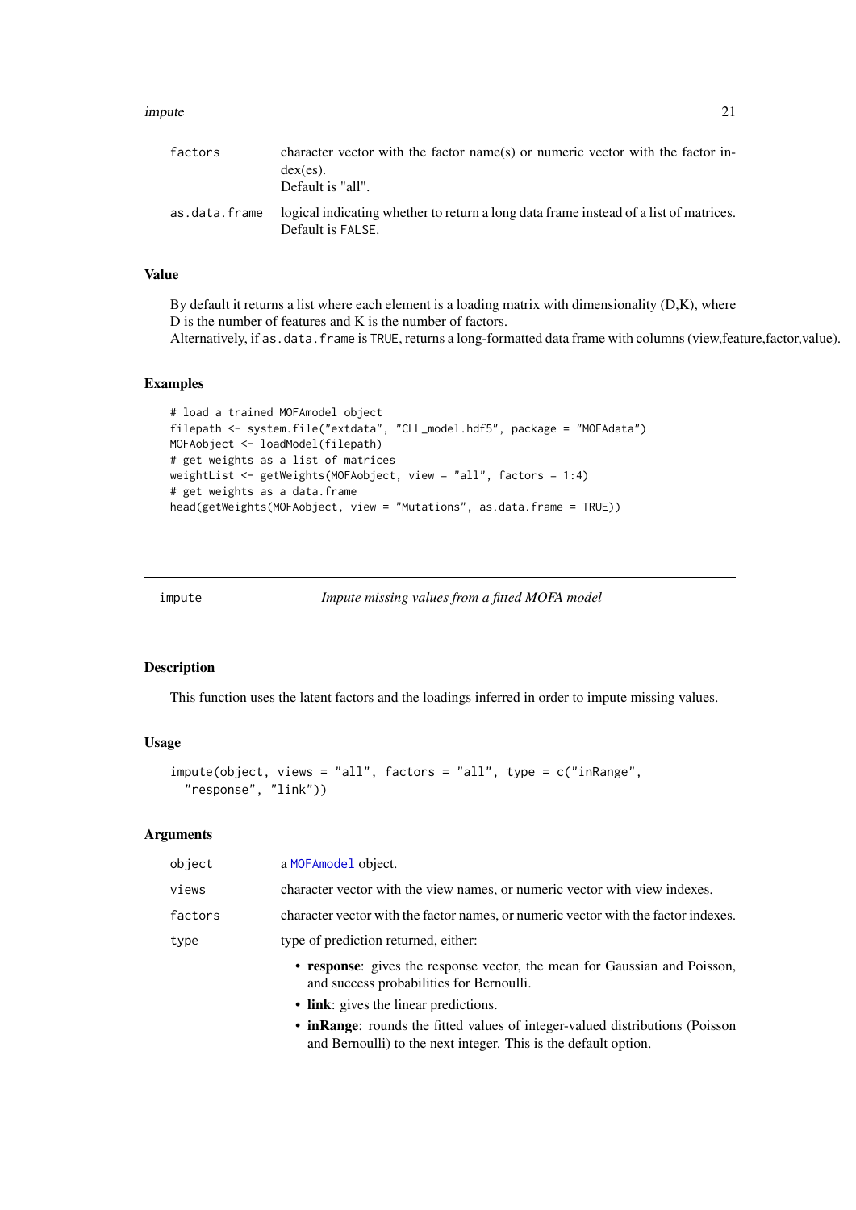| | |
|---|---|
| factors | character vector with the factor name(s) or numeric vector with the factor index(es).<br>Default is "all". |
| as.data.frame | logical indicating whether to return a long data frame instead of a list of matrices.<br>Default is FALSE. |

### Value

By default it returns a list where each element is a loading matrix with dimensionality (D,K), where D is the number of features and K is the number of factors.
Alternatively, if as.data.frame is TRUE, returns a long-formatted data frame with columns (view,feature,factor,value).

### Examples

```
# load a trained MOFAmodel object
filepath <- system.file("extdata", "CLL_model.hdf5", package = "MOFAdata")
MOFAobject <- loadModel(filepath)
# get weights as a list of matrices
weightList <- getWeights(MOFAobject, view = "all", factors = 1:4)
# get weights as a data.frame
head(getWeights(MOFAobject, view = "Mutations", as.data.frame = TRUE))
```

---

## impute — *Impute missing values from a fitted MOFA model*

### Description

This function uses the latent factors and the loadings inferred in order to impute missing values.

### Usage

```
impute(object, views = "all", factors = "all", type = c("inRange",
  "response", "link"))
```

### Arguments

| | |
|---|---|
| object | a MOFAmodel object. |
| views | character vector with the view names, or numeric vector with view indexes. |
| factors | character vector with the factor names, or numeric vector with the factor indexes. |
| type | type of prediction returned, either: |

- **response**: gives the response vector, the mean for Gaussian and Poisson, and success probabilities for Bernoulli.
- **link**: gives the linear predictions.
- **inRange**: rounds the fitted values of integer-valued distributions (Poisson and Bernoulli) to the next integer. This is the default option.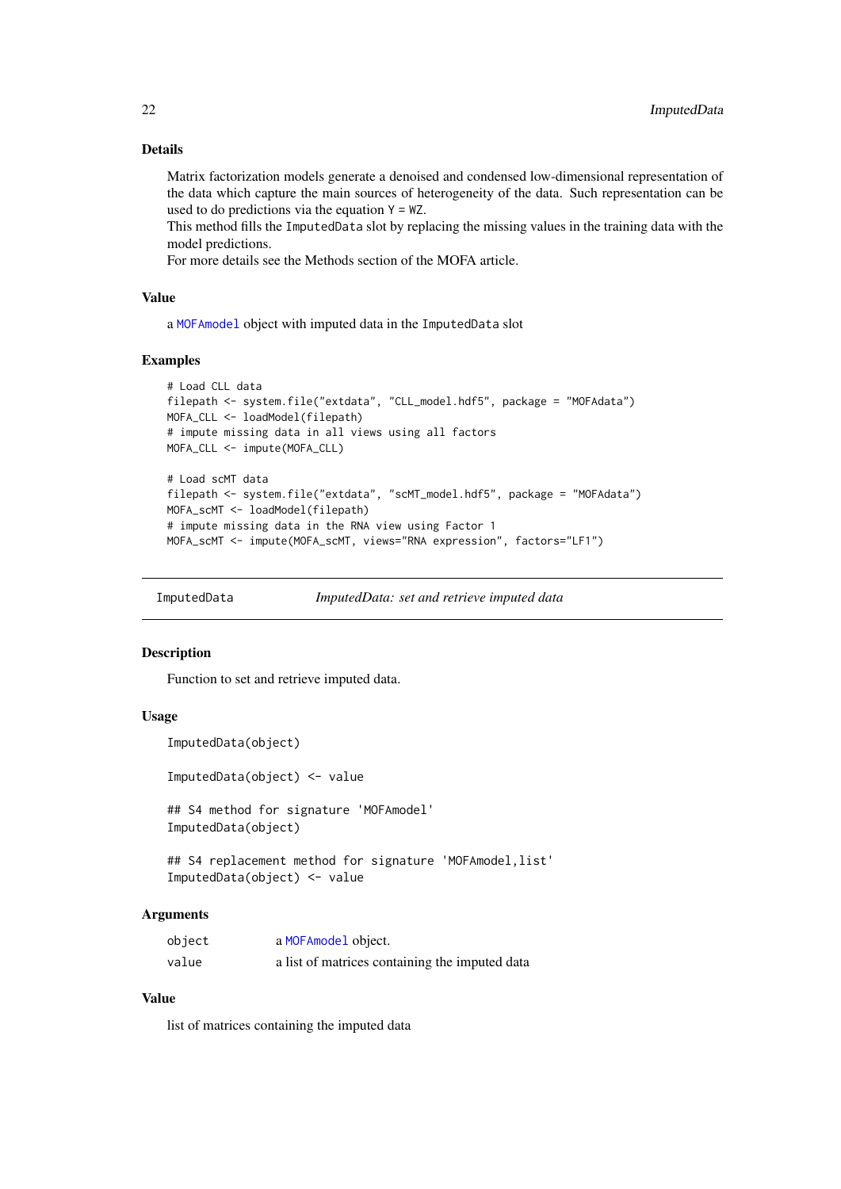### Details

Matrix factorization models generate a denoised and condensed low-dimensional representation of the data which capture the main sources of heterogeneity of the data. Such representation can be used to do predictions via the equation `Y = WZ`.

This method fills the `ImputedData` slot by replacing the missing values in the training data with the model predictions.

For more details see the Methods section of the MOFA article.

### Value

a `MOFAmodel` object with imputed data in the `ImputedData` slot

### Examples

```
# Load CLL data
filepath <- system.file("extdata", "CLL_model.hdf5", package = "MOFAdata")
MOFA_CLL <- loadModel(filepath)
# impute missing data in all views using all factors
MOFA_CLL <- impute(MOFA_CLL)

# Load scMT data
filepath <- system.file("extdata", "scMT_model.hdf5", package = "MOFAdata")
MOFA_scMT <- loadModel(filepath)
# impute missing data in the RNA view using Factor 1
MOFA_scMT <- impute(MOFA_scMT, views="RNA expression", factors="LF1")
```

---

## ImputedData    *ImputedData: set and retrieve imputed data*

### Description

Function to set and retrieve imputed data.

### Usage

```
ImputedData(object)

ImputedData(object) <- value

## S4 method for signature 'MOFAmodel'
ImputedData(object)

## S4 replacement method for signature 'MOFAmodel,list'
ImputedData(object) <- value
```

### Arguments

| | |
|---|---|
| `object` | a `MOFAmodel` object. |
| `value` | a list of matrices containing the imputed data |

### Value

list of matrices containing the imputed data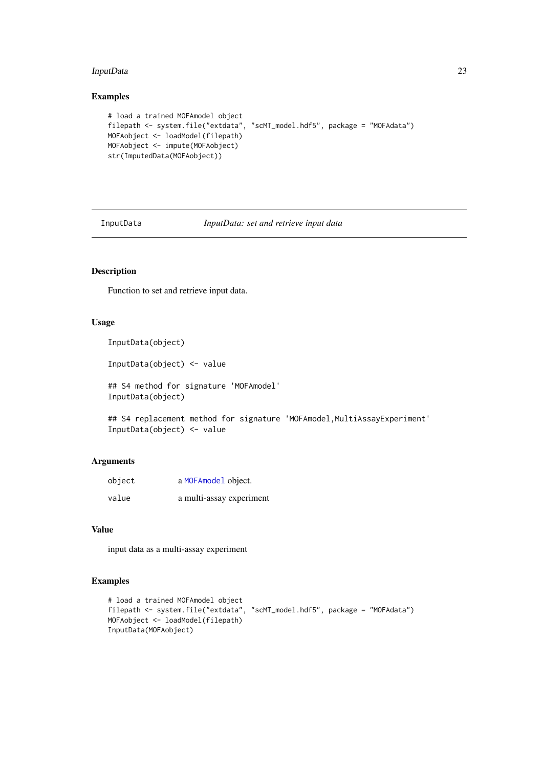### Examples

```
# load a trained MOFAmodel object
filepath <- system.file("extdata", "scMT_model.hdf5", package = "MOFAdata")
MOFAobject <- loadModel(filepath)
MOFAobject <- impute(MOFAobject)
str(ImputedData(MOFAobject))
```

---

## InputData &nbsp;&nbsp;&nbsp;&nbsp; *InputData: set and retrieve input data*

---

### Description

Function to set and retrieve input data.

### Usage

```
InputData(object)

InputData(object) <- value

## S4 method for signature 'MOFAmodel'
InputData(object)

## S4 replacement method for signature 'MOFAmodel,MultiAssayExperiment'
InputData(object) <- value
```

### Arguments

| | |
|---|---|
| object | a `MOFAmodel` object. |
| value | a multi-assay experiment |

### Value

input data as a multi-assay experiment

### Examples

```
# load a trained MOFAmodel object
filepath <- system.file("extdata", "scMT_model.hdf5", package = "MOFAdata")
MOFAobject <- loadModel(filepath)
InputData(MOFAobject)
```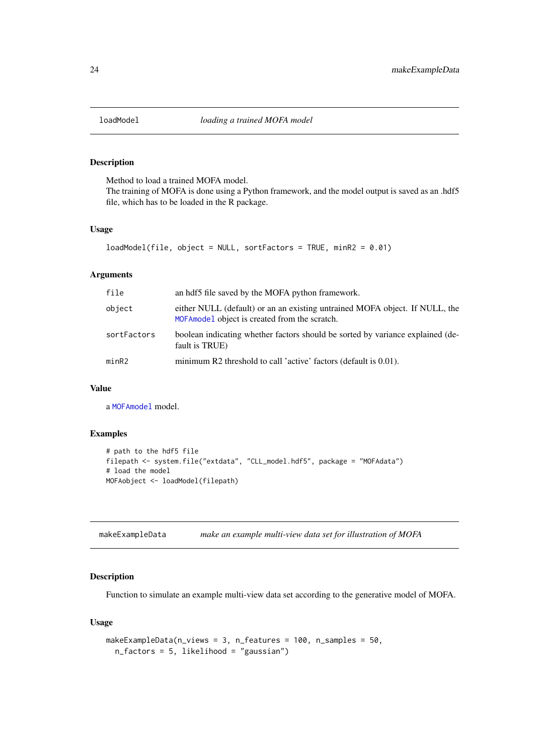## loadModel — *loading a trained MOFA model*

### Description

Method to load a trained MOFA model.
The training of MOFA is done using a Python framework, and the model output is saved as an .hdf5 file, which has to be loaded in the R package.

### Usage

```
loadModel(file, object = NULL, sortFactors = TRUE, minR2 = 0.01)
```

### Arguments

| | |
|---|---|
| file | an hdf5 file saved by the MOFA python framework. |
| object | either NULL (default) or an an existing untrained MOFA object. If NULL, the MOFAmodel object is created from the scratch. |
| sortFactors | boolean indicating whether factors should be sorted by variance explained (default is TRUE) |
| minR2 | minimum R2 threshold to call 'active' factors (default is 0.01). |

### Value

a MOFAmodel model.

### Examples

```
# path to the hdf5 file
filepath <- system.file("extdata", "CLL_model.hdf5", package = "MOFAdata")
# load the model
MOFAobject <- loadModel(filepath)
```

## makeExampleData — *make an example multi-view data set for illustration of MOFA*

### Description

Function to simulate an example multi-view data set according to the generative model of MOFA.

### Usage

```
makeExampleData(n_views = 3, n_features = 100, n_samples = 50,
  n_factors = 5, likelihood = "gaussian")
```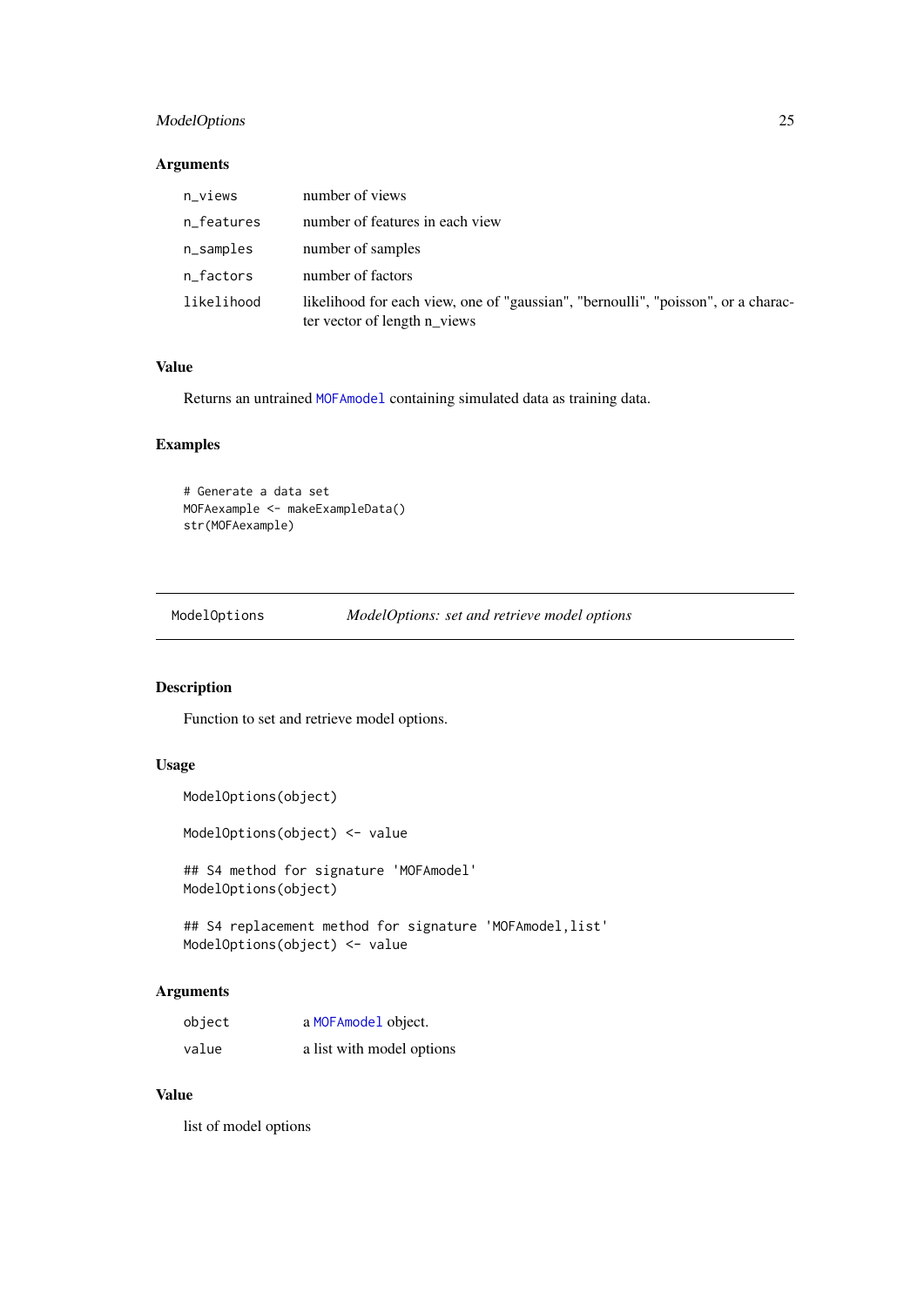### Arguments

| | |
|---|---|
| `n_views` | number of views |
| `n_features` | number of features in each view |
| `n_samples` | number of samples |
| `n_factors` | number of factors |
| `likelihood` | likelihood for each view, one of "gaussian", "bernoulli", "poisson", or a character vector of length n_views |

### Value

Returns an untrained `MOFAmodel` containing simulated data as training data.

### Examples

```
# Generate a data set
MOFAexample <- makeExampleData()
str(MOFAexample)
```

---

## ModelOptions &nbsp;&nbsp;&nbsp; *ModelOptions: set and retrieve model options*

---

### Description

Function to set and retrieve model options.

### Usage

```
ModelOptions(object)

ModelOptions(object) <- value

## S4 method for signature 'MOFAmodel'
ModelOptions(object)

## S4 replacement method for signature 'MOFAmodel,list'
ModelOptions(object) <- value
```

### Arguments

| | |
|---|---|
| `object` | a `MOFAmodel` object. |
| `value` | a list with model options |

### Value

list of model options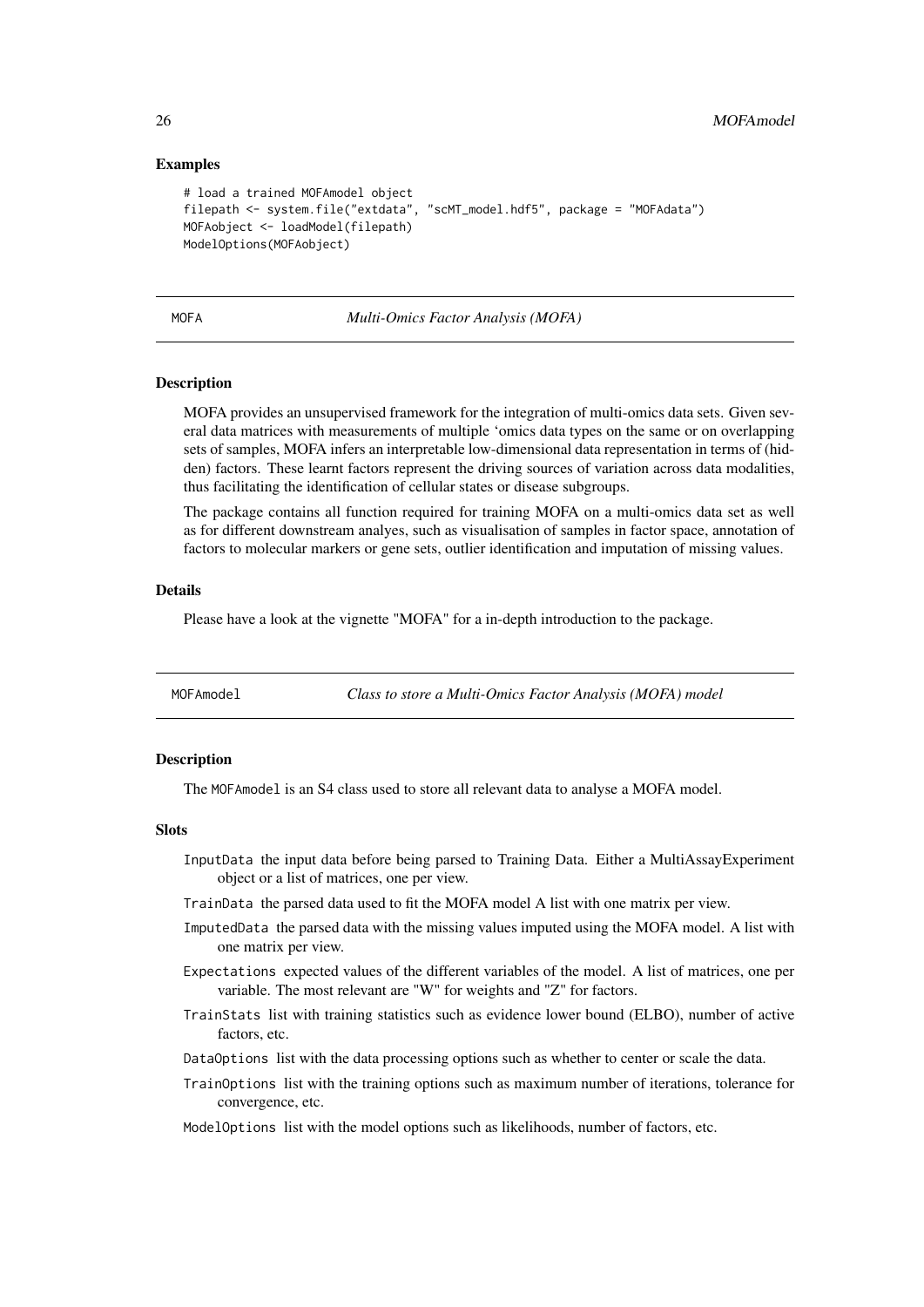### Examples

```
# load a trained MOFAmodel object
filepath <- system.file("extdata", "scMT_model.hdf5", package = "MOFAdata")
MOFAobject <- loadModel(filepath)
ModelOptions(MOFAobject)
```

---

## MOFA — *Multi-Omics Factor Analysis (MOFA)*

### Description

MOFA provides an unsupervised framework for the integration of multi-omics data sets. Given several data matrices with measurements of multiple 'omics data types on the same or on overlapping sets of samples, MOFA infers an interpretable low-dimensional data representation in terms of (hidden) factors. These learnt factors represent the driving sources of variation across data modalities, thus facilitating the identification of cellular states or disease subgroups.

The package contains all function required for training MOFA on a multi-omics data set as well as for different downstream analyes, such as visualisation of samples in factor space, annotation of factors to molecular markers or gene sets, outlier identification and imputation of missing values.

### Details

Please have a look at the vignette "MOFA" for a in-depth introduction to the package.

---

## MOFAmodel — *Class to store a Multi-Omics Factor Analysis (MOFA) model*

### Description

The MOFAmodel is an S4 class used to store all relevant data to analyse a MOFA model.

### Slots

- `InputData` the input data before being parsed to Training Data. Either a MultiAssayExperiment object or a list of matrices, one per view.
- `TrainData` the parsed data used to fit the MOFA model A list with one matrix per view.
- `ImputedData` the parsed data with the missing values imputed using the MOFA model. A list with one matrix per view.
- `Expectations` expected values of the different variables of the model. A list of matrices, one per variable. The most relevant are "W" for weights and "Z" for factors.
- `TrainStats` list with training statistics such as evidence lower bound (ELBO), number of active factors, etc.
- `DataOptions` list with the data processing options such as whether to center or scale the data.
- `TrainOptions` list with the training options such as maximum number of iterations, tolerance for convergence, etc.
- `ModelOptions` list with the model options such as likelihoods, number of factors, etc.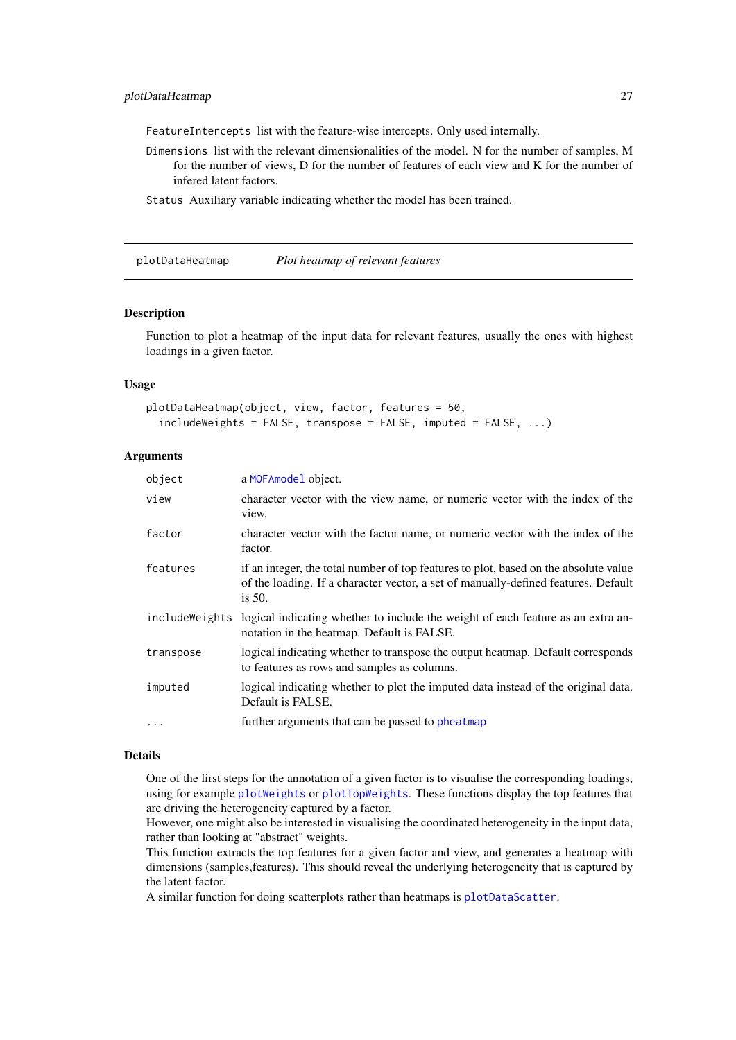`FeatureIntercepts` list with the feature-wise intercepts. Only used internally.

`Dimensions` list with the relevant dimensionalities of the model. N for the number of samples, M for the number of views, D for the number of features of each view and K for the number of infered latent factors.

`Status` Auxiliary variable indicating whether the model has been trained.

---

## plotDataHeatmap — *Plot heatmap of relevant features*

### Description

Function to plot a heatmap of the input data for relevant features, usually the ones with highest loadings in a given factor.

### Usage

```
plotDataHeatmap(object, view, factor, features = 50,
  includeWeights = FALSE, transpose = FALSE, imputed = FALSE, ...)
```

### Arguments

| | |
|---|---|
| `object` | a `MOFAmodel` object. |
| `view` | character vector with the view name, or numeric vector with the index of the view. |
| `factor` | character vector with the factor name, or numeric vector with the index of the factor. |
| `features` | if an integer, the total number of top features to plot, based on the absolute value of the loading. If a character vector, a set of manually-defined features. Default is 50. |
| `includeWeights` | logical indicating whether to include the weight of each feature as an extra annotation in the heatmap. Default is FALSE. |
| `transpose` | logical indicating whether to transpose the output heatmap. Default corresponds to features as rows and samples as columns. |
| `imputed` | logical indicating whether to plot the imputed data instead of the original data. Default is FALSE. |
| `...` | further arguments that can be passed to `pheatmap` |

### Details

One of the first steps for the annotation of a given factor is to visualise the corresponding loadings, using for example `plotWeights` or `plotTopWeights`. These functions display the top features that are driving the heterogeneity captured by a factor.
However, one might also be interested in visualising the coordinated heterogeneity in the input data, rather than looking at "abstract" weights.
This function extracts the top features for a given factor and view, and generates a heatmap with dimensions (samples,features). This should reveal the underlying heterogeneity that is captured by the latent factor.
A similar function for doing scatterplots rather than heatmaps is `plotDataScatter`.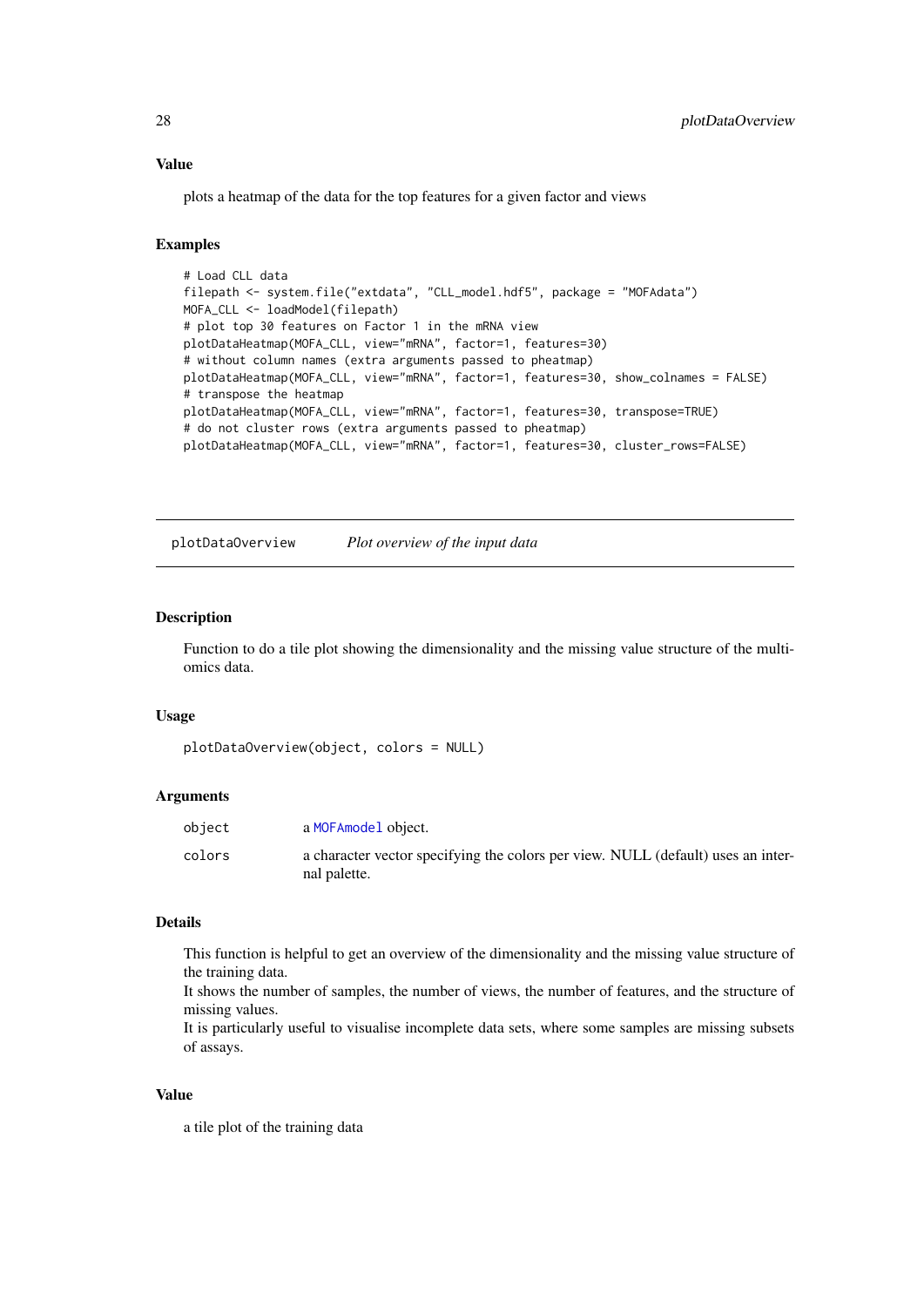### Value

plots a heatmap of the data for the top features for a given factor and views

### Examples

```
# Load CLL data
filepath <- system.file("extdata", "CLL_model.hdf5", package = "MOFAdata")
MOFA_CLL <- loadModel(filepath)
# plot top 30 features on Factor 1 in the mRNA view
plotDataHeatmap(MOFA_CLL, view="mRNA", factor=1, features=30)
# without column names (extra arguments passed to pheatmap)
plotDataHeatmap(MOFA_CLL, view="mRNA", factor=1, features=30, show_colnames = FALSE)
# transpose the heatmap
plotDataHeatmap(MOFA_CLL, view="mRNA", factor=1, features=30, transpose=TRUE)
# do not cluster rows (extra arguments passed to pheatmap)
plotDataHeatmap(MOFA_CLL, view="mRNA", factor=1, features=30, cluster_rows=FALSE)
```

---

## plotDataOverview — *Plot overview of the input data*

---

### Description

Function to do a tile plot showing the dimensionality and the missing value structure of the multi-omics data.

### Usage

```
plotDataOverview(object, colors = NULL)
```

### Arguments

| | |
|---|---|
| object | a MOFAmodel object. |
| colors | a character vector specifying the colors per view. NULL (default) uses an internal palette. |

### Details

This function is helpful to get an overview of the dimensionality and the missing value structure of the training data.
It shows the number of samples, the number of views, the number of features, and the structure of missing values.
It is particularly useful to visualise incomplete data sets, where some samples are missing subsets of assays.

### Value

a tile plot of the training data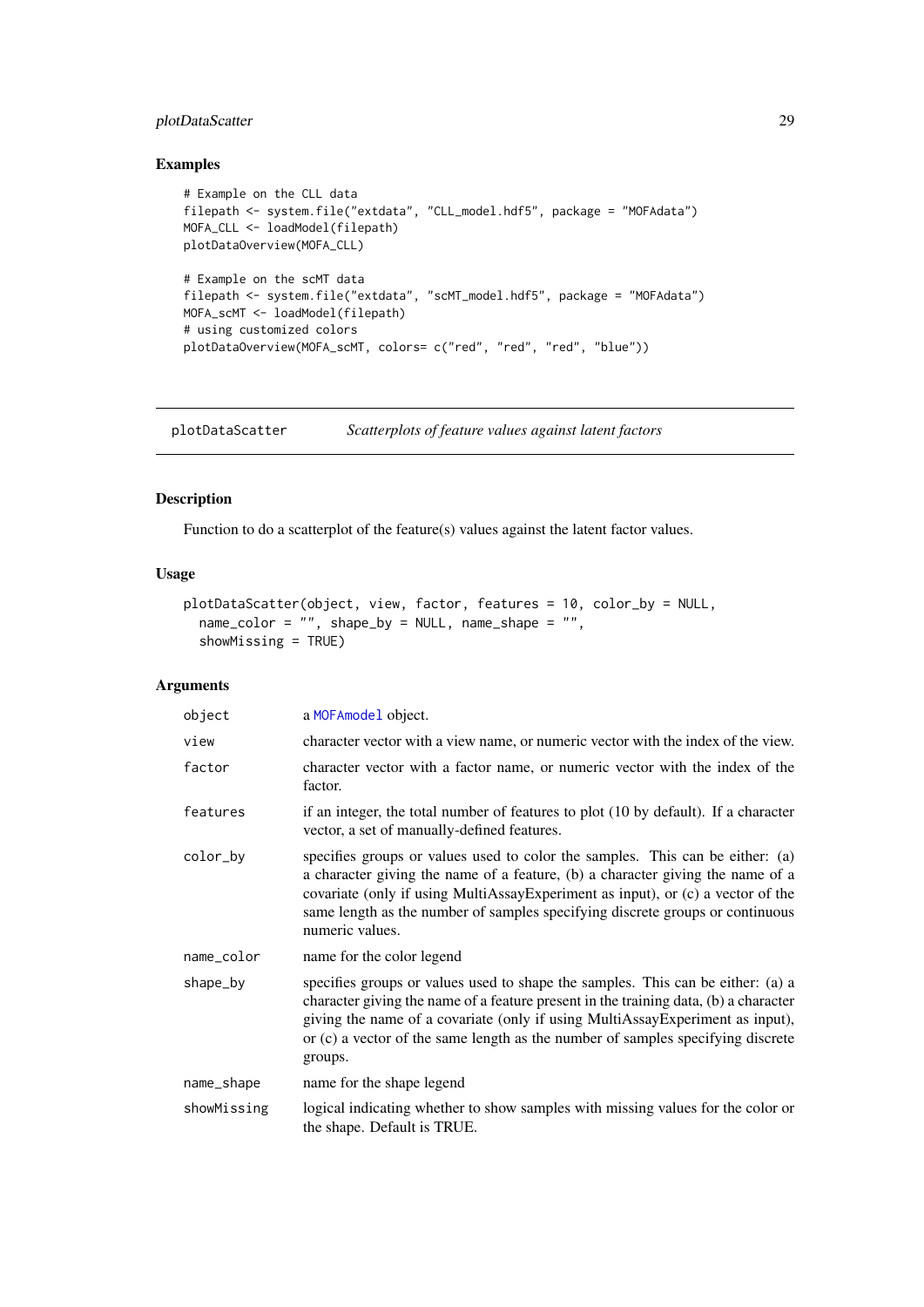## Examples

```
# Example on the CLL data
filepath <- system.file("extdata", "CLL_model.hdf5", package = "MOFAdata")
MOFA_CLL <- loadModel(filepath)
plotDataOverview(MOFA_CLL)

# Example on the scMT data
filepath <- system.file("extdata", "scMT_model.hdf5", package = "MOFAdata")
MOFA_scMT <- loadModel(filepath)
# using customized colors
plotDataOverview(MOFA_scMT, colors= c("red", "red", "red", "blue"))
```

---

# plotDataScatter *Scatterplots of feature values against latent factors*

---

## Description

Function to do a scatterplot of the feature(s) values against the latent factor values.

## Usage

```
plotDataScatter(object, view, factor, features = 10, color_by = NULL,
  name_color = "", shape_by = NULL, name_shape = "",
  showMissing = TRUE)
```

## Arguments

| | |
|---|---|
| object | a MOFAmodel object. |
| view | character vector with a view name, or numeric vector with the index of the view. |
| factor | character vector with a factor name, or numeric vector with the index of the factor. |
| features | if an integer, the total number of features to plot (10 by default). If a character vector, a set of manually-defined features. |
| color_by | specifies groups or values used to color the samples. This can be either: (a) a character giving the name of a feature, (b) a character giving the name of a covariate (only if using MultiAssayExperiment as input), or (c) a vector of the same length as the number of samples specifying discrete groups or continuous numeric values. |
| name_color | name for the color legend |
| shape_by | specifies groups or values used to shape the samples. This can be either: (a) a character giving the name of a feature present in the training data, (b) a character giving the name of a covariate (only if using MultiAssayExperiment as input), or (c) a vector of the same length as the number of samples specifying discrete groups. |
| name_shape | name for the shape legend |
| showMissing | logical indicating whether to show samples with missing values for the color or the shape. Default is TRUE. |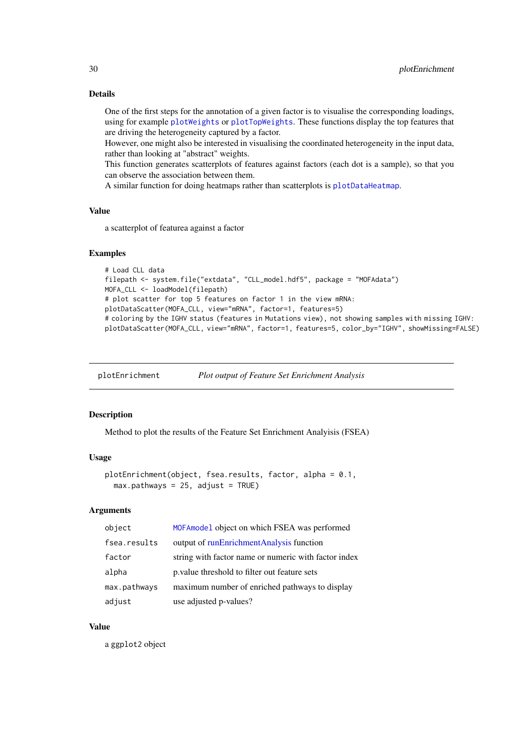### Details

One of the first steps for the annotation of a given factor is to visualise the corresponding loadings, using for example `plotWeights` or `plotTopWeights`. These functions display the top features that are driving the heterogeneity captured by a factor.
However, one might also be interested in visualising the coordinated heterogeneity in the input data, rather than looking at "abstract" weights.
This function generates scatterplots of features against factors (each dot is a sample), so that you can observe the association between them.
A similar function for doing heatmaps rather than scatterplots is `plotDataHeatmap`.

### Value

a scatterplot of featurea against a factor

### Examples

```
# Load CLL data
filepath <- system.file("extdata", "CLL_model.hdf5", package = "MOFAdata")
MOFA_CLL <- loadModel(filepath)
# plot scatter for top 5 features on factor 1 in the view mRNA:
plotDataScatter(MOFA_CLL, view="mRNA", factor=1, features=5)
# coloring by the IGHV status (features in Mutations view), not showing samples with missing IGHV:
plotDataScatter(MOFA_CLL, view="mRNA", factor=1, features=5, color_by="IGHV", showMissing=FALSE)
```

---

## plotEnrichment — *Plot output of Feature Set Enrichment Analysis*

### Description

Method to plot the results of the Feature Set Enrichment Analyisis (FSEA)

### Usage

```
plotEnrichment(object, fsea.results, factor, alpha = 0.1,
  max.pathways = 25, adjust = TRUE)
```

### Arguments

| | |
|---|---|
| object | `MOFAmodel` object on which FSEA was performed |
| fsea.results | output of runEnrichmentAnalysis function |
| factor | string with factor name or numeric with factor index |
| alpha | p.value threshold to filter out feature sets |
| max.pathways | maximum number of enriched pathways to display |
| adjust | use adjusted p-values? |

### Value

a `ggplot2` object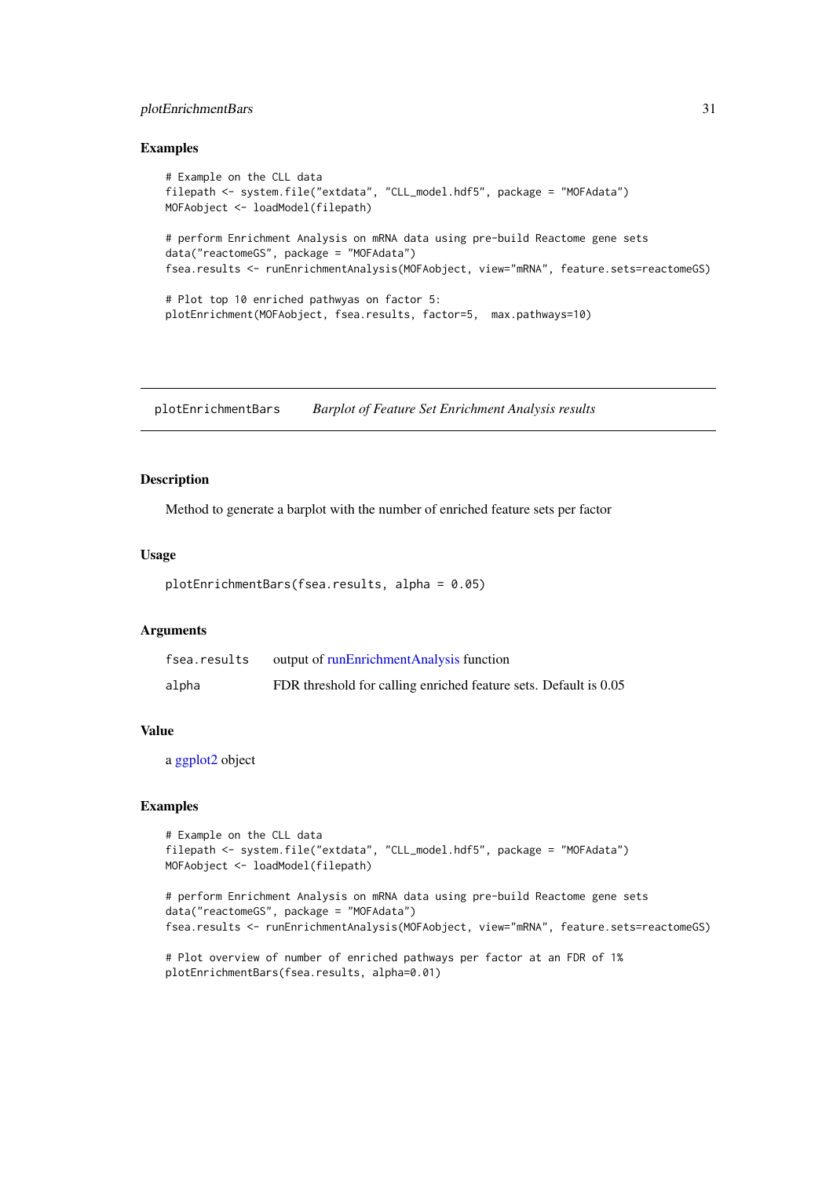### Examples

```
# Example on the CLL data
filepath <- system.file("extdata", "CLL_model.hdf5", package = "MOFAdata")
MOFAobject <- loadModel(filepath)

# perform Enrichment Analysis on mRNA data using pre-build Reactome gene sets
data("reactomeGS", package = "MOFAdata")
fsea.results <- runEnrichmentAnalysis(MOFAobject, view="mRNA", feature.sets=reactomeGS)

# Plot top 10 enriched pathwyas on factor 5:
plotEnrichment(MOFAobject, fsea.results, factor=5,  max.pathways=10)
```

---

## plotEnrichmentBars    *Barplot of Feature Set Enrichment Analysis results*

---

### Description

Method to generate a barplot with the number of enriched feature sets per factor

### Usage

```
plotEnrichmentBars(fsea.results, alpha = 0.05)
```

### Arguments

| | |
|---|---|
| fsea.results | output of runEnrichmentAnalysis function |
| alpha | FDR threshold for calling enriched feature sets. Default is 0.05 |

### Value

a ggplot2 object

### Examples

```
# Example on the CLL data
filepath <- system.file("extdata", "CLL_model.hdf5", package = "MOFAdata")
MOFAobject <- loadModel(filepath)

# perform Enrichment Analysis on mRNA data using pre-build Reactome gene sets
data("reactomeGS", package = "MOFAdata")
fsea.results <- runEnrichmentAnalysis(MOFAobject, view="mRNA", feature.sets=reactomeGS)

# Plot overview of number of enriched pathways per factor at an FDR of 1%
plotEnrichmentBars(fsea.results, alpha=0.01)
```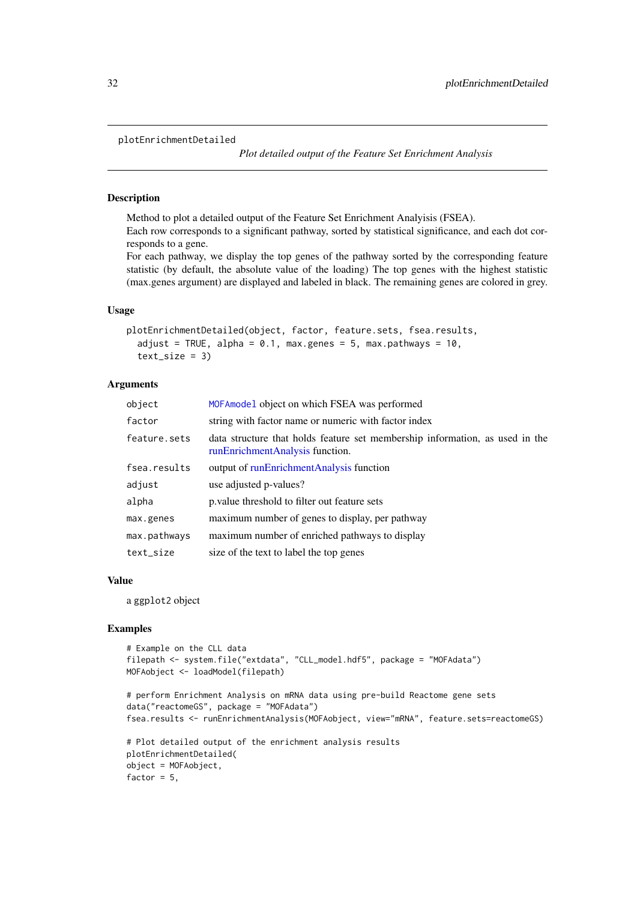`plotEnrichmentDetailed` *Plot detailed output of the Feature Set Enrichment Analysis*

## Description

Method to plot a detailed output of the Feature Set Enrichment Analyisis (FSEA).
Each row corresponds to a significant pathway, sorted by statistical significance, and each dot corresponds to a gene.
For each pathway, we display the top genes of the pathway sorted by the corresponding feature statistic (by default, the absolute value of the loading) The top genes with the highest statistic (max.genes argument) are displayed and labeled in black. The remaining genes are colored in grey.

## Usage

```
plotEnrichmentDetailed(object, factor, feature.sets, fsea.results,
  adjust = TRUE, alpha = 0.1, max.genes = 5, max.pathways = 10,
  text_size = 3)
```

## Arguments

| | |
|---|---|
| `object` | `MOFAmodel` object on which FSEA was performed |
| `factor` | string with factor name or numeric with factor index |
| `feature.sets` | data structure that holds feature set membership information, as used in the runEnrichmentAnalysis function. |
| `fsea.results` | output of runEnrichmentAnalysis function |
| `adjust` | use adjusted p-values? |
| `alpha` | p.value threshold to filter out feature sets |
| `max.genes` | maximum number of genes to display, per pathway |
| `max.pathways` | maximum number of enriched pathways to display |
| `text_size` | size of the text to label the top genes |

## Value

a ggplot2 object

## Examples

```
# Example on the CLL data
filepath <- system.file("extdata", "CLL_model.hdf5", package = "MOFAdata")
MOFAobject <- loadModel(filepath)

# perform Enrichment Analysis on mRNA data using pre-build Reactome gene sets
data("reactomeGS", package = "MOFAdata")
fsea.results <- runEnrichmentAnalysis(MOFAobject, view="mRNA", feature.sets=reactomeGS)

# Plot detailed output of the enrichment analysis results
plotEnrichmentDetailed(
object = MOFAobject,
factor = 5,
```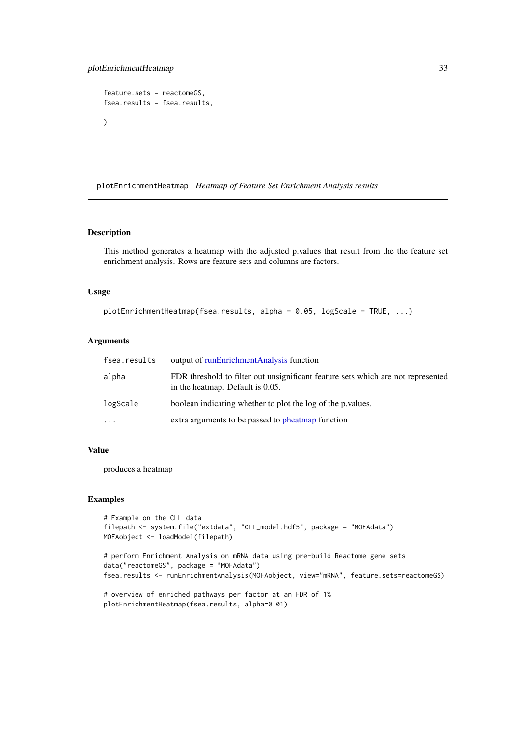```
feature.sets = reactomeGS,
fsea.results = fsea.results,

)
```

---

## plotEnrichmentHeatmap *Heatmap of Feature Set Enrichment Analysis results*

---

### Description

This method generates a heatmap with the adjusted p.values that result from the the feature set enrichment analysis. Rows are feature sets and columns are factors.

### Usage

```
plotEnrichmentHeatmap(fsea.results, alpha = 0.05, logScale = TRUE, ...)
```

### Arguments

| | |
|---|---|
| `fsea.results` | output of runEnrichmentAnalysis function |
| `alpha` | FDR threshold to filter out unsignificant feature sets which are not represented in the heatmap. Default is 0.05. |
| `logScale` | boolean indicating whether to plot the log of the p.values. |
| `...` | extra arguments to be passed to pheatmap function |

### Value

produces a heatmap

### Examples

```
# Example on the CLL data
filepath <- system.file("extdata", "CLL_model.hdf5", package = "MOFAdata")
MOFAobject <- loadModel(filepath)

# perform Enrichment Analysis on mRNA data using pre-build Reactome gene sets
data("reactomeGS", package = "MOFAdata")
fsea.results <- runEnrichmentAnalysis(MOFAobject, view="mRNA", feature.sets=reactomeGS)

# overview of enriched pathways per factor at an FDR of 1%
plotEnrichmentHeatmap(fsea.results, alpha=0.01)
```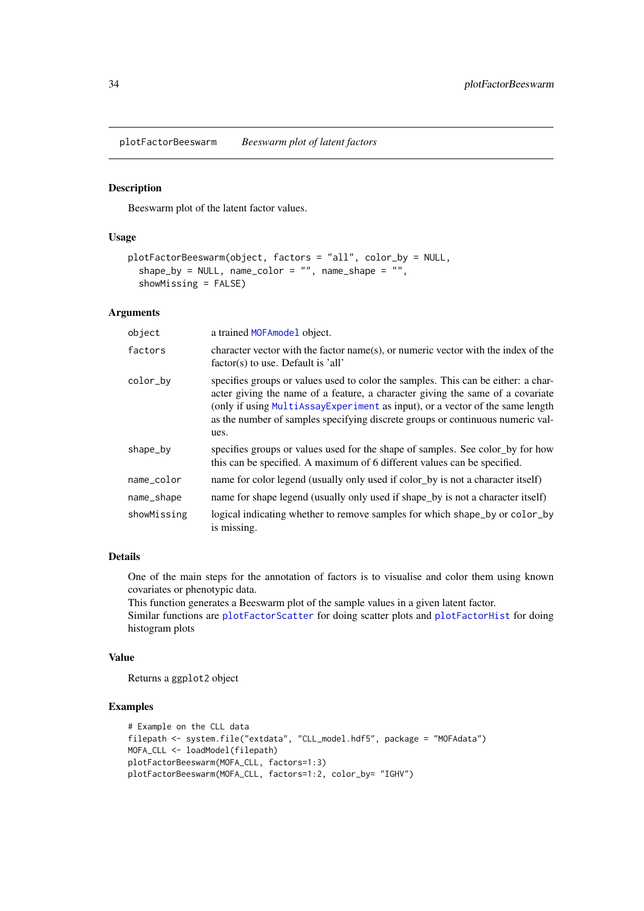## plotFactorBeeswarm *Beeswarm plot of latent factors*

### Description

Beeswarm plot of the latent factor values.

### Usage

```
plotFactorBeeswarm(object, factors = "all", color_by = NULL,
  shape_by = NULL, name_color = "", name_shape = "",
  showMissing = FALSE)
```

### Arguments

| | |
|---|---|
| object | a trained MOFAmodel object. |
| factors | character vector with the factor name(s), or numeric vector with the index of the factor(s) to use. Default is 'all' |
| color_by | specifies groups or values used to color the samples. This can be either: a character giving the name of a feature, a character giving the same of a covariate (only if using MultiAssayExperiment as input), or a vector of the same length as the number of samples specifying discrete groups or continuous numeric values. |
| shape_by | specifies groups or values used for the shape of samples. See color_by for how this can be specified. A maximum of 6 different values can be specified. |
| name_color | name for color legend (usually only used if color_by is not a character itself) |
| name_shape | name for shape legend (usually only used if shape_by is not a character itself) |
| showMissing | logical indicating whether to remove samples for which shape_by or color_by is missing. |

### Details

One of the main steps for the annotation of factors is to visualise and color them using known covariates or phenotypic data.
This function generates a Beeswarm plot of the sample values in a given latent factor.
Similar functions are plotFactorScatter for doing scatter plots and plotFactorHist for doing histogram plots

### Value

Returns a ggplot2 object

### Examples

```
# Example on the CLL data
filepath <- system.file("extdata", "CLL_model.hdf5", package = "MOFAdata")
MOFA_CLL <- loadModel(filepath)
plotFactorBeeswarm(MOFA_CLL, factors=1:3)
plotFactorBeeswarm(MOFA_CLL, factors=1:2, color_by= "IGHV")
```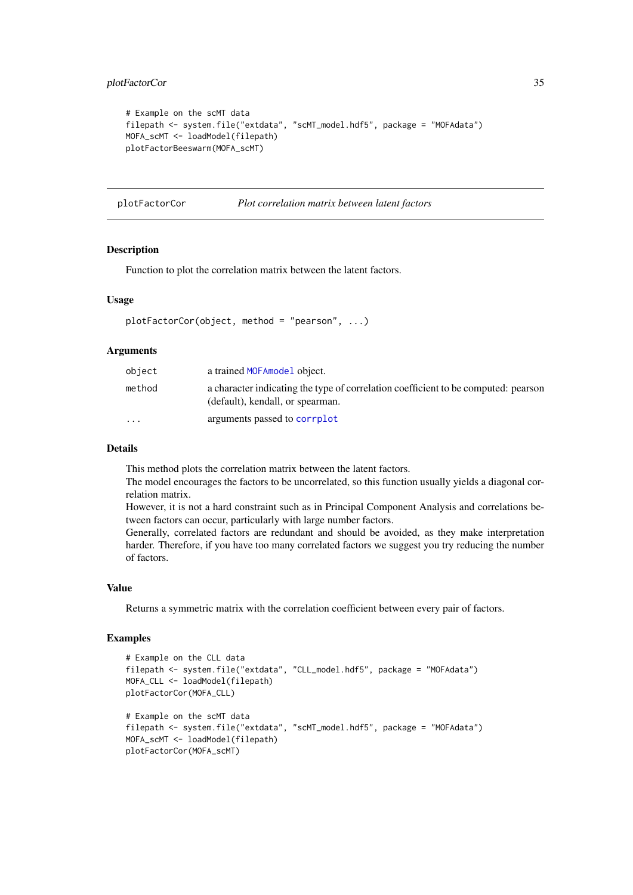```
# Example on the scMT data
filepath <- system.file("extdata", "scMT_model.hdf5", package = "MOFAdata")
MOFA_scMT <- loadModel(filepath)
plotFactorBeeswarm(MOFA_scMT)
```

## plotFactorCor — *Plot correlation matrix between latent factors*

### Description

Function to plot the correlation matrix between the latent factors.

### Usage

```
plotFactorCor(object, method = "pearson", ...)
```

### Arguments

| | |
|---|---|
| `object` | a trained `MOFAmodel` object. |
| `method` | a character indicating the type of correlation coefficient to be computed: pearson (default), kendall, or spearman. |
| `...` | arguments passed to `corrplot` |

### Details

This method plots the correlation matrix between the latent factors.
The model encourages the factors to be uncorrelated, so this function usually yields a diagonal correlation matrix.
However, it is not a hard constraint such as in Principal Component Analysis and correlations between factors can occur, particularly with large number factors.
Generally, correlated factors are redundant and should be avoided, as they make interpretation harder. Therefore, if you have too many correlated factors we suggest you try reducing the number of factors.

### Value

Returns a symmetric matrix with the correlation coefficient between every pair of factors.

### Examples

```
# Example on the CLL data
filepath <- system.file("extdata", "CLL_model.hdf5", package = "MOFAdata")
MOFA_CLL <- loadModel(filepath)
plotFactorCor(MOFA_CLL)

# Example on the scMT data
filepath <- system.file("extdata", "scMT_model.hdf5", package = "MOFAdata")
MOFA_scMT <- loadModel(filepath)
plotFactorCor(MOFA_scMT)
```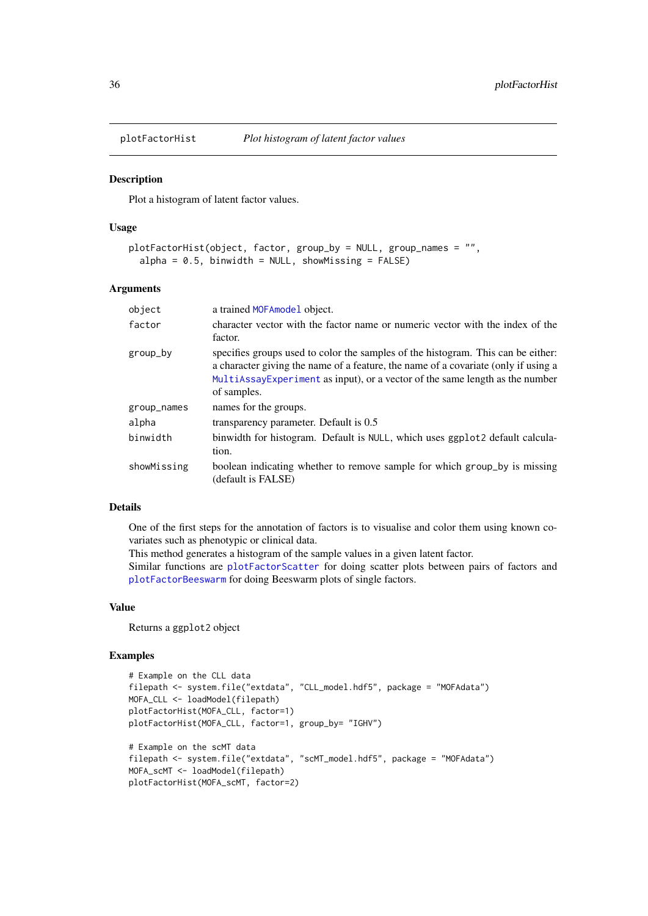# plotFactorHist — *Plot histogram of latent factor values*

## Description

Plot a histogram of latent factor values.

## Usage

```
plotFactorHist(object, factor, group_by = NULL, group_names = "",
  alpha = 0.5, binwidth = NULL, showMissing = FALSE)
```

## Arguments

| Argument | Description |
|---|---|
| object | a trained MOFAmodel object. |
| factor | character vector with the factor name or numeric vector with the index of the factor. |
| group_by | specifies groups used to color the samples of the histogram. This can be either: a character giving the name of a feature, the name of a covariate (only if using a MultiAssayExperiment as input), or a vector of the same length as the number of samples. |
| group_names | names for the groups. |
| alpha | transparency parameter. Default is 0.5 |
| binwidth | binwidth for histogram. Default is NULL, which uses ggplot2 default calculation. |
| showMissing | boolean indicating whether to remove sample for which group_by is missing (default is FALSE) |

## Details

One of the first steps for the annotation of factors is to visualise and color them using known covariates such as phenotypic or clinical data.
This method generates a histogram of the sample values in a given latent factor.
Similar functions are plotFactorScatter for doing scatter plots between pairs of factors and plotFactorBeeswarm for doing Beeswarm plots of single factors.

## Value

Returns a ggplot2 object

## Examples

```
# Example on the CLL data
filepath <- system.file("extdata", "CLL_model.hdf5", package = "MOFAdata")
MOFA_CLL <- loadModel(filepath)
plotFactorHist(MOFA_CLL, factor=1)
plotFactorHist(MOFA_CLL, factor=1, group_by= "IGHV")

# Example on the scMT data
filepath <- system.file("extdata", "scMT_model.hdf5", package = "MOFAdata")
MOFA_scMT <- loadModel(filepath)
plotFactorHist(MOFA_scMT, factor=2)
```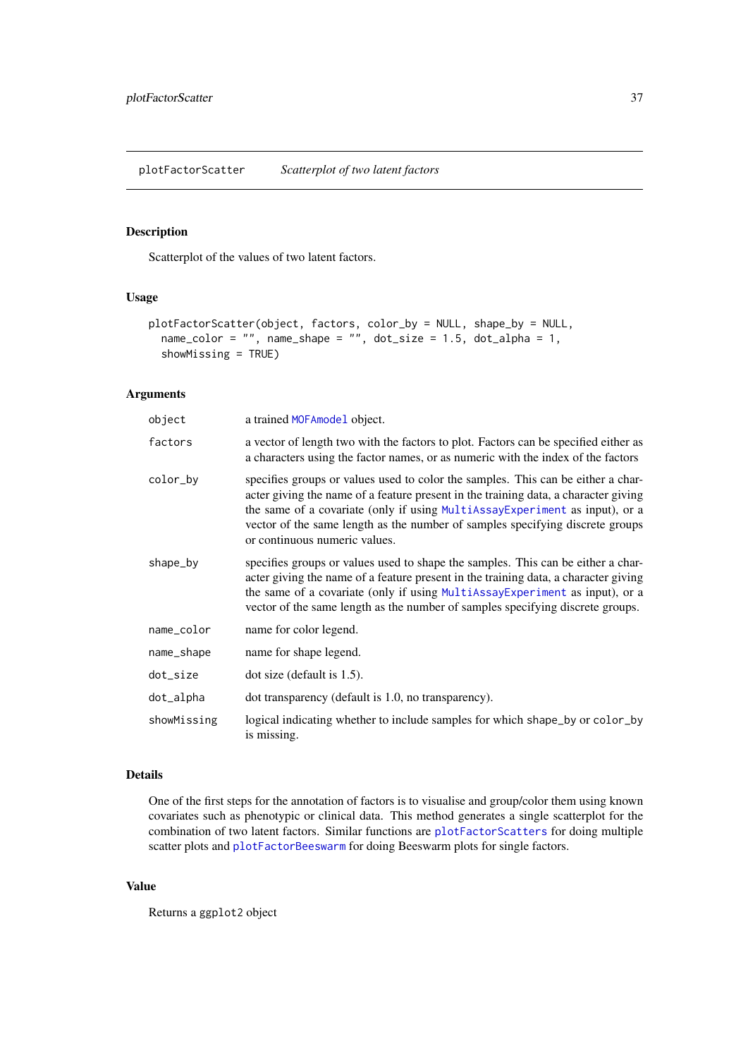plotFactorScatter &emsp; *Scatterplot of two latent factors*

## Description

Scatterplot of the values of two latent factors.

## Usage

```
plotFactorScatter(object, factors, color_by = NULL, shape_by = NULL,
  name_color = "", name_shape = "", dot_size = 1.5, dot_alpha = 1,
  showMissing = TRUE)
```

## Arguments

| | |
|---|---|
| `object` | a trained `MOFAmodel` object. |
| `factors` | a vector of length two with the factors to plot. Factors can be specified either as a characters using the factor names, or as numeric with the index of the factors |
| `color_by` | specifies groups or values used to color the samples. This can be either a character giving the name of a feature present in the training data, a character giving the same of a covariate (only if using `MultiAssayExperiment` as input), or a vector of the same length as the number of samples specifying discrete groups or continuous numeric values. |
| `shape_by` | specifies groups or values used to shape the samples. This can be either a character giving the name of a feature present in the training data, a character giving the same of a covariate (only if using `MultiAssayExperiment` as input), or a vector of the same length as the number of samples specifying discrete groups. |
| `name_color` | name for color legend. |
| `name_shape` | name for shape legend. |
| `dot_size` | dot size (default is 1.5). |
| `dot_alpha` | dot transparency (default is 1.0, no transparency). |
| `showMissing` | logical indicating whether to include samples for which `shape_by` or `color_by` is missing. |

## Details

One of the first steps for the annotation of factors is to visualise and group/color them using known covariates such as phenotypic or clinical data. This method generates a single scatterplot for the combination of two latent factors. Similar functions are `plotFactorScatters` for doing multiple scatter plots and `plotFactorBeeswarm` for doing Beeswarm plots for single factors.

## Value

Returns a `ggplot2` object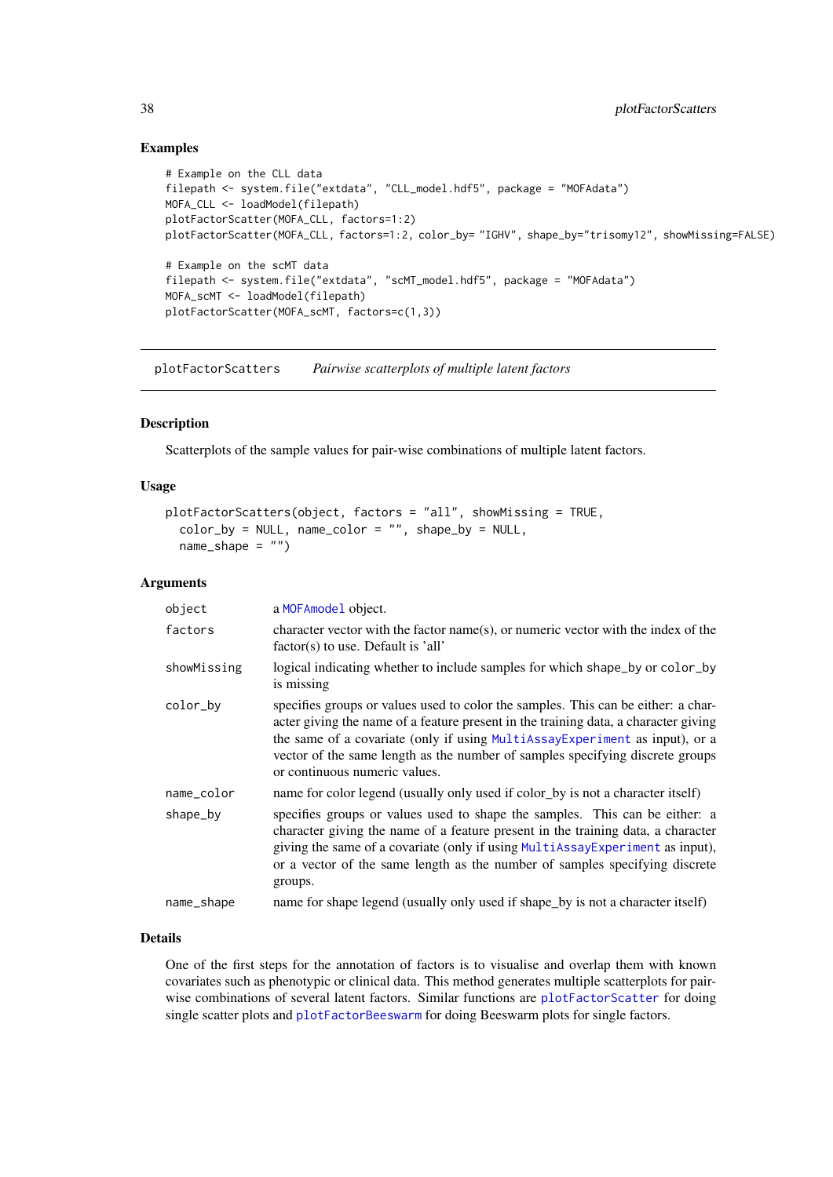## Examples

```
# Example on the CLL data
filepath <- system.file("extdata", "CLL_model.hdf5", package = "MOFAdata")
MOFA_CLL <- loadModel(filepath)
plotFactorScatter(MOFA_CLL, factors=1:2)
plotFactorScatter(MOFA_CLL, factors=1:2, color_by= "IGHV", shape_by="trisomy12", showMissing=FALSE)

# Example on the scMT data
filepath <- system.file("extdata", "scMT_model.hdf5", package = "MOFAdata")
MOFA_scMT <- loadModel(filepath)
plotFactorScatter(MOFA_scMT, factors=c(1,3))
```

---

# plotFactorScatters — *Pairwise scatterplots of multiple latent factors*

## Description

Scatterplots of the sample values for pair-wise combinations of multiple latent factors.

## Usage

```
plotFactorScatters(object, factors = "all", showMissing = TRUE,
  color_by = NULL, name_color = "", shape_by = NULL,
  name_shape = "")
```

## Arguments

| | |
|---|---|
| object | a MOFAmodel object. |
| factors | character vector with the factor name(s), or numeric vector with the index of the factor(s) to use. Default is 'all' |
| showMissing | logical indicating whether to include samples for which shape_by or color_by is missing |
| color_by | specifies groups or values used to color the samples. This can be either: a character giving the name of a feature present in the training data, a character giving the same of a covariate (only if using MultiAssayExperiment as input), or a vector of the same length as the number of samples specifying discrete groups or continuous numeric values. |
| name_color | name for color legend (usually only used if color_by is not a character itself) |
| shape_by | specifies groups or values used to shape the samples. This can be either: a character giving the name of a feature present in the training data, a character giving the same of a covariate (only if using MultiAssayExperiment as input), or a vector of the same length as the number of samples specifying discrete groups. |
| name_shape | name for shape legend (usually only used if shape_by is not a character itself) |

## Details

One of the first steps for the annotation of factors is to visualise and overlap them with known covariates such as phenotypic or clinical data. This method generates multiple scatterplots for pairwise combinations of several latent factors. Similar functions are plotFactorScatter for doing single scatter plots and plotFactorBeeswarm for doing Beeswarm plots for single factors.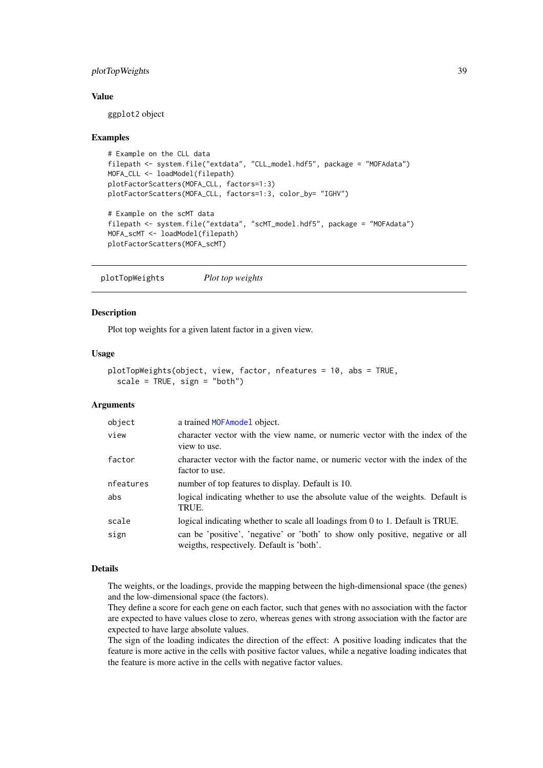### Value

ggplot2 object

### Examples

```
# Example on the CLL data
filepath <- system.file("extdata", "CLL_model.hdf5", package = "MOFAdata")
MOFA_CLL <- loadModel(filepath)
plotFactorScatters(MOFA_CLL, factors=1:3)
plotFactorScatters(MOFA_CLL, factors=1:3, color_by= "IGHV")

# Example on the scMT data
filepath <- system.file("extdata", "scMT_model.hdf5", package = "MOFAdata")
MOFA_scMT <- loadModel(filepath)
plotFactorScatters(MOFA_scMT)
```

---

## plotTopWeights *Plot top weights*

### Description

Plot top weights for a given latent factor in a given view.

### Usage

```
plotTopWeights(object, view, factor, nfeatures = 10, abs = TRUE,
  scale = TRUE, sign = "both")
```

### Arguments

| | |
|---|---|
| object | a trained MOFAmodel object. |
| view | character vector with the view name, or numeric vector with the index of the view to use. |
| factor | character vector with the factor name, or numeric vector with the index of the factor to use. |
| nfeatures | number of top features to display. Default is 10. |
| abs | logical indicating whether to use the absolute value of the weights. Default is TRUE. |
| scale | logical indicating whether to scale all loadings from 0 to 1. Default is TRUE. |
| sign | can be 'positive', 'negative' or 'both' to show only positive, negative or all weigths, respectively. Default is 'both'. |

### Details

The weights, or the loadings, provide the mapping between the high-dimensional space (the genes) and the low-dimensional space (the factors).
They define a score for each gene on each factor, such that genes with no association with the factor are expected to have values close to zero, whereas genes with strong association with the factor are expected to have large absolute values.
The sign of the loading indicates the direction of the effect: A positive loading indicates that the feature is more active in the cells with positive factor values, while a negative loading indicates that the feature is more active in the cells with negative factor values.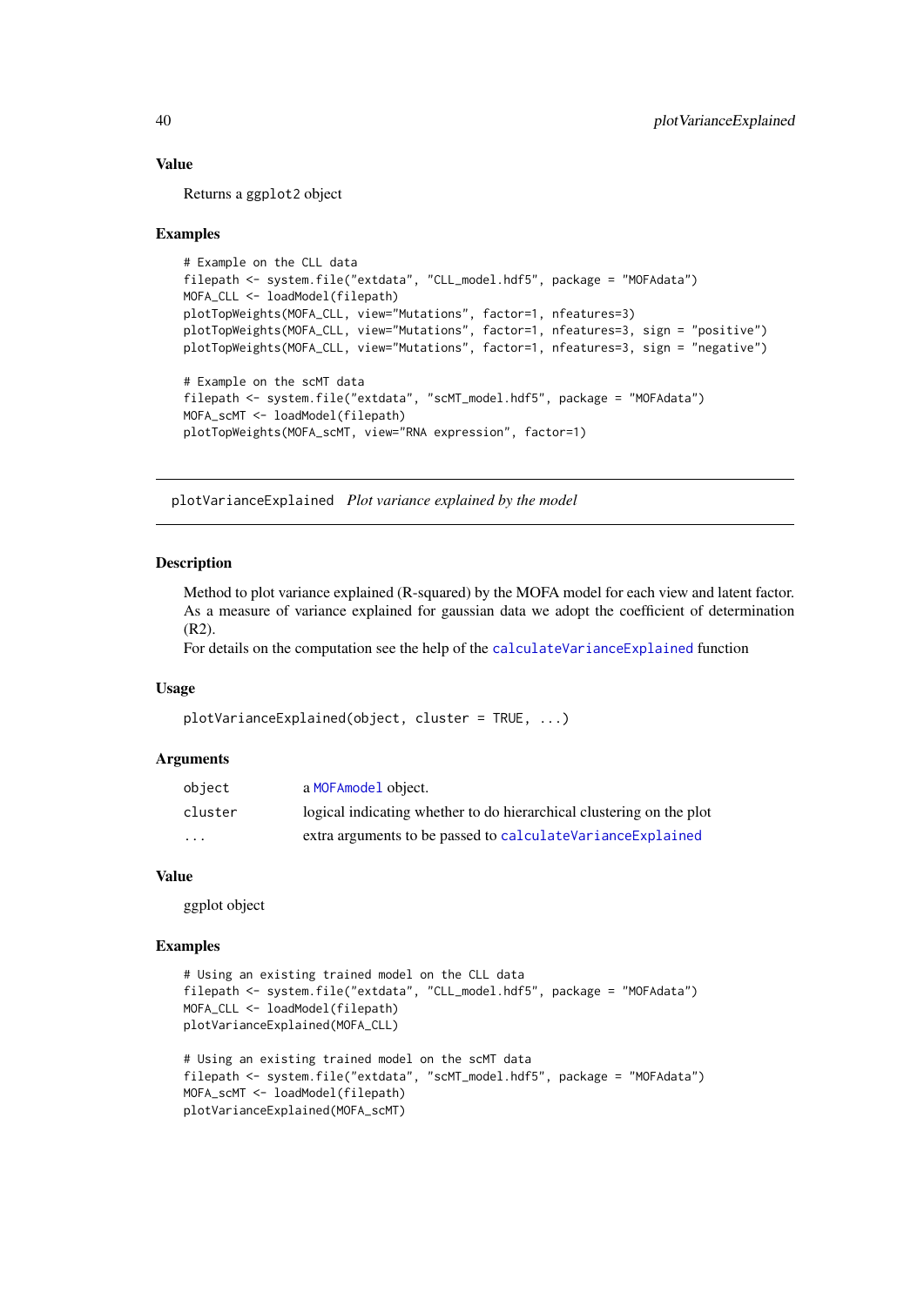### Value

Returns a ggplot2 object

### Examples

```
# Example on the CLL data
filepath <- system.file("extdata", "CLL_model.hdf5", package = "MOFAdata")
MOFA_CLL <- loadModel(filepath)
plotTopWeights(MOFA_CLL, view="Mutations", factor=1, nfeatures=3)
plotTopWeights(MOFA_CLL, view="Mutations", factor=1, nfeatures=3, sign = "positive")
plotTopWeights(MOFA_CLL, view="Mutations", factor=1, nfeatures=3, sign = "negative")

# Example on the scMT data
filepath <- system.file("extdata", "scMT_model.hdf5", package = "MOFAdata")
MOFA_scMT <- loadModel(filepath)
plotTopWeights(MOFA_scMT, view="RNA expression", factor=1)
```

---

## plotVarianceExplained *Plot variance explained by the model*

---

### Description

Method to plot variance explained (R-squared) by the MOFA model for each view and latent factor. As a measure of variance explained for gaussian data we adopt the coefficient of determination (R2).
For details on the computation see the help of the calculateVarianceExplained function

### Usage

```
plotVarianceExplained(object, cluster = TRUE, ...)
```

### Arguments

| | |
|---|---|
| object | a MOFAmodel object. |
| cluster | logical indicating whether to do hierarchical clustering on the plot |
| ... | extra arguments to be passed to calculateVarianceExplained |

### Value

ggplot object

### Examples

```
# Using an existing trained model on the CLL data
filepath <- system.file("extdata", "CLL_model.hdf5", package = "MOFAdata")
MOFA_CLL <- loadModel(filepath)
plotVarianceExplained(MOFA_CLL)

# Using an existing trained model on the scMT data
filepath <- system.file("extdata", "scMT_model.hdf5", package = "MOFAdata")
MOFA_scMT <- loadModel(filepath)
plotVarianceExplained(MOFA_scMT)
```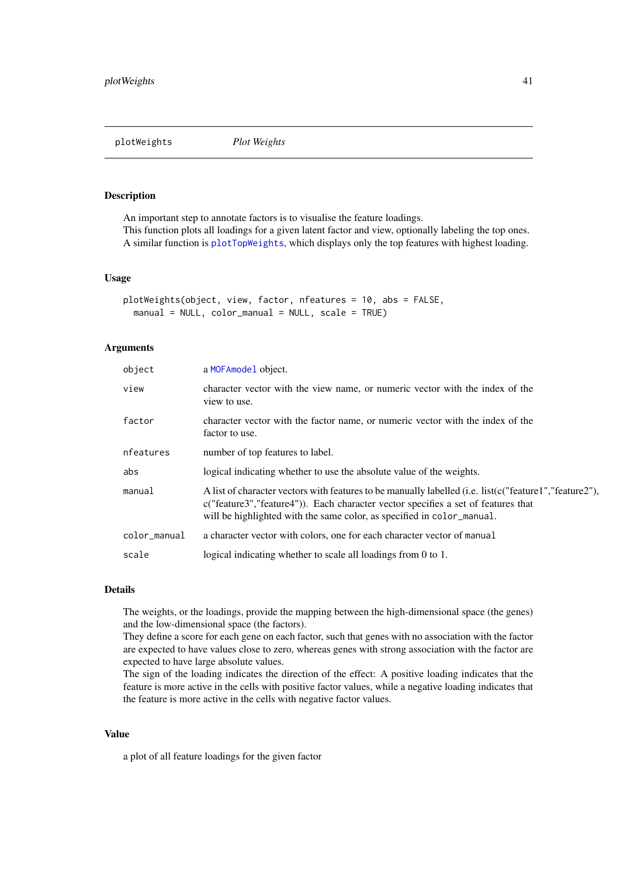## plotWeights *Plot Weights*

### Description

An important step to annotate factors is to visualise the feature loadings.
This function plots all loadings for a given latent factor and view, optionally labeling the top ones.
A similar function is plotTopWeights, which displays only the top features with highest loading.

### Usage

```
plotWeights(object, view, factor, nfeatures = 10, abs = FALSE,
  manual = NULL, color_manual = NULL, scale = TRUE)
```

### Arguments

| | |
|---|---|
| object | a MOFAmodel object. |
| view | character vector with the view name, or numeric vector with the index of the view to use. |
| factor | character vector with the factor name, or numeric vector with the index of the factor to use. |
| nfeatures | number of top features to label. |
| abs | logical indicating whether to use the absolute value of the weights. |
| manual | A list of character vectors with features to be manually labelled (i.e. list(c("feature1","feature2"), c("feature3","feature4")). Each character vector specifies a set of features that will be highlighted with the same color, as specified in color_manual. |
| color_manual | a character vector with colors, one for each character vector of manual |
| scale | logical indicating whether to scale all loadings from 0 to 1. |

### Details

The weights, or the loadings, provide the mapping between the high-dimensional space (the genes) and the low-dimensional space (the factors).
They define a score for each gene on each factor, such that genes with no association with the factor are expected to have values close to zero, whereas genes with strong association with the factor are expected to have large absolute values.
The sign of the loading indicates the direction of the effect: A positive loading indicates that the feature is more active in the cells with positive factor values, while a negative loading indicates that the feature is more active in the cells with negative factor values.

### Value

a plot of all feature loadings for the given factor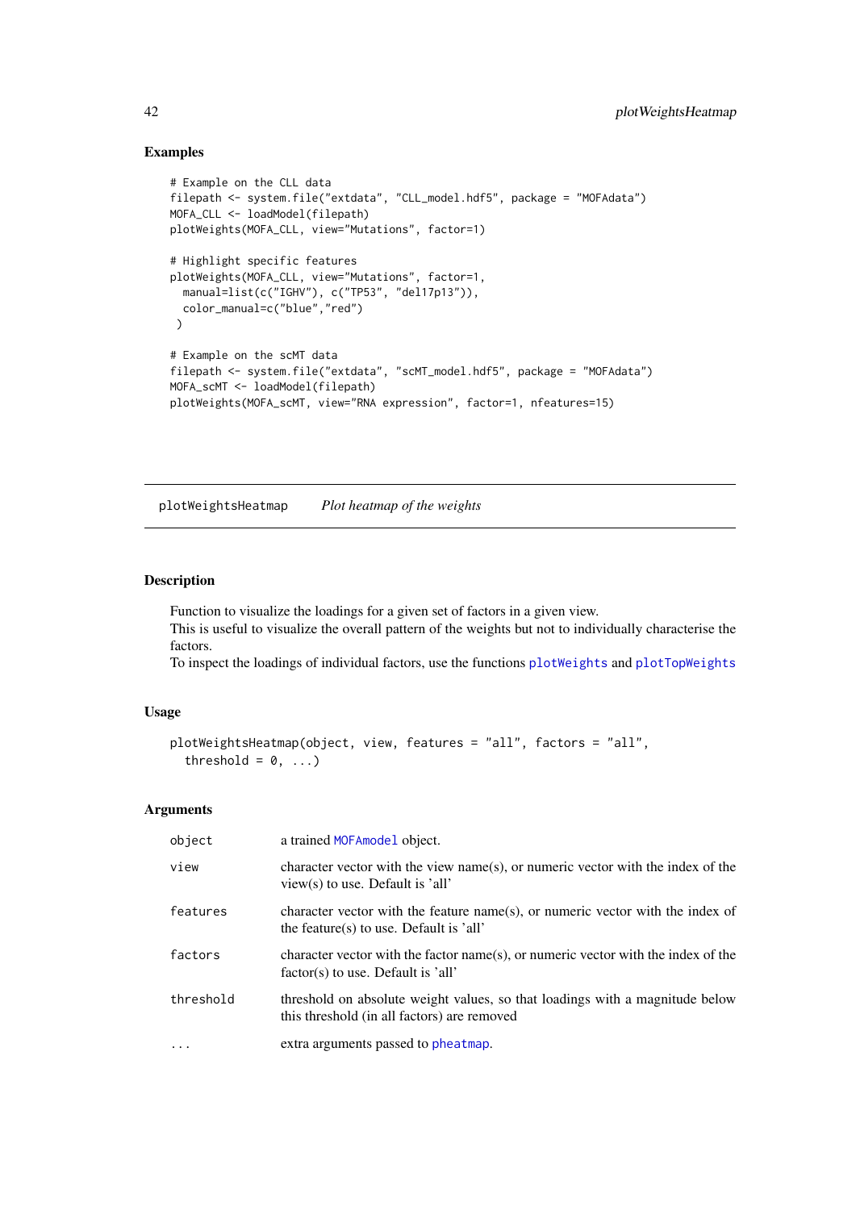### Examples

```
# Example on the CLL data
filepath <- system.file("extdata", "CLL_model.hdf5", package = "MOFAdata")
MOFA_CLL <- loadModel(filepath)
plotWeights(MOFA_CLL, view="Mutations", factor=1)

# Highlight specific features
plotWeights(MOFA_CLL, view="Mutations", factor=1,
  manual=list(c("IGHV"), c("TP53", "del17p13")),
  color_manual=c("blue","red")
 )

# Example on the scMT data
filepath <- system.file("extdata", "scMT_model.hdf5", package = "MOFAdata")
MOFA_scMT <- loadModel(filepath)
plotWeights(MOFA_scMT, view="RNA expression", factor=1, nfeatures=15)
```

---

## plotWeightsHeatmap *Plot heatmap of the weights*

---

### Description

Function to visualize the loadings for a given set of factors in a given view.
This is useful to visualize the overall pattern of the weights but not to individually characterise the factors.
To inspect the loadings of individual factors, use the functions plotWeights and plotTopWeights

### Usage

```
plotWeightsHeatmap(object, view, features = "all", factors = "all",
  threshold = 0, ...)
```

### Arguments

| | |
|---|---|
| object | a trained MOFAmodel object. |
| view | character vector with the view name(s), or numeric vector with the index of the view(s) to use. Default is 'all' |
| features | character vector with the feature name(s), or numeric vector with the index of the feature(s) to use. Default is 'all' |
| factors | character vector with the factor name(s), or numeric vector with the index of the factor(s) to use. Default is 'all' |
| threshold | threshold on absolute weight values, so that loadings with a magnitude below this threshold (in all factors) are removed |
| ... | extra arguments passed to pheatmap. |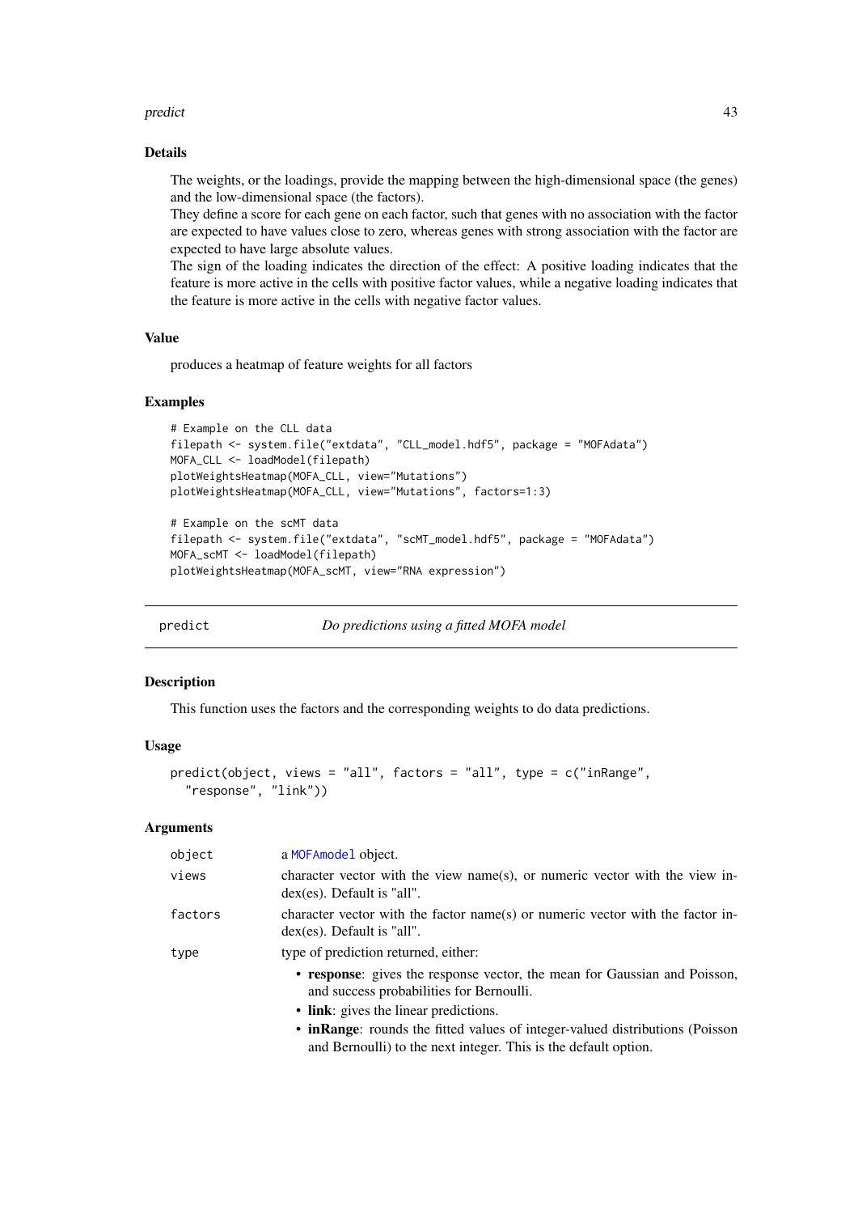### Details

The weights, or the loadings, provide the mapping between the high-dimensional space (the genes) and the low-dimensional space (the factors).
They define a score for each gene on each factor, such that genes with no association with the factor are expected to have values close to zero, whereas genes with strong association with the factor are expected to have large absolute values.
The sign of the loading indicates the direction of the effect: A positive loading indicates that the feature is more active in the cells with positive factor values, while a negative loading indicates that the feature is more active in the cells with negative factor values.

### Value

produces a heatmap of feature weights for all factors

### Examples

```
# Example on the CLL data
filepath <- system.file("extdata", "CLL_model.hdf5", package = "MOFAdata")
MOFA_CLL <- loadModel(filepath)
plotWeightsHeatmap(MOFA_CLL, view="Mutations")
plotWeightsHeatmap(MOFA_CLL, view="Mutations", factors=1:3)

# Example on the scMT data
filepath <- system.file("extdata", "scMT_model.hdf5", package = "MOFAdata")
MOFA_scMT <- loadModel(filepath)
plotWeightsHeatmap(MOFA_scMT, view="RNA expression")
```

---

## predict — *Do predictions using a fitted MOFA model*

---

### Description

This function uses the factors and the corresponding weights to do data predictions.

### Usage

```
predict(object, views = "all", factors = "all", type = c("inRange",
  "response", "link"))
```

### Arguments

| | |
|---|---|
| `object` | a `MOFAmodel` object. |
| `views` | character vector with the view name(s), or numeric vector with the view index(es). Default is "all". |
| `factors` | character vector with the factor name(s) or numeric vector with the factor index(es). Default is "all". |
| `type` | type of prediction returned, either:<br>• **response**: gives the response vector, the mean for Gaussian and Poisson, and success probabilities for Bernoulli.<br>• **link**: gives the linear predictions.<br>• **inRange**: rounds the fitted values of integer-valued distributions (Poisson and Bernoulli) to the next integer. This is the default option. |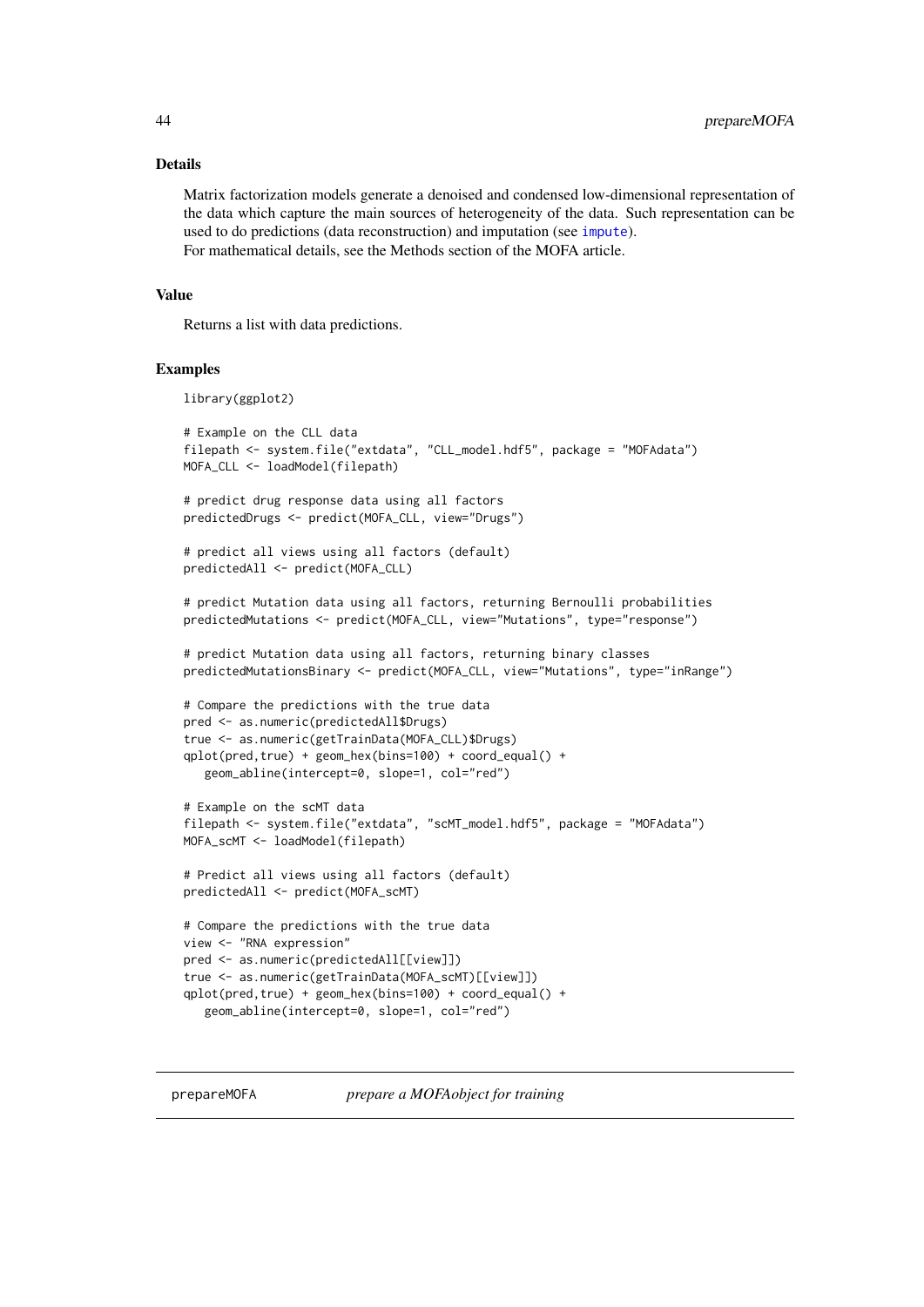## Details

Matrix factorization models generate a denoised and condensed low-dimensional representation of the data which capture the main sources of heterogeneity of the data. Such representation can be used to do predictions (data reconstruction) and imputation (see `impute`).
For mathematical details, see the Methods section of the MOFA article.

## Value

Returns a list with data predictions.

## Examples

```
library(ggplot2)

# Example on the CLL data
filepath <- system.file("extdata", "CLL_model.hdf5", package = "MOFAdata")
MOFA_CLL <- loadModel(filepath)

# predict drug response data using all factors
predictedDrugs <- predict(MOFA_CLL, view="Drugs")

# predict all views using all factors (default)
predictedAll <- predict(MOFA_CLL)

# predict Mutation data using all factors, returning Bernoulli probabilities
predictedMutations <- predict(MOFA_CLL, view="Mutations", type="response")

# predict Mutation data using all factors, returning binary classes
predictedMutationsBinary <- predict(MOFA_CLL, view="Mutations", type="inRange")

# Compare the predictions with the true data
pred <- as.numeric(predictedAll$Drugs)
true <- as.numeric(getTrainData(MOFA_CLL)$Drugs)
qplot(pred,true) + geom_hex(bins=100) + coord_equal() +
   geom_abline(intercept=0, slope=1, col="red")

# Example on the scMT data
filepath <- system.file("extdata", "scMT_model.hdf5", package = "MOFAdata")
MOFA_scMT <- loadModel(filepath)

# Predict all views using all factors (default)
predictedAll <- predict(MOFA_scMT)

# Compare the predictions with the true data
view <- "RNA expression"
pred <- as.numeric(predictedAll[[view]])
true <- as.numeric(getTrainData(MOFA_scMT)[[view]])
qplot(pred,true) + geom_hex(bins=100) + coord_equal() +
   geom_abline(intercept=0, slope=1, col="red")
```

---

`prepareMOFA` *prepare a MOFAobject for training*

---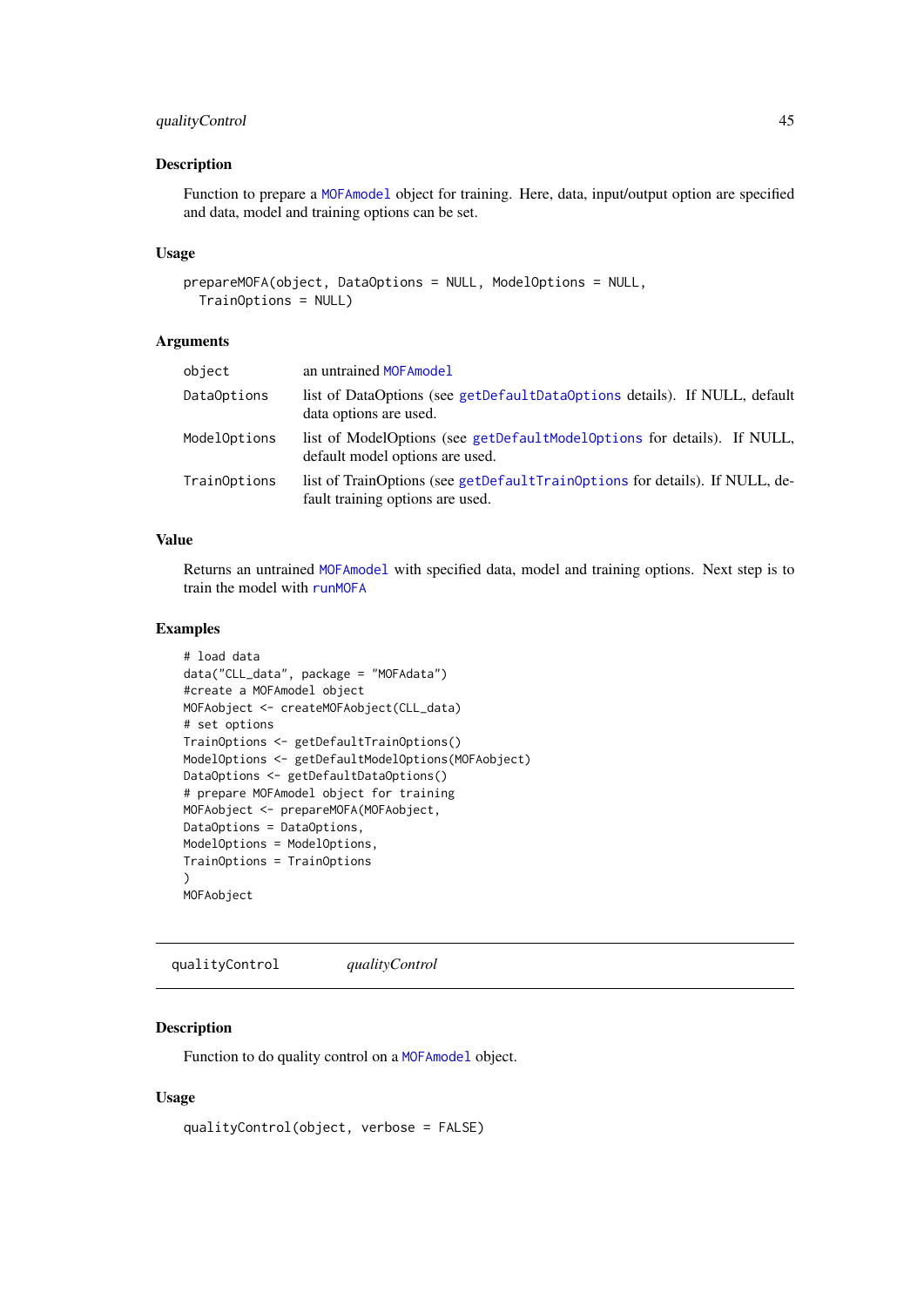### Description

Function to prepare a MOFAmodel object for training. Here, data, input/output option are specified and data, model and training options can be set.

### Usage

```
prepareMOFA(object, DataOptions = NULL, ModelOptions = NULL,
  TrainOptions = NULL)
```

### Arguments

| | |
|---|---|
| object | an untrained MOFAmodel |
| DataOptions | list of DataOptions (see getDefaultDataOptions details). If NULL, default data options are used. |
| ModelOptions | list of ModelOptions (see getDefaultModelOptions for details). If NULL, default model options are used. |
| TrainOptions | list of TrainOptions (see getDefaultTrainOptions for details). If NULL, default training options are used. |

### Value

Returns an untrained MOFAmodel with specified data, model and training options. Next step is to train the model with runMOFA

### Examples

```
# load data
data("CLL_data", package = "MOFAdata")
#create a MOFAmodel object
MOFAobject <- createMOFAobject(CLL_data)
# set options
TrainOptions <- getDefaultTrainOptions()
ModelOptions <- getDefaultModelOptions(MOFAobject)
DataOptions <- getDefaultDataOptions()
# prepare MOFAmodel object for training
MOFAobject <- prepareMOFA(MOFAobject,
DataOptions = DataOptions,
ModelOptions = ModelOptions,
TrainOptions = TrainOptions
)
MOFAobject
```

---

## qualityControl *qualityControl*

---

### Description

Function to do quality control on a MOFAmodel object.

### Usage

```
qualityControl(object, verbose = FALSE)
```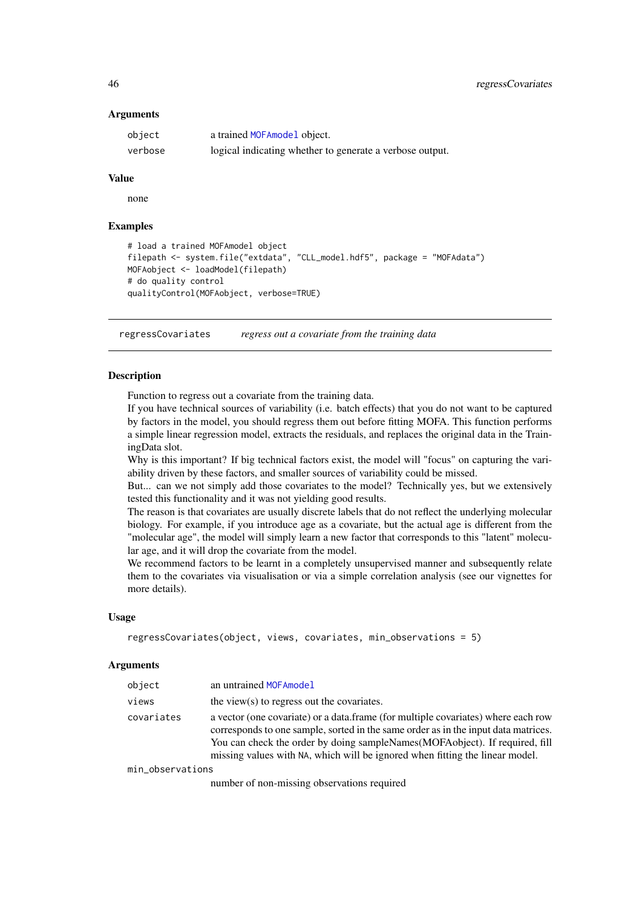### Arguments

| | |
|---|---|
| object | a trained MOFAmodel object. |
| verbose | logical indicating whether to generate a verbose output. |

### Value

none

### Examples

```
# load a trained MOFAmodel object
filepath <- system.file("extdata", "CLL_model.hdf5", package = "MOFAdata")
MOFAobject <- loadModel(filepath)
# do quality control
qualityControl(MOFAobject, verbose=TRUE)
```

---

## regressCovariates    *regress out a covariate from the training data*

---

### Description

Function to regress out a covariate from the training data.
If you have technical sources of variability (i.e. batch effects) that you do not want to be captured by factors in the model, you should regress them out before fitting MOFA. This function performs a simple linear regression model, extracts the residuals, and replaces the original data in the TrainingData slot.
Why is this important? If big technical factors exist, the model will "focus" on capturing the variability driven by these factors, and smaller sources of variability could be missed.
But... can we not simply add those covariates to the model? Technically yes, but we extensively tested this functionality and it was not yielding good results.
The reason is that covariates are usually discrete labels that do not reflect the underlying molecular biology. For example, if you introduce age as a covariate, but the actual age is different from the "molecular age", the model will simply learn a new factor that corresponds to this "latent" molecular age, and it will drop the covariate from the model.
We recommend factors to be learnt in a completely unsupervised manner and subsequently relate them to the covariates via visualisation or via a simple correlation analysis (see our vignettes for more details).

### Usage

```
regressCovariates(object, views, covariates, min_observations = 5)
```

### Arguments

| | |
|---|---|
| object | an untrained MOFAmodel |
| views | the view(s) to regress out the covariates. |
| covariates | a vector (one covariate) or a data.frame (for multiple covariates) where each row corresponds to one sample, sorted in the same order as in the input data matrices. You can check the order by doing sampleNames(MOFAobject). If required, fill missing values with NA, which will be ignored when fitting the linear model. |
| min_observations | number of non-missing observations required |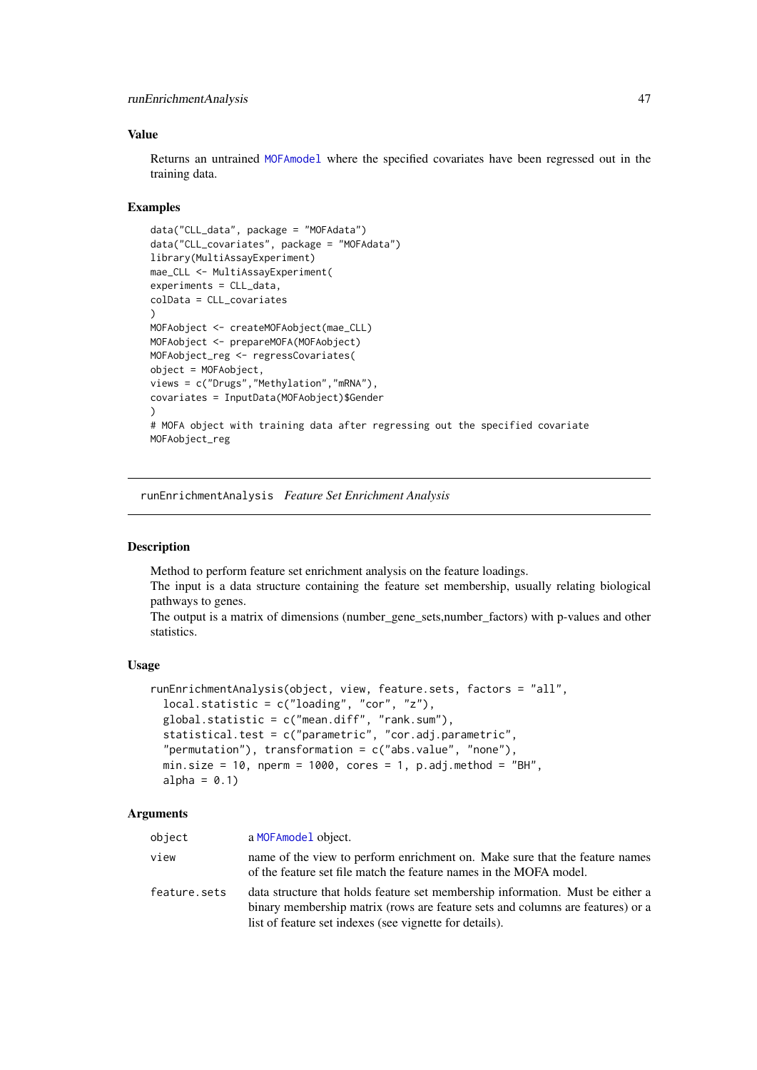### Value

Returns an untrained MOFAmodel where the specified covariates have been regressed out in the training data.

### Examples

```
data("CLL_data", package = "MOFAdata")
data("CLL_covariates", package = "MOFAdata")
library(MultiAssayExperiment)
mae_CLL <- MultiAssayExperiment(
experiments = CLL_data,
colData = CLL_covariates
)
MOFAobject <- createMOFAobject(mae_CLL)
MOFAobject <- prepareMOFA(MOFAobject)
MOFAobject_reg <- regressCovariates(
object = MOFAobject,
views = c("Drugs","Methylation","mRNA"),
covariates = InputData(MOFAobject)$Gender
)
# MOFA object with training data after regressing out the specified covariate
MOFAobject_reg
```

---

## runEnrichmentAnalysis *Feature Set Enrichment Analysis*

---

### Description

Method to perform feature set enrichment analysis on the feature loadings.
The input is a data structure containing the feature set membership, usually relating biological pathways to genes.
The output is a matrix of dimensions (number_gene_sets,number_factors) with p-values and other statistics.

### Usage

```
runEnrichmentAnalysis(object, view, feature.sets, factors = "all",
  local.statistic = c("loading", "cor", "z"),
  global.statistic = c("mean.diff", "rank.sum"),
  statistical.test = c("parametric", "cor.adj.parametric",
  "permutation"), transformation = c("abs.value", "none"),
  min.size = 10, nperm = 1000, cores = 1, p.adj.method = "BH",
  alpha = 0.1)
```

### Arguments

| | |
|---|---|
| object | a MOFAmodel object. |
| view | name of the view to perform enrichment on. Make sure that the feature names of the feature set file match the feature names in the MOFA model. |
| feature.sets | data structure that holds feature set membership information. Must be either a binary membership matrix (rows are feature sets and columns are features) or a list of feature set indexes (see vignette for details). |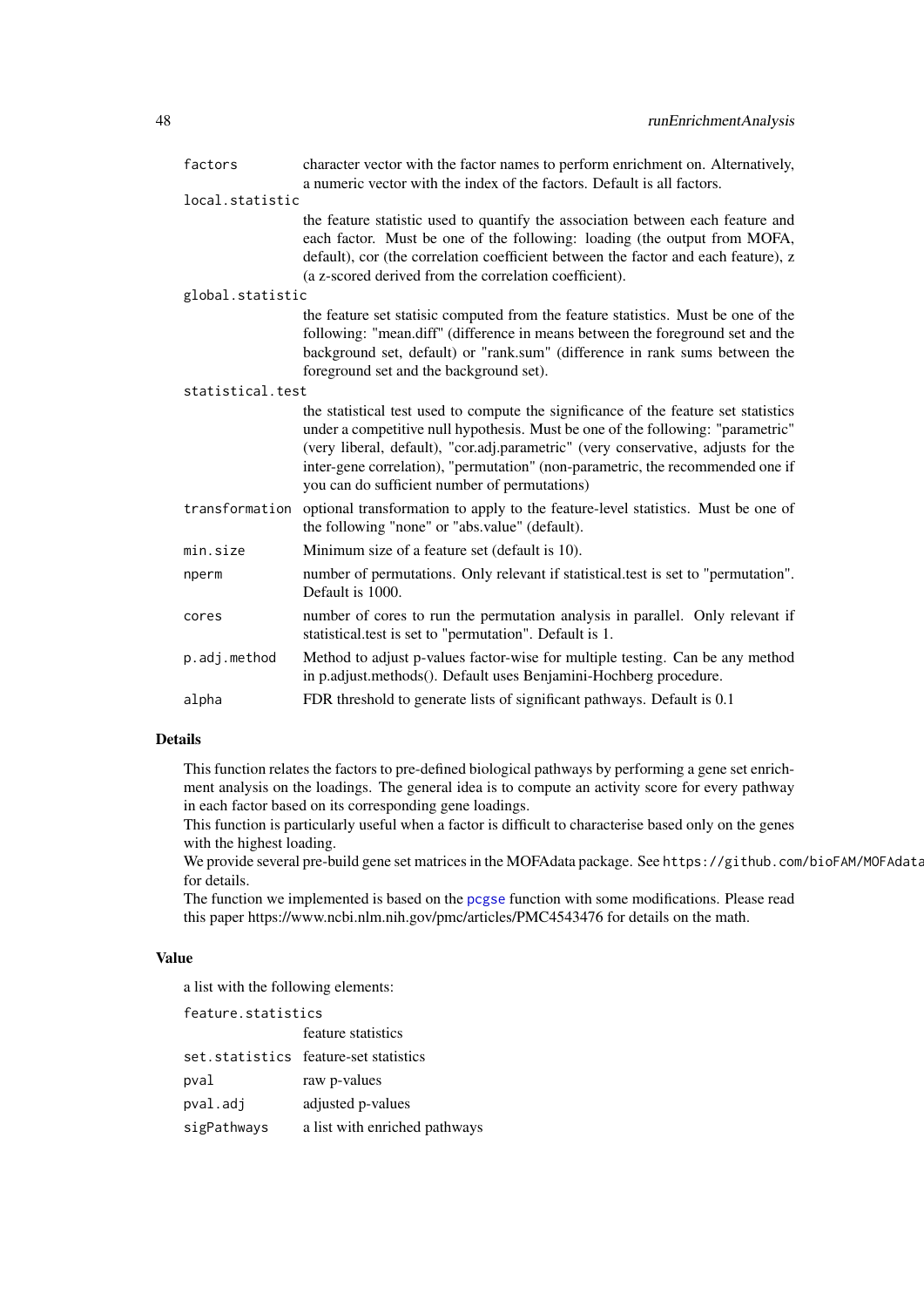| | |
|---|---|
| `factors` | character vector with the factor names to perform enrichment on. Alternatively, a numeric vector with the index of the factors. Default is all factors. |
| `local.statistic` | the feature statistic used to quantify the association between each feature and each factor. Must be one of the following: loading (the output from MOFA, default), cor (the correlation coefficient between the factor and each feature), z (a z-scored derived from the correlation coefficient). |
| `global.statistic` | the feature set statisic computed from the feature statistics. Must be one of the following: "mean.diff" (difference in means between the foreground set and the background set, default) or "rank.sum" (difference in rank sums between the foreground set and the background set). |
| `statistical.test` | the statistical test used to compute the significance of the feature set statistics under a competitive null hypothesis. Must be one of the following: "parametric" (very liberal, default), "cor.adj.parametric" (very conservative, adjusts for the inter-gene correlation), "permutation" (non-parametric, the recommended one if you can do sufficient number of permutations) |
| `transformation` | optional transformation to apply to the feature-level statistics. Must be one of the following "none" or "abs.value" (default). |
| `min.size` | Minimum size of a feature set (default is 10). |
| `nperm` | number of permutations. Only relevant if statistical.test is set to "permutation". Default is 1000. |
| `cores` | number of cores to run the permutation analysis in parallel. Only relevant if statistical.test is set to "permutation". Default is 1. |
| `p.adj.method` | Method to adjust p-values factor-wise for multiple testing. Can be any method in p.adjust.methods(). Default uses Benjamini-Hochberg procedure. |
| `alpha` | FDR threshold to generate lists of significant pathways. Default is 0.1 |

### Details

This function relates the factors to pre-defined biological pathways by performing a gene set enrichment analysis on the loadings. The general idea is to compute an activity score for every pathway in each factor based on its corresponding gene loadings.
This function is particularly useful when a factor is difficult to characterise based only on the genes with the highest loading.
We provide several pre-build gene set matrices in the MOFAdata package. See `https://github.com/bioFAM/MOFAdata` for details.
The function we implemented is based on the `pcgse` function with some modifications. Please read this paper https://www.ncbi.nlm.nih.gov/pmc/articles/PMC4543476 for details on the math.

### Value

a list with the following elements:

| | |
|---|---|
| `feature.statistics` | feature statistics |
| `set.statistics` | feature-set statistics |
| `pval` | raw p-values |
| `pval.adj` | adjusted p-values |
| `sigPathways` | a list with enriched pathways |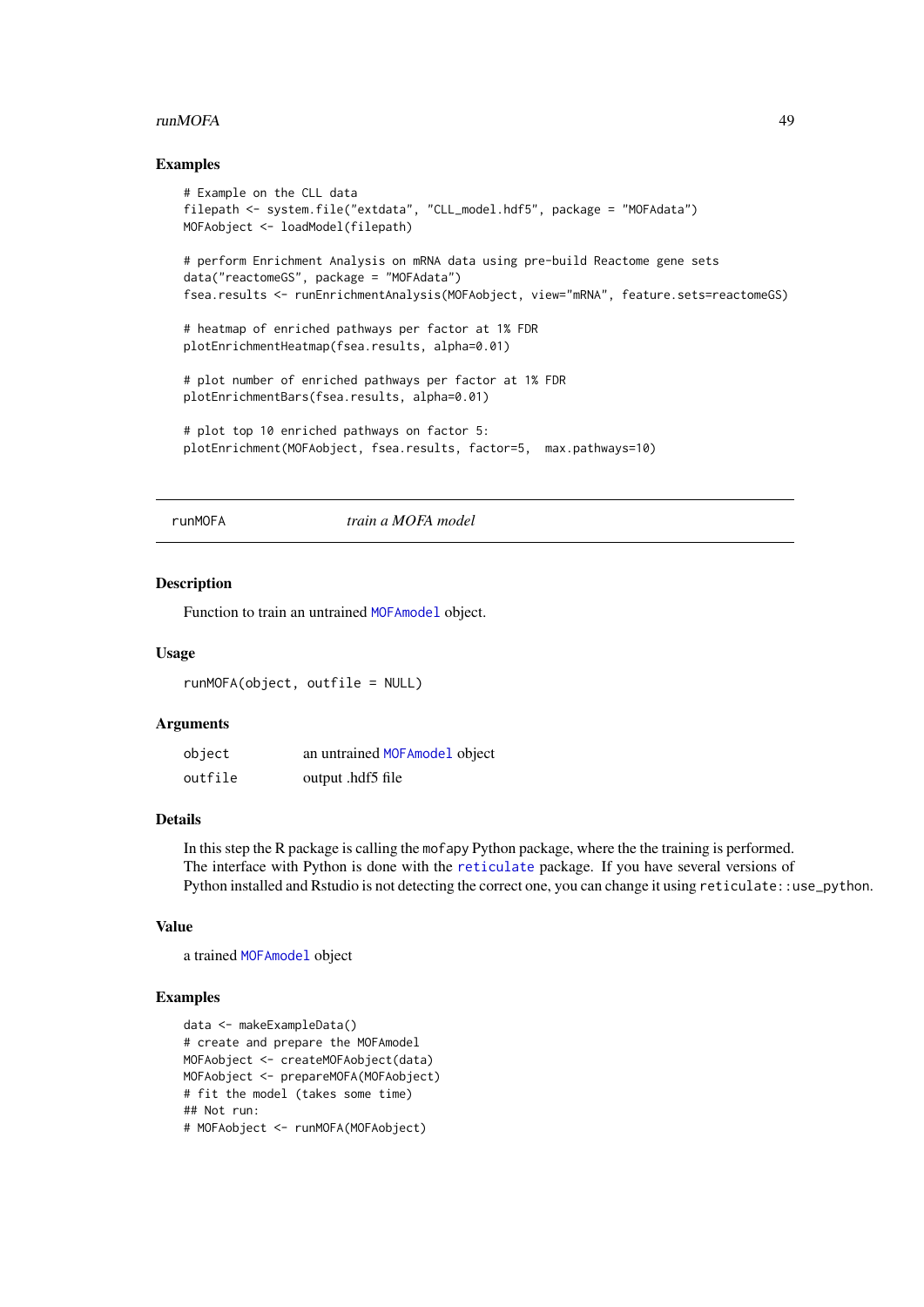### Examples

```
# Example on the CLL data
filepath <- system.file("extdata", "CLL_model.hdf5", package = "MOFAdata")
MOFAobject <- loadModel(filepath)

# perform Enrichment Analysis on mRNA data using pre-build Reactome gene sets
data("reactomeGS", package = "MOFAdata")
fsea.results <- runEnrichmentAnalysis(MOFAobject, view="mRNA", feature.sets=reactomeGS)

# heatmap of enriched pathways per factor at 1% FDR
plotEnrichmentHeatmap(fsea.results, alpha=0.01)

# plot number of enriched pathways per factor at 1% FDR
plotEnrichmentBars(fsea.results, alpha=0.01)

# plot top 10 enriched pathways on factor 5:
plotEnrichment(MOFAobject, fsea.results, factor=5,  max.pathways=10)
```

---

## runMOFA *train a MOFA model*

### Description

Function to train an untrained MOFAmodel object.

### Usage

```
runMOFA(object, outfile = NULL)
```

### Arguments

| | |
|---|---|
| object | an untrained MOFAmodel object |
| outfile | output .hdf5 file |

### Details

In this step the R package is calling the mofapy Python package, where the the training is performed. The interface with Python is done with the reticulate package. If you have several versions of Python installed and Rstudio is not detecting the correct one, you can change it using reticulate::use_python.

### Value

a trained MOFAmodel object

### Examples

```
data <- makeExampleData()
# create and prepare the MOFAmodel
MOFAobject <- createMOFAobject(data)
MOFAobject <- prepareMOFA(MOFAobject)
# fit the model (takes some time)
## Not run:
# MOFAobject <- runMOFA(MOFAobject)
```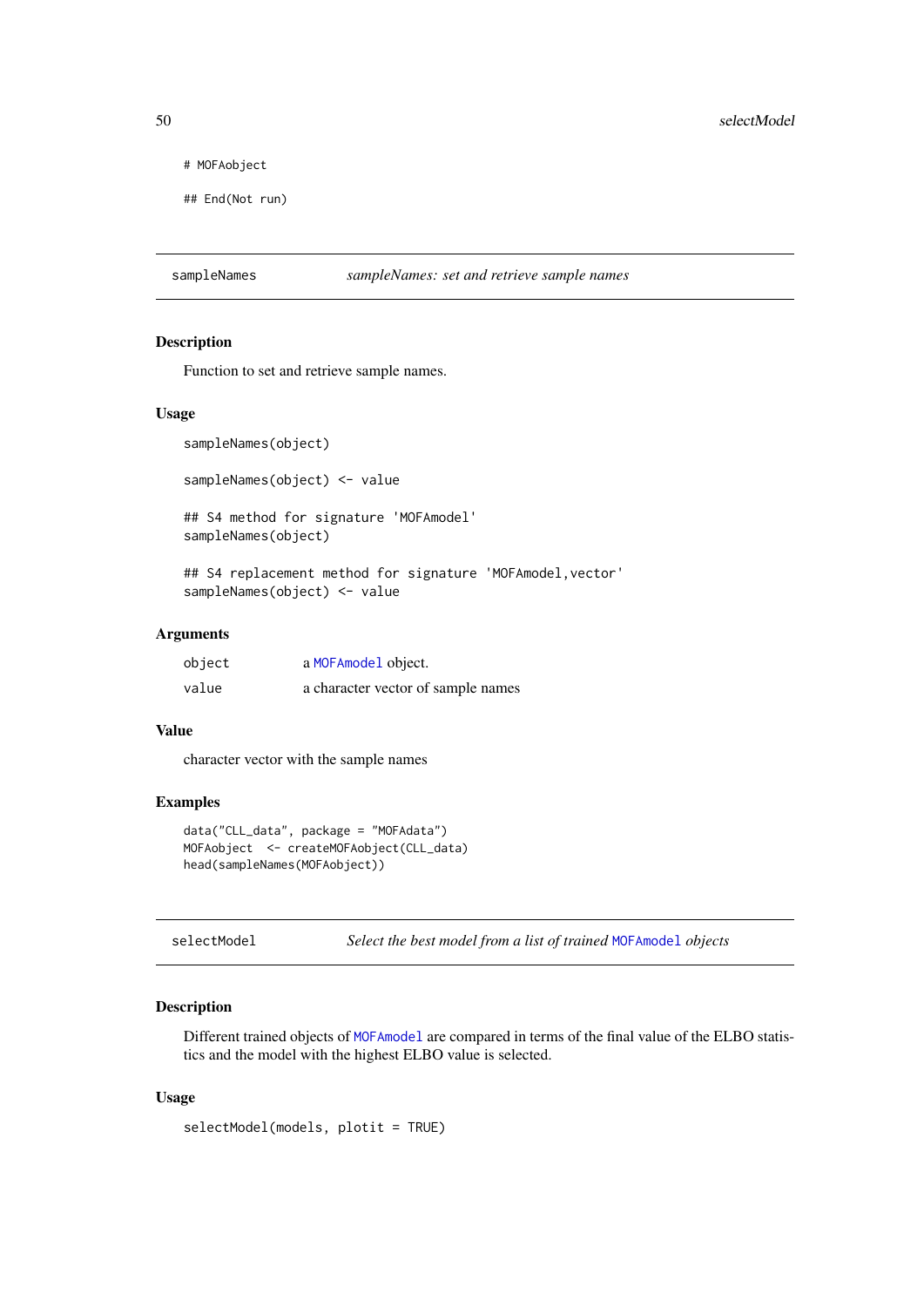```
# MOFAobject

## End(Not run)
```

---

`sampleNames` *sampleNames: set and retrieve sample names*

---

### Description

Function to set and retrieve sample names.

### Usage

```
sampleNames(object)

sampleNames(object) <- value

## S4 method for signature 'MOFAmodel'
sampleNames(object)

## S4 replacement method for signature 'MOFAmodel,vector'
sampleNames(object) <- value
```

### Arguments

| | |
|---|---|
| `object` | a `MOFAmodel` object. |
| `value` | a character vector of sample names |

### Value

character vector with the sample names

### Examples

```
data("CLL_data", package = "MOFAdata")
MOFAobject  <- createMOFAobject(CLL_data)
head(sampleNames(MOFAobject))
```

---

`selectModel` *Select the best model from a list of trained `MOFAmodel` objects*

---

### Description

Different trained objects of `MOFAmodel` are compared in terms of the final value of the ELBO statistics and the model with the highest ELBO value is selected.

### Usage

```
selectModel(models, plotit = TRUE)
```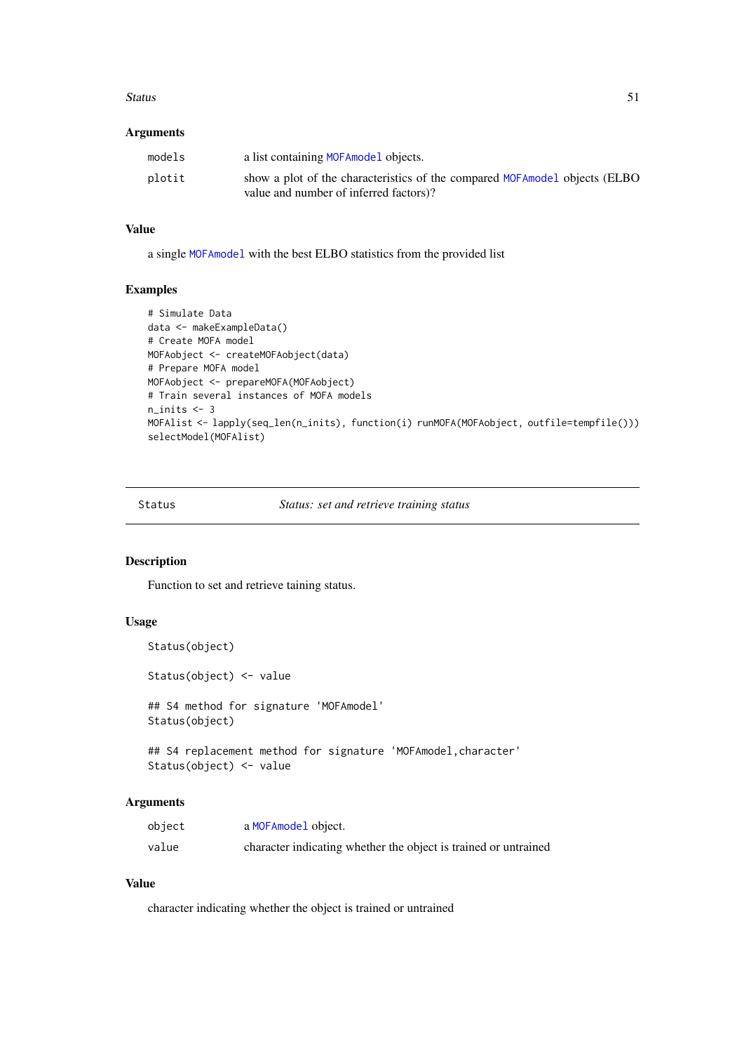### Arguments

| | |
|---|---|
| models | a list containing MOFAmodel objects. |
| plotit | show a plot of the characteristics of the compared MOFAmodel objects (ELBO value and number of inferred factors)? |

### Value

a single MOFAmodel with the best ELBO statistics from the provided list

### Examples

```
# Simulate Data
data <- makeExampleData()
# Create MOFA model
MOFAobject <- createMOFAobject(data)
# Prepare MOFA model
MOFAobject <- prepareMOFA(MOFAobject)
# Train several instances of MOFA models
n_inits <- 3
MOFAlist <- lapply(seq_len(n_inits), function(i) runMOFA(MOFAobject, outfile=tempfile()))
selectModel(MOFAlist)
```

---

## Status — *Status: set and retrieve training status*

### Description

Function to set and retrieve taining status.

### Usage

```
Status(object)

Status(object) <- value

## S4 method for signature 'MOFAmodel'
Status(object)

## S4 replacement method for signature 'MOFAmodel,character'
Status(object) <- value
```

### Arguments

| | |
|---|---|
| object | a MOFAmodel object. |
| value | character indicating whether the object is trained or untrained |

### Value

character indicating whether the object is trained or untrained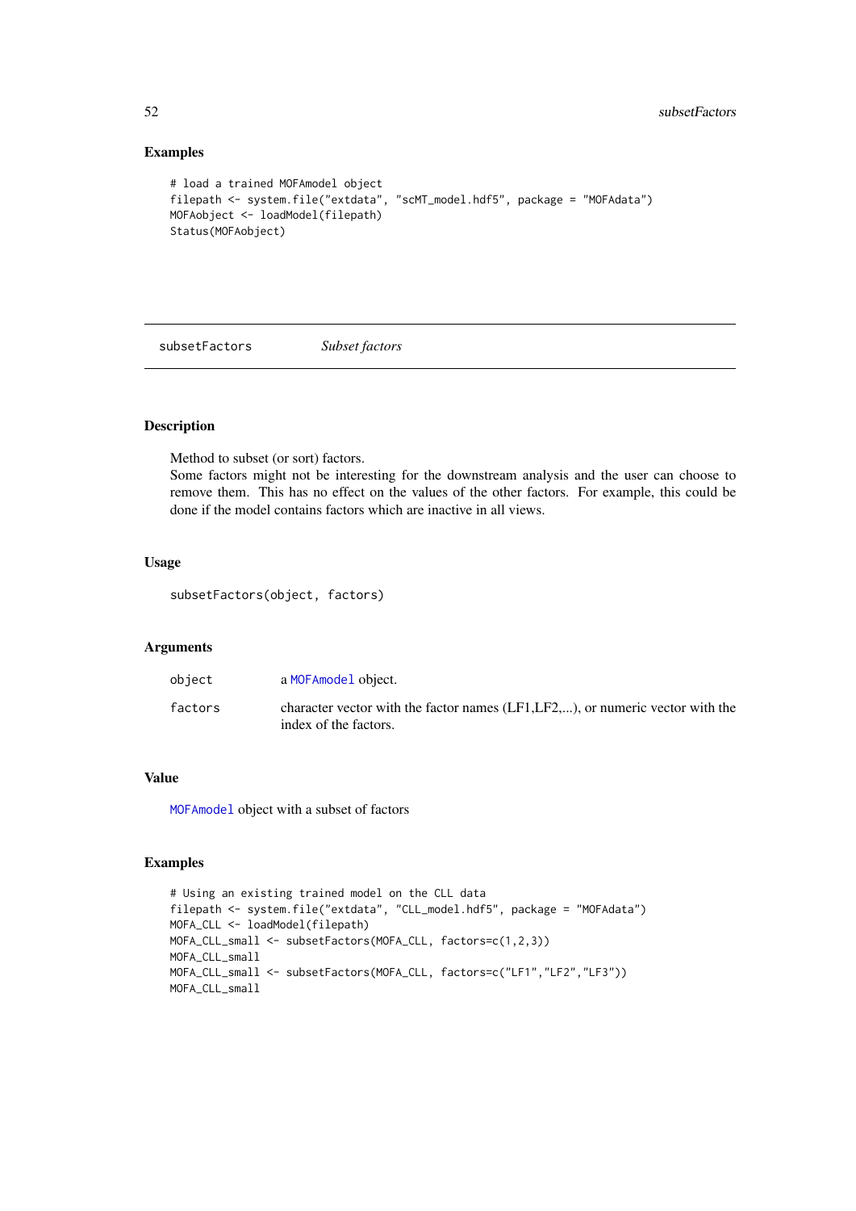### Examples

```
# load a trained MOFAmodel object
filepath <- system.file("extdata", "scMT_model.hdf5", package = "MOFAdata")
MOFAobject <- loadModel(filepath)
Status(MOFAobject)
```

---

## subsetFactors *Subset factors*

---

### Description

Method to subset (or sort) factors.
Some factors might not be interesting for the downstream analysis and the user can choose to remove them. This has no effect on the values of the other factors. For example, this could be done if the model contains factors which are inactive in all views.

### Usage

```
subsetFactors(object, factors)
```

### Arguments

| | |
|---|---|
| `object` | a `MOFAmodel` object. |
| `factors` | character vector with the factor names (LF1,LF2,...), or numeric vector with the index of the factors. |

### Value

`MOFAmodel` object with a subset of factors

### Examples

```
# Using an existing trained model on the CLL data
filepath <- system.file("extdata", "CLL_model.hdf5", package = "MOFAdata")
MOFA_CLL <- loadModel(filepath)
MOFA_CLL_small <- subsetFactors(MOFA_CLL, factors=c(1,2,3))
MOFA_CLL_small
MOFA_CLL_small <- subsetFactors(MOFA_CLL, factors=c("LF1","LF2","LF3"))
MOFA_CLL_small
```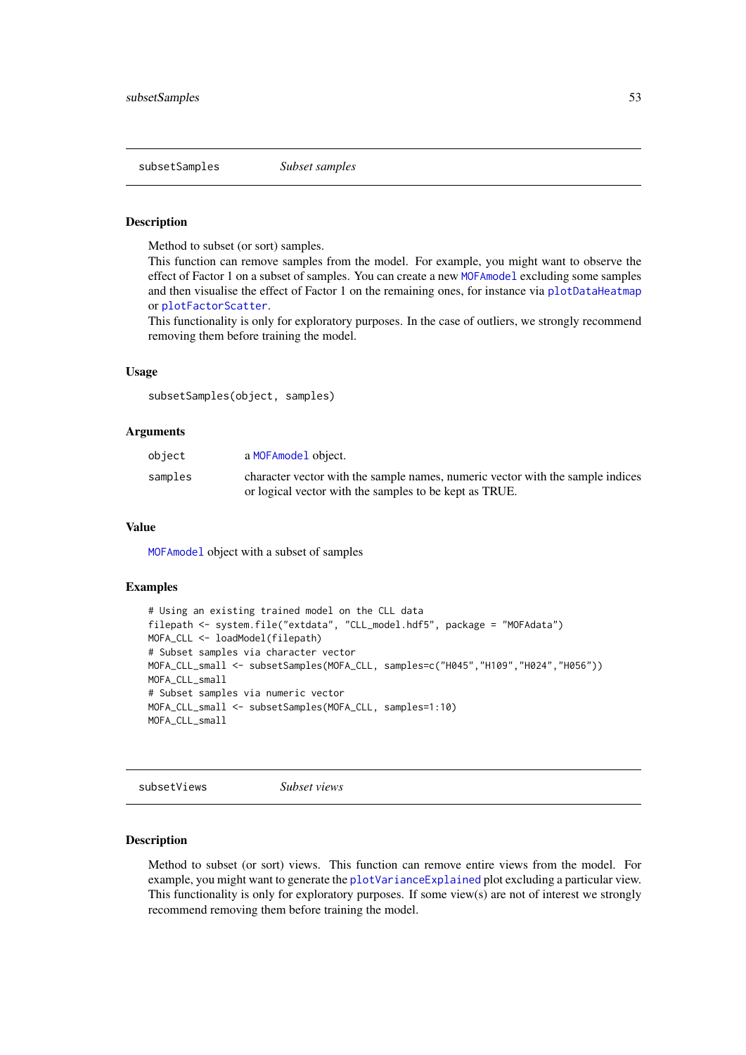## subsetSamples — *Subset samples*

### Description

Method to subset (or sort) samples.
This function can remove samples from the model. For example, you might want to observe the effect of Factor 1 on a subset of samples. You can create a new MOFAmodel excluding some samples and then visualise the effect of Factor 1 on the remaining ones, for instance via plotDataHeatmap or plotFactorScatter.
This functionality is only for exploratory purposes. In the case of outliers, we strongly recommend removing them before training the model.

### Usage

```
subsetSamples(object, samples)
```

### Arguments

| | |
|---|---|
| object | a MOFAmodel object. |
| samples | character vector with the sample names, numeric vector with the sample indices or logical vector with the samples to be kept as TRUE. |

### Value

MOFAmodel object with a subset of samples

### Examples

```
# Using an existing trained model on the CLL data
filepath <- system.file("extdata", "CLL_model.hdf5", package = "MOFAdata")
MOFA_CLL <- loadModel(filepath)
# Subset samples via character vector
MOFA_CLL_small <- subsetSamples(MOFA_CLL, samples=c("H045","H109","H024","H056"))
MOFA_CLL_small
# Subset samples via numeric vector
MOFA_CLL_small <- subsetSamples(MOFA_CLL, samples=1:10)
MOFA_CLL_small
```

## subsetViews — *Subset views*

### Description

Method to subset (or sort) views. This function can remove entire views from the model. For example, you might want to generate the plotVarianceExplained plot excluding a particular view. This functionality is only for exploratory purposes. If some view(s) are not of interest we strongly recommend removing them before training the model.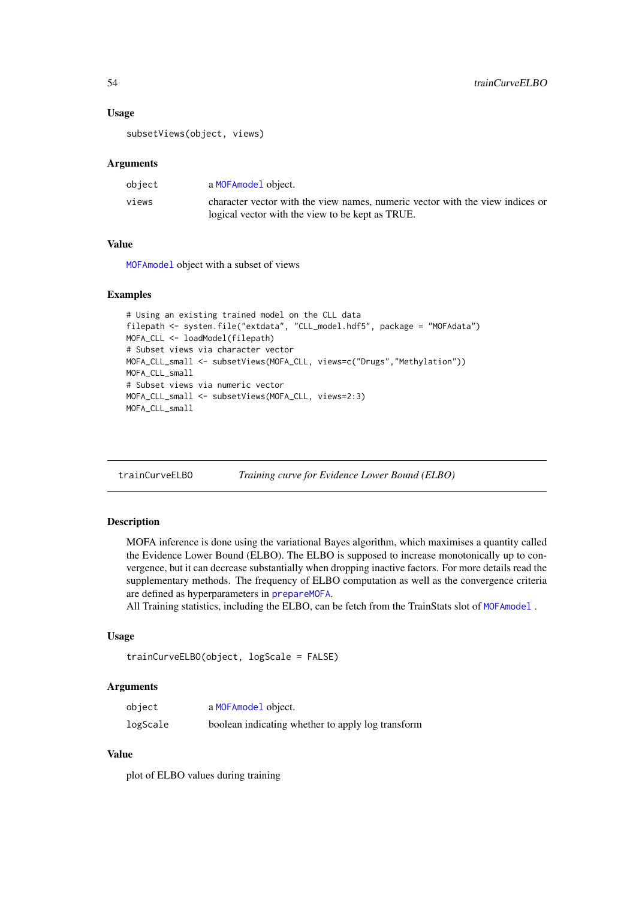### Usage

```
subsetViews(object, views)
```

### Arguments

| | |
|---|---|
| object | a MOFAmodel object. |
| views | character vector with the view names, numeric vector with the view indices or logical vector with the view to be kept as TRUE. |

### Value

MOFAmodel object with a subset of views

### Examples

```
# Using an existing trained model on the CLL data
filepath <- system.file("extdata", "CLL_model.hdf5", package = "MOFAdata")
MOFA_CLL <- loadModel(filepath)
# Subset views via character vector
MOFA_CLL_small <- subsetViews(MOFA_CLL, views=c("Drugs","Methylation"))
MOFA_CLL_small
# Subset views via numeric vector
MOFA_CLL_small <- subsetViews(MOFA_CLL, views=2:3)
MOFA_CLL_small
```

## trainCurveELBO *Training curve for Evidence Lower Bound (ELBO)*

### Description

MOFA inference is done using the variational Bayes algorithm, which maximises a quantity called the Evidence Lower Bound (ELBO). The ELBO is supposed to increase monotonically up to convergence, but it can decrease substantially when dropping inactive factors. For more details read the supplementary methods. The frequency of ELBO computation as well as the convergence criteria are defined as hyperparameters in prepareMOFA.
All Training statistics, including the ELBO, can be fetch from the TrainStats slot of MOFAmodel .

### Usage

```
trainCurveELBO(object, logScale = FALSE)
```

### Arguments

| | |
|---|---|
| object | a MOFAmodel object. |
| logScale | boolean indicating whether to apply log transform |

### Value

plot of ELBO values during training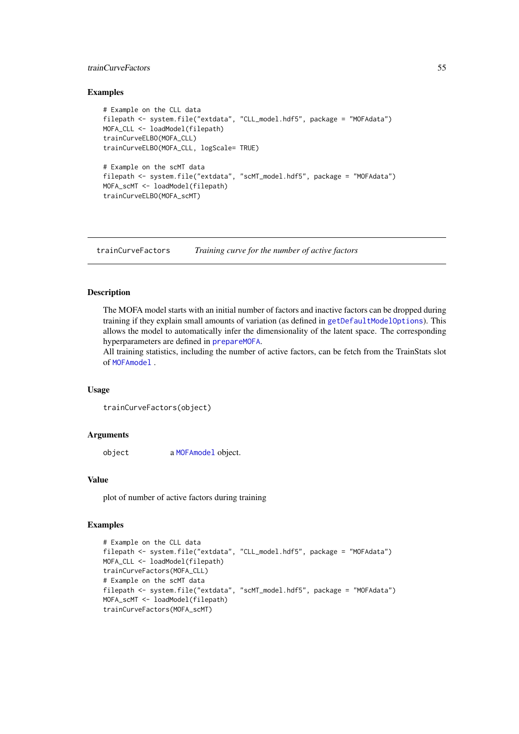### Examples

```
# Example on the CLL data
filepath <- system.file("extdata", "CLL_model.hdf5", package = "MOFAdata")
MOFA_CLL <- loadModel(filepath)
trainCurveELBO(MOFA_CLL)
trainCurveELBO(MOFA_CLL, logScale= TRUE)

# Example on the scMT data
filepath <- system.file("extdata", "scMT_model.hdf5", package = "MOFAdata")
MOFA_scMT <- loadModel(filepath)
trainCurveELBO(MOFA_scMT)
```

---

## trainCurveFactors *Training curve for the number of active factors*

### Description

The MOFA model starts with an initial number of factors and inactive factors can be dropped during training if they explain small amounts of variation (as defined in `getDefaultModelOptions`). This allows the model to automatically infer the dimensionality of the latent space. The corresponding hyperparameters are defined in `prepareMOFA`.
All training statistics, including the number of active factors, can be fetch from the TrainStats slot of `MOFAmodel` .

### Usage

```
trainCurveFactors(object)
```

### Arguments

| | |
|---|---|
| object | a `MOFAmodel` object. |

### Value

plot of number of active factors during training

### Examples

```
# Example on the CLL data
filepath <- system.file("extdata", "CLL_model.hdf5", package = "MOFAdata")
MOFA_CLL <- loadModel(filepath)
trainCurveFactors(MOFA_CLL)
# Example on the scMT data
filepath <- system.file("extdata", "scMT_model.hdf5", package = "MOFAdata")
MOFA_scMT <- loadModel(filepath)
trainCurveFactors(MOFA_scMT)
```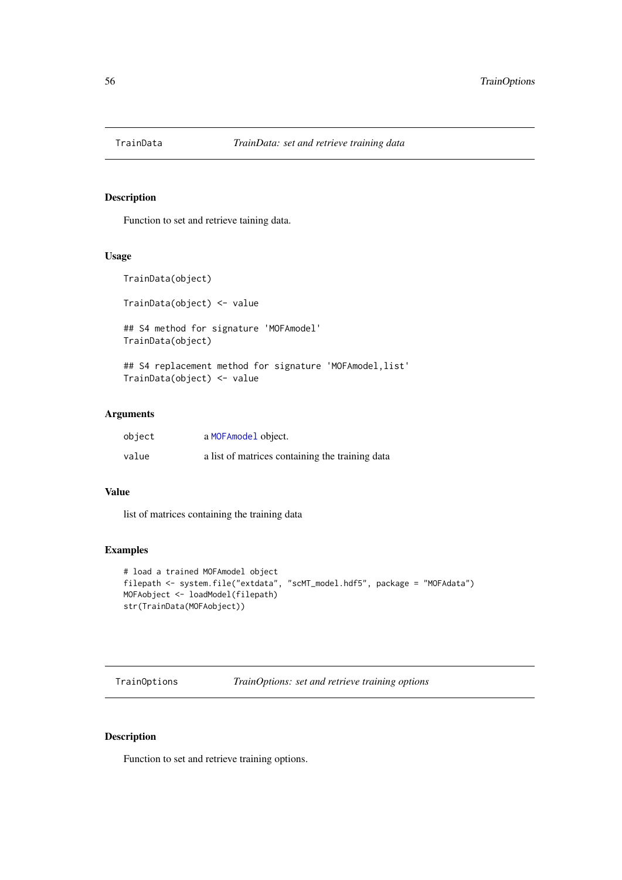## TrainData — *TrainData: set and retrieve training data*

### Description

Function to set and retrieve taining data.

### Usage

```
TrainData(object)

TrainData(object) <- value

## S4 method for signature 'MOFAmodel'
TrainData(object)

## S4 replacement method for signature 'MOFAmodel,list'
TrainData(object) <- value
```

### Arguments

| | |
|---|---|
| object | a MOFAmodel object. |
| value | a list of matrices containing the training data |

### Value

list of matrices containing the training data

### Examples

```
# load a trained MOFAmodel object
filepath <- system.file("extdata", "scMT_model.hdf5", package = "MOFAdata")
MOFAobject <- loadModel(filepath)
str(TrainData(MOFAobject))
```

## TrainOptions — *TrainOptions: set and retrieve training options*

### Description

Function to set and retrieve training options.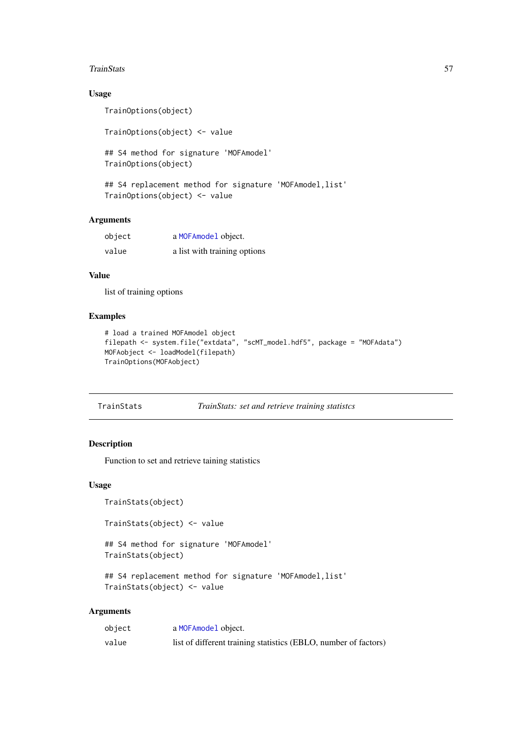### Usage

```
TrainOptions(object)

TrainOptions(object) <- value

## S4 method for signature 'MOFAmodel'
TrainOptions(object)

## S4 replacement method for signature 'MOFAmodel,list'
TrainOptions(object) <- value
```

### Arguments

| | |
|---|---|
| object | a MOFAmodel object. |
| value | a list with training options |

### Value

list of training options

### Examples

```
# load a trained MOFAmodel object
filepath <- system.file("extdata", "scMT_model.hdf5", package = "MOFAdata")
MOFAobject <- loadModel(filepath)
TrainOptions(MOFAobject)
```

---

## TrainStats — *TrainStats: set and retrieve training statistcs*

---

### Description

Function to set and retrieve taining statistics

### Usage

```
TrainStats(object)

TrainStats(object) <- value

## S4 method for signature 'MOFAmodel'
TrainStats(object)

## S4 replacement method for signature 'MOFAmodel,list'
TrainStats(object) <- value
```

### Arguments

| | |
|---|---|
| object | a MOFAmodel object. |
| value | list of different training statistics (EBLO, number of factors) |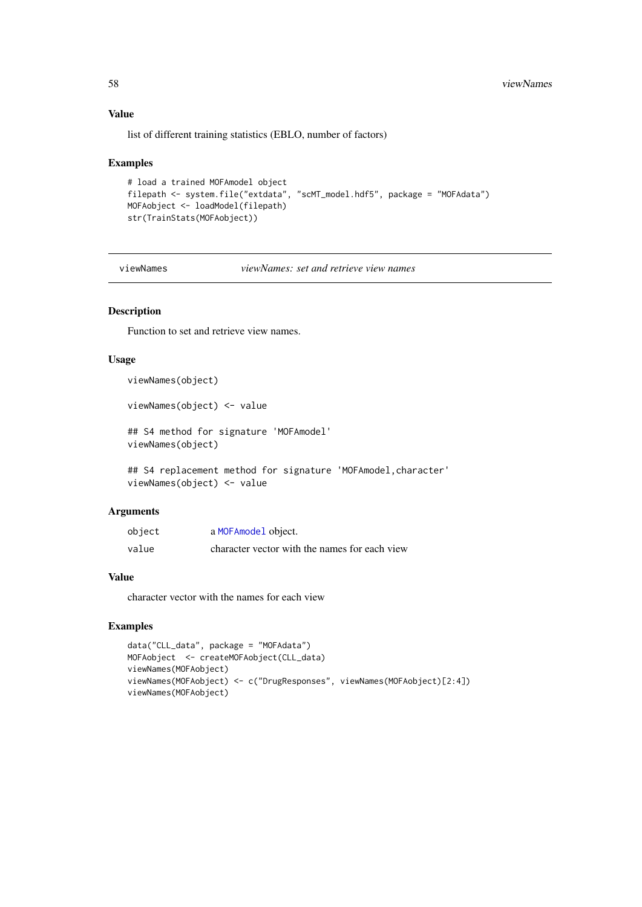### Value

list of different training statistics (EBLO, number of factors)

### Examples

```
# load a trained MOFAmodel object
filepath <- system.file("extdata", "scMT_model.hdf5", package = "MOFAdata")
MOFAobject <- loadModel(filepath)
str(TrainStats(MOFAobject))
```

---

## viewNames — *viewNames: set and retrieve view names*

### Description

Function to set and retrieve view names.

### Usage

```
viewNames(object)

viewNames(object) <- value

## S4 method for signature 'MOFAmodel'
viewNames(object)

## S4 replacement method for signature 'MOFAmodel,character'
viewNames(object) <- value
```

### Arguments

| | |
|---|---|
| `object` | a `MOFAmodel` object. |
| `value` | character vector with the names for each view |

### Value

character vector with the names for each view

### Examples

```
data("CLL_data", package = "MOFAdata")
MOFAobject  <- createMOFAobject(CLL_data)
viewNames(MOFAobject)
viewNames(MOFAobject) <- c("DrugResponses", viewNames(MOFAobject)[2:4])
viewNames(MOFAobject)
```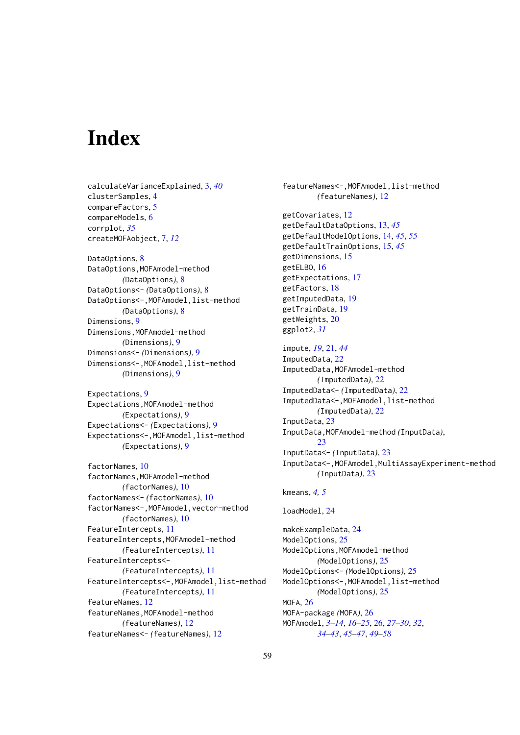# Index

calculateVarianceExplained, 3, *40*
clusterSamples, 4
compareFactors, 5
compareModels, 6
corrplot, *35*
createMOFAobject, 7, *12*

DataOptions, 8
DataOptions,MOFAmodel-method
    *(*DataOptions*)*, 8
DataOptions<- *(*DataOptions*)*, 8
DataOptions<-,MOFAmodel,list-method
    *(*DataOptions*)*, 8
Dimensions, 9
Dimensions,MOFAmodel-method
    *(*Dimensions*)*, 9
Dimensions<- *(*Dimensions*)*, 9
Dimensions<-,MOFAmodel,list-method
    *(*Dimensions*)*, 9

Expectations, 9
Expectations,MOFAmodel-method
    *(*Expectations*)*, 9
Expectations<- *(*Expectations*)*, 9
Expectations<-,MOFAmodel,list-method
    *(*Expectations*)*, 9

factorNames, 10
factorNames,MOFAmodel-method
    *(*factorNames*)*, 10
factorNames<- *(*factorNames*)*, 10
factorNames<-,MOFAmodel,vector-method
    *(*factorNames*)*, 10
FeatureIntercepts, 11
FeatureIntercepts,MOFAmodel-method
    *(*FeatureIntercepts*)*, 11
FeatureIntercepts<-
    *(*FeatureIntercepts*)*, 11
FeatureIntercepts<-,MOFAmodel,list-method
    *(*FeatureIntercepts*)*, 11
featureNames, 12
featureNames,MOFAmodel-method
    *(*featureNames*)*, 12
featureNames<- *(*featureNames*)*, 12
featureNames<-,MOFAmodel,list-method
    *(*featureNames*)*, 12

getCovariates, 12
getDefaultDataOptions, 13, *45*
getDefaultModelOptions, 14, *45*, *55*
getDefaultTrainOptions, 15, *45*
getDimensions, 15
getELBO, 16
getExpectations, 17
getFactors, 18
getImputedData, 19
getTrainData, 19
getWeights, 20
ggplot2, *31*

impute, *19*, 21, *44*
ImputedData, 22
ImputedData,MOFAmodel-method
    *(*ImputedData*)*, 22
ImputedData<- *(*ImputedData*)*, 22
ImputedData<-,MOFAmodel,list-method
    *(*ImputedData*)*, 22
InputData, 23
InputData,MOFAmodel-method *(*InputData*)*,
    23
InputData<- *(*InputData*)*, 23
InputData<-,MOFAmodel,MultiAssayExperiment-method
    *(*InputData*)*, 23

kmeans, *4*, *5*

loadModel, 24

makeExampleData, 24
ModelOptions, 25
ModelOptions,MOFAmodel-method
    *(*ModelOptions*)*, 25
ModelOptions<- *(*ModelOptions*)*, 25
ModelOptions<-,MOFAmodel,list-method
    *(*ModelOptions*)*, 25
MOFA, 26
MOFA-package *(*MOFA*)*, 26
MOFAmodel, *3–14*, *16–25*, 26, *27–30*, *32*,
    *34–43*, *45–47*, *49–58*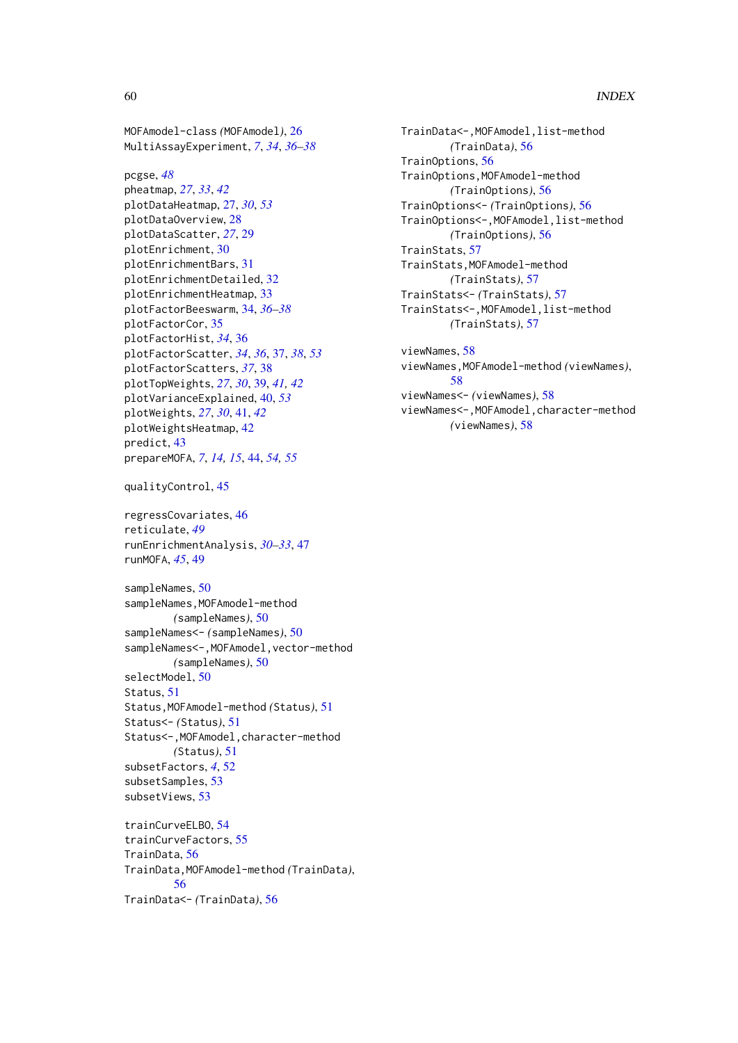MOFAmodel-class (MOFAmodel), 26
MultiAssayExperiment, *7*, *34*, *36–38*

pcgse, *48*
pheatmap, *27*, *33*, *42*
plotDataHeatmap, 27, *30*, *53*
plotDataOverview, 28
plotDataScatter, *27*, 29
plotEnrichment, 30
plotEnrichmentBars, 31
plotEnrichmentDetailed, 32
plotEnrichmentHeatmap, 33
plotFactorBeeswarm, 34, *36–38*
plotFactorCor, 35
plotFactorHist, *34*, 36
plotFactorScatter, *34*, *36*, 37, *38*, *53*
plotFactorScatters, *37*, 38
plotTopWeights, *27*, *30*, 39, *41*, *42*
plotVarianceExplained, 40, *53*
plotWeights, *27*, *30*, 41, *42*
plotWeightsHeatmap, 42
predict, 43
prepareMOFA, *7*, *14*, *15*, 44, *54*, *55*

qualityControl, 45

regressCovariates, 46
reticulate, *49*
runEnrichmentAnalysis, *30–33*, 47
runMOFA, *45*, 49

sampleNames, 50
sampleNames,MOFAmodel-method (sampleNames), 50
sampleNames<- (sampleNames), 50
sampleNames<-,MOFAmodel,vector-method (sampleNames), 50
selectModel, 50
Status, 51
Status,MOFAmodel-method (Status), 51
Status<- (Status), 51
Status<-,MOFAmodel,character-method (Status), 51
subsetFactors, *4*, 52
subsetSamples, 53
subsetViews, 53

trainCurveELBO, 54
trainCurveFactors, 55
TrainData, 56
TrainData,MOFAmodel-method (TrainData), 56
TrainData<- (TrainData), 56
TrainData<-,MOFAmodel,list-method (TrainData), 56
TrainOptions, 56
TrainOptions,MOFAmodel-method (TrainOptions), 56
TrainOptions<- (TrainOptions), 56
TrainOptions<-,MOFAmodel,list-method (TrainOptions), 56
TrainStats, 57
TrainStats,MOFAmodel-method (TrainStats), 57
TrainStats<- (TrainStats), 57
TrainStats<-,MOFAmodel,list-method (TrainStats), 57

viewNames, 58
viewNames,MOFAmodel-method (viewNames), 58
viewNames<- (viewNames), 58
viewNames<-,MOFAmodel,character-method (viewNames), 58